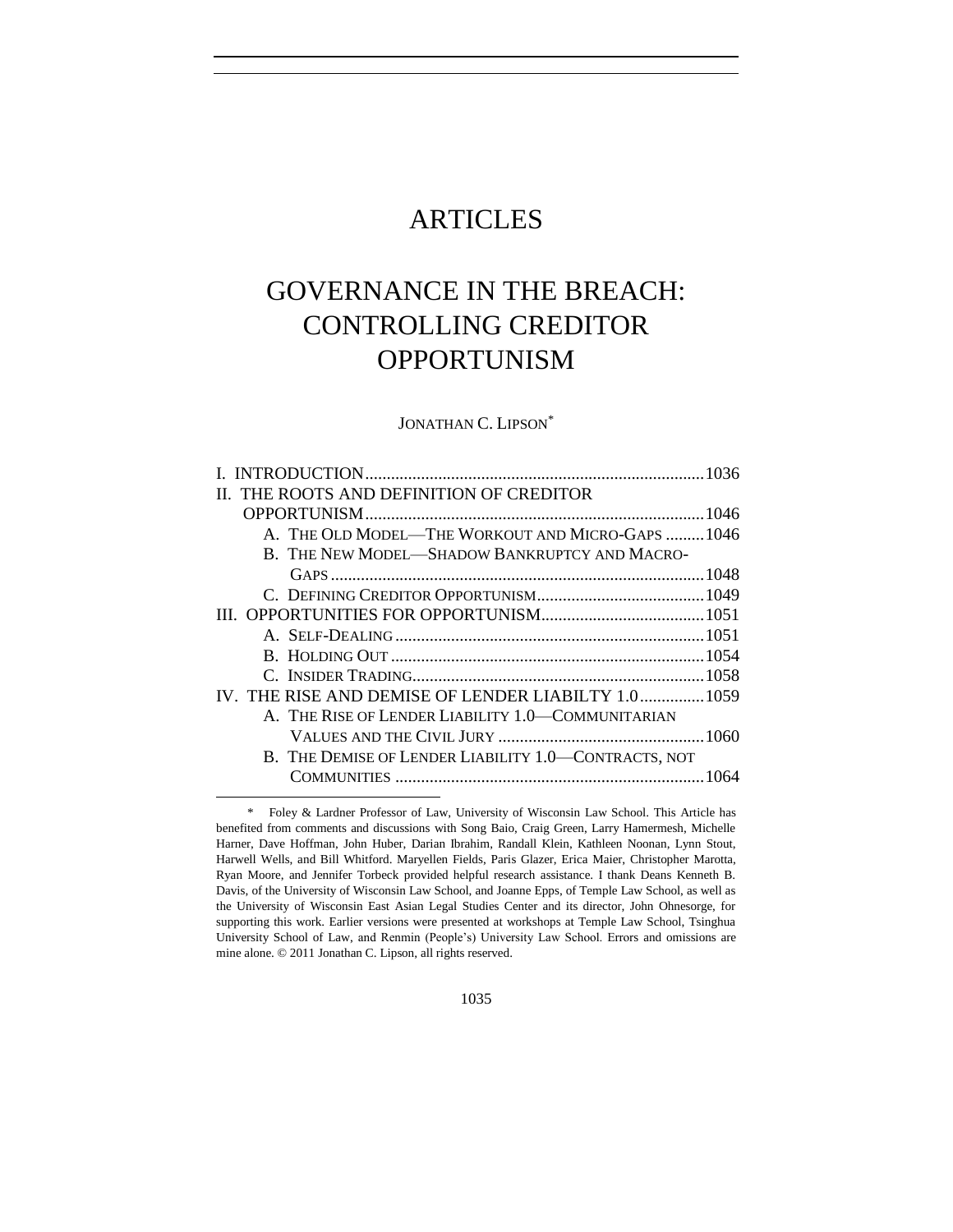# ARTICLES

# GOVERNANCE IN THE BREACH: CONTROLLING CREDITOR OPPORTUNISM

JONATHAN C. LIPSON*

I. INTRODUCTION ........................................................................ 1036
II. THE ROOTS AND DEFINITION OF CREDITOR OPPORTUNISM ........................................................................ 1046
   A. THE OLD MODEL—THE WORKOUT AND MICRO-GAPS ......... 1046
   B. THE NEW MODEL—SHADOW BANKRUPTCY AND MACRO-GAPS ........................................................................ 1048
   C. DEFINING CREDITOR OPPORTUNISM ................................ 1049
III. OPPORTUNITIES FOR OPPORTUNISM ................................ 1051
   A. SELF-DEALING ........................................................................ 1051
   B. HOLDING OUT ........................................................................ 1054
   C. INSIDER TRADING ................................................................. 1058
IV. THE RISE AND DEMISE OF LENDER LIABILTY 1.0 .............. 1059
   A. THE RISE OF LENDER LIABILITY 1.0—COMMUNITARIAN VALUES AND THE CIVIL JURY ................................................ 1060
   B. THE DEMISE OF LENDER LIABILITY 1.0—CONTRACTS, NOT COMMUNITIES ........................................................................ 1064

---

\* Foley & Lardner Professor of Law, University of Wisconsin Law School. This Article has benefited from comments and discussions with Song Baio, Craig Green, Larry Hamermesh, Michelle Harner, Dave Hoffman, John Huber, Darian Ibrahim, Randall Klein, Kathleen Noonan, Lynn Stout, Harwell Wells, and Bill Whitford. Maryellen Fields, Paris Glazer, Erica Maier, Christopher Marotta, Ryan Moore, and Jennifer Torbeck provided helpful research assistance. I thank Deans Kenneth B. Davis, of the University of Wisconsin Law School, and Joanne Epps, of Temple Law School, as well as the University of Wisconsin East Asian Legal Studies Center and its director, John Ohnesorge, for supporting this work. Earlier versions were presented at workshops at Temple Law School, Tsinghua University School of Law, and Renmin (People's) University Law School. Errors and omissions are mine alone. © 2011 Jonathan C. Lipson, all rights reserved.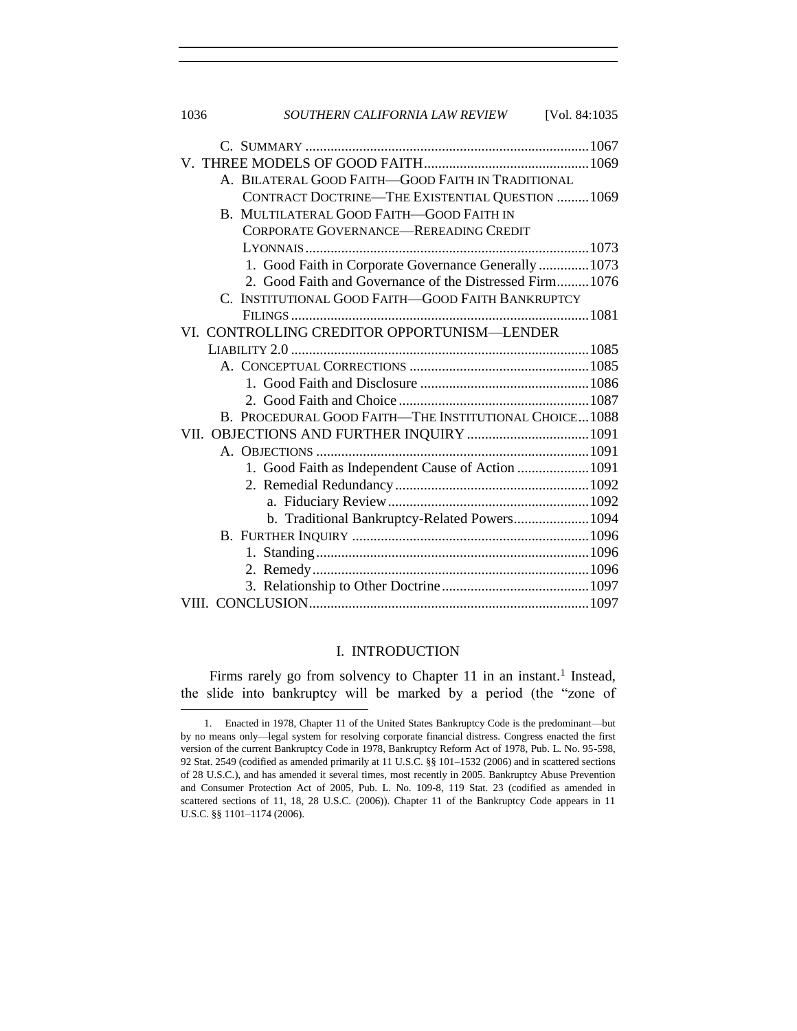C. SUMMARY ....................................................................................1067

V. THREE MODELS OF GOOD FAITH.............................................1069

A. BILATERAL GOOD FAITH—GOOD FAITH IN TRADITIONAL CONTRACT DOCTRINE—THE EXISTENTIAL QUESTION .........1069

B. MULTILATERAL GOOD FAITH—GOOD FAITH IN CORPORATE GOVERNANCE—REREADING CREDIT LYONNAIS..............................................................................1073

1. Good Faith in Corporate Governance Generally .............1073

2. Good Faith and Governance of the Distressed Firm.........1076

C. INSTITUTIONAL GOOD FAITH—GOOD FAITH BANKRUPTCY FILINGS ..................................................................................1081

VI. CONTROLLING CREDITOR OPPORTUNISM—LENDER LIABILITY 2.0 ..................................................................................1085

A. CONCEPTUAL CORRECTIONS .................................................1085

1. Good Faith and Disclosure ...............................................1086

2. Good Faith and Choice .....................................................1087

B. PROCEDURAL GOOD FAITH—THE INSTITUTIONAL CHOICE...1088

VII. OBJECTIONS AND FURTHER INQUIRY ..................................1091

A. OBJECTIONS ...........................................................................1091

1. Good Faith as Independent Cause of Action ....................1091

2. Remedial Redundancy......................................................1092

a. Fiduciary Review........................................................1092

b. Traditional Bankruptcy-Related Powers.....................1094

B. FURTHER INQUIRY ..................................................................1096

1. Standing...........................................................................1096

2. Remedy............................................................................1096

3. Relationship to Other Doctrine.........................................1097

VIII. CONCLUSION.............................................................................1097

# I. INTRODUCTION

Firms rarely go from solvency to Chapter 11 in an instant.[1] Instead, the slide into bankruptcy will be marked by a period (the "zone of

---

1. Enacted in 1978, Chapter 11 of the United States Bankruptcy Code is the predominant—but by no means only—legal system for resolving corporate financial distress. Congress enacted the first version of the current Bankruptcy Code in 1978, Bankruptcy Reform Act of 1978, Pub. L. No. 95-598, 92 Stat. 2549 (codified as amended primarily at 11 U.S.C. §§ 101–1532 (2006) and in scattered sections of 28 U.S.C.), and has amended it several times, most recently in 2005. Bankruptcy Abuse Prevention and Consumer Protection Act of 2005, Pub. L. No. 109-8, 119 Stat. 23 (codified as amended in scattered sections of 11, 18, 28 U.S.C. (2006)). Chapter 11 of the Bankruptcy Code appears in 11 U.S.C. §§ 1101–1174 (2006).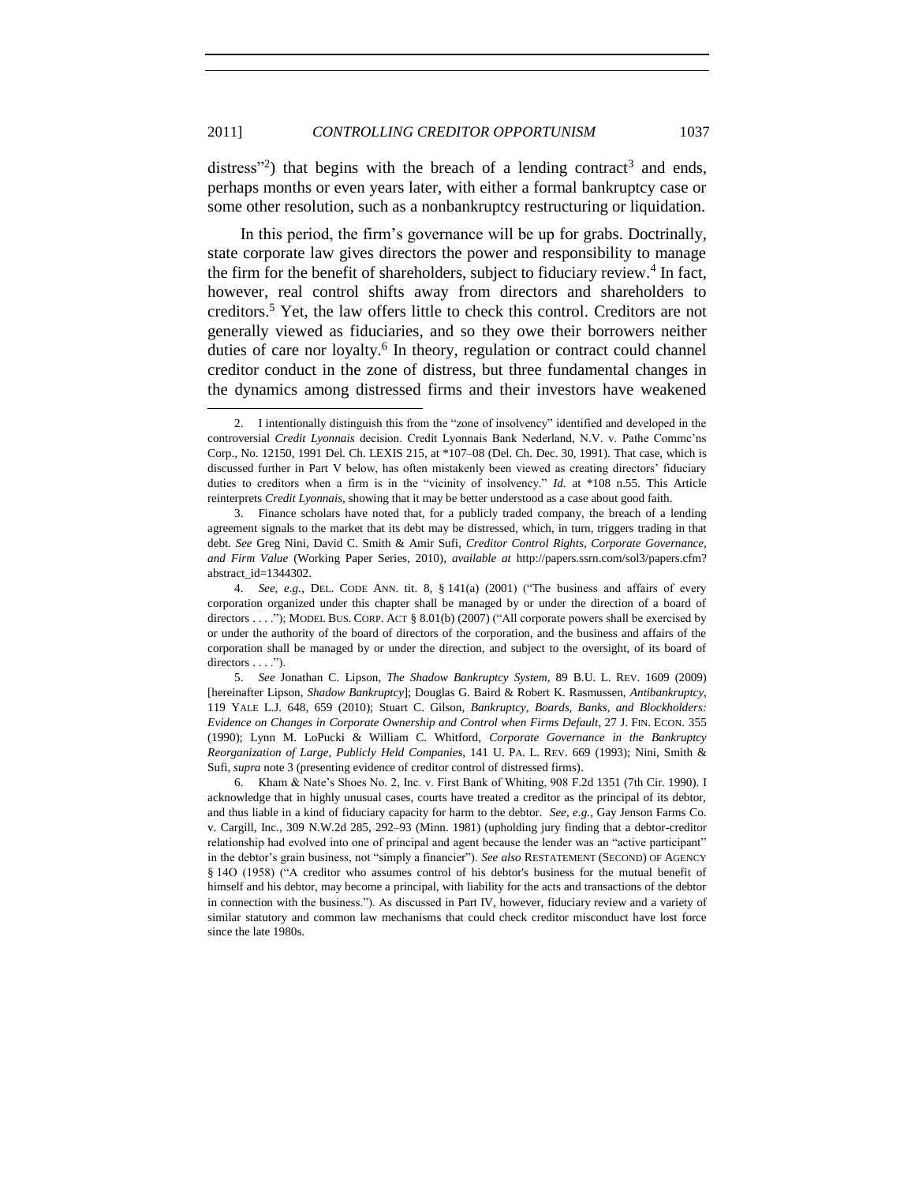distress"[2]) that begins with the breach of a lending contract[3] and ends, perhaps months or even years later, with either a formal bankruptcy case or some other resolution, such as a nonbankruptcy restructuring or liquidation.

In this period, the firm's governance will be up for grabs. Doctrinally, state corporate law gives directors the power and responsibility to manage the firm for the benefit of shareholders, subject to fiduciary review.[4] In fact, however, real control shifts away from directors and shareholders to creditors.[5] Yet, the law offers little to check this control. Creditors are not generally viewed as fiduciaries, and so they owe their borrowers neither duties of care nor loyalty.[6] In theory, regulation or contract could channel creditor conduct in the zone of distress, but three fundamental changes in the dynamics among distressed firms and their investors have weakened

---

2. I intentionally distinguish this from the "zone of insolvency" identified and developed in the controversial *Credit Lyonnais* decision. Credit Lyonnais Bank Nederland, N.V. v. Pathe Commc'ns Corp., No. 12150, 1991 Del. Ch. LEXIS 215, at *107–08 (Del. Ch. Dec. 30, 1991). That case, which is discussed further in Part V below, has often mistakenly been viewed as creating directors' fiduciary duties to creditors when a firm is in the "vicinity of insolvency." *Id.* at *108 n.55. This Article reinterprets *Credit Lyonnais*, showing that it may be better understood as a case about good faith.

3. Finance scholars have noted that, for a publicly traded company, the breach of a lending agreement signals to the market that its debt may be distressed, which, in turn, triggers trading in that debt. *See* Greg Nini, David C. Smith & Amir Sufi, *Creditor Control Rights, Corporate Governance, and Firm Value* (Working Paper Series, 2010), *available at* http://papers.ssrn.com/sol3/papers.cfm?abstract_id=1344302.

4. *See, e.g.*, DEL. CODE ANN. tit. 8, § 141(a) (2001) ("The business and affairs of every corporation organized under this chapter shall be managed by or under the direction of a board of directors . . . ."); MODEL BUS. CORP. ACT § 8.01(b) (2007) ("All corporate powers shall be exercised by or under the authority of the board of directors of the corporation, and the business and affairs of the corporation shall be managed by or under the direction, and subject to the oversight, of its board of directors . . . .").

5. *See* Jonathan C. Lipson, *The Shadow Bankruptcy System*, 89 B.U. L. REV. 1609 (2009) [hereinafter Lipson, *Shadow Bankruptcy*]; Douglas G. Baird & Robert K. Rasmussen, *Antibankruptcy*, 119 YALE L.J. 648, 659 (2010); Stuart C. Gilson, *Bankruptcy, Boards, Banks, and Blockholders: Evidence on Changes in Corporate Ownership and Control when Firms Default*, 27 J. FIN. ECON. 355 (1990); Lynn M. LoPucki & William C. Whitford, *Corporate Governance in the Bankruptcy Reorganization of Large, Publicly Held Companies*, 141 U. PA. L. REV. 669 (1993); Nini, Smith & Sufi, *supra* note 3 (presenting evidence of creditor control of distressed firms).

6. Kham & Nate's Shoes No. 2, Inc. v. First Bank of Whiting, 908 F.2d 1351 (7th Cir. 1990). I acknowledge that in highly unusual cases, courts have treated a creditor as the principal of its debtor, and thus liable in a kind of fiduciary capacity for harm to the debtor. *See, e.g.*, Gay Jenson Farms Co. v. Cargill, Inc., 309 N.W.2d 285, 292–93 (Minn. 1981) (upholding jury finding that a debtor-creditor relationship had evolved into one of principal and agent because the lender was an "active participant" in the debtor's grain business, not "simply a financier"). *See also* RESTATEMENT (SECOND) OF AGENCY § 14O (1958) ("A creditor who assumes control of his debtor's business for the mutual benefit of himself and his debtor, may become a principal, with liability for the acts and transactions of the debtor in connection with the business."). As discussed in Part IV, however, fiduciary review and a variety of similar statutory and common law mechanisms that could check creditor misconduct have lost force since the late 1980s.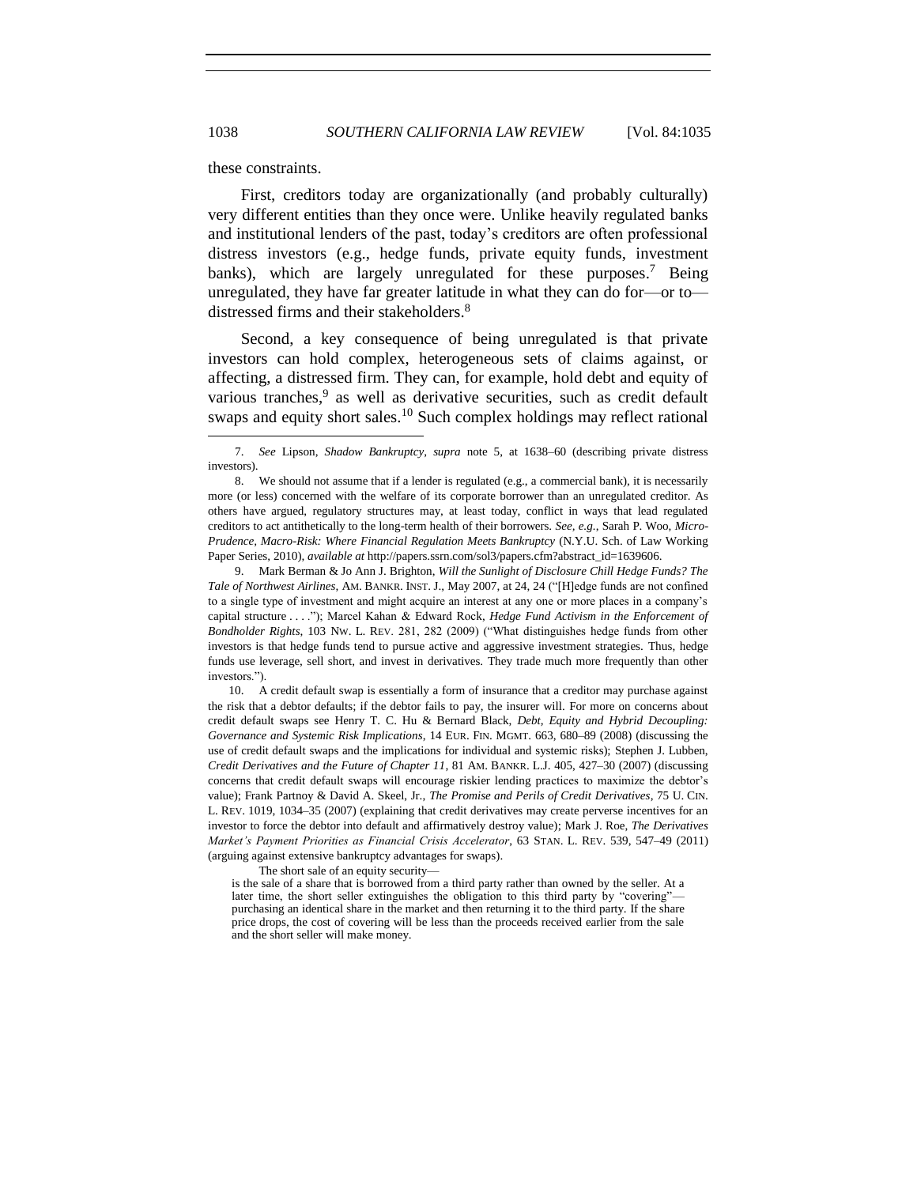these constraints.

First, creditors today are organizationally (and probably culturally) very different entities than they once were. Unlike heavily regulated banks and institutional lenders of the past, today's creditors are often professional distress investors (e.g., hedge funds, private equity funds, investment banks), which are largely unregulated for these purposes.[7] Being unregulated, they have far greater latitude in what they can do for—or to—distressed firms and their stakeholders.[8]

Second, a key consequence of being unregulated is that private investors can hold complex, heterogeneous sets of claims against, or affecting, a distressed firm. They can, for example, hold debt and equity of various tranches,[9] as well as derivative securities, such as credit default swaps and equity short sales.[10] Such complex holdings may reflect rational

---

7. *See* Lipson, *Shadow Bankruptcy*, *supra* note 5, at 1638–60 (describing private distress investors).

8. We should not assume that if a lender is regulated (e.g., a commercial bank), it is necessarily more (or less) concerned with the welfare of its corporate borrower than an unregulated creditor. As others have argued, regulatory structures may, at least today, conflict in ways that lead regulated creditors to act antithetically to the long-term health of their borrowers. *See, e.g.*, Sarah P. Woo, *Micro-Prudence, Macro-Risk: Where Financial Regulation Meets Bankruptcy* (N.Y.U. Sch. of Law Working Paper Series, 2010), *available at* http://papers.ssrn.com/sol3/papers.cfm?abstract_id=1639606.

9. Mark Berman & Jo Ann J. Brighton, *Will the Sunlight of Disclosure Chill Hedge Funds? The Tale of Northwest Airlines*, AM. BANKR. INST. J., May 2007, at 24, 24 ("[H]edge funds are not confined to a single type of investment and might acquire an interest at any one or more places in a company's capital structure . . . ."); Marcel Kahan & Edward Rock, *Hedge Fund Activism in the Enforcement of Bondholder Rights*, 103 NW. L. REV. 281, 282 (2009) ("What distinguishes hedge funds from other investors is that hedge funds tend to pursue active and aggressive investment strategies. Thus, hedge funds use leverage, sell short, and invest in derivatives. They trade much more frequently than other investors.").

10. A credit default swap is essentially a form of insurance that a creditor may purchase against the risk that a debtor defaults; if the debtor fails to pay, the insurer will. For more on concerns about credit default swaps see Henry T. C. Hu & Bernard Black, *Debt, Equity and Hybrid Decoupling: Governance and Systemic Risk Implications*, 14 EUR. FIN. MGMT. 663, 680–89 (2008) (discussing the use of credit default swaps and the implications for individual and systemic risks); Stephen J. Lubben, *Credit Derivatives and the Future of Chapter 11*, 81 AM. BANKR. L.J. 405, 427–30 (2007) (discussing concerns that credit default swaps will encourage riskier lending practices to maximize the debtor's value); Frank Partnoy & David A. Skeel, Jr., *The Promise and Perils of Credit Derivatives*, 75 U. CIN. L. REV. 1019, 1034–35 (2007) (explaining that credit derivatives may create perverse incentives for an investor to force the debtor into default and affirmatively destroy value); Mark J. Roe, *The Derivatives Market's Payment Priorities as Financial Crisis Accelerator*, 63 STAN. L. REV. 539, 547–49 (2011) (arguing against extensive bankruptcy advantages for swaps).

The short sale of an equity security—

> is the sale of a share that is borrowed from a third party rather than owned by the seller. At a later time, the short seller extinguishes the obligation to this third party by "covering"—purchasing an identical share in the market and then returning it to the third party. If the share price drops, the cost of covering will be less than the proceeds received earlier from the sale and the short seller will make money.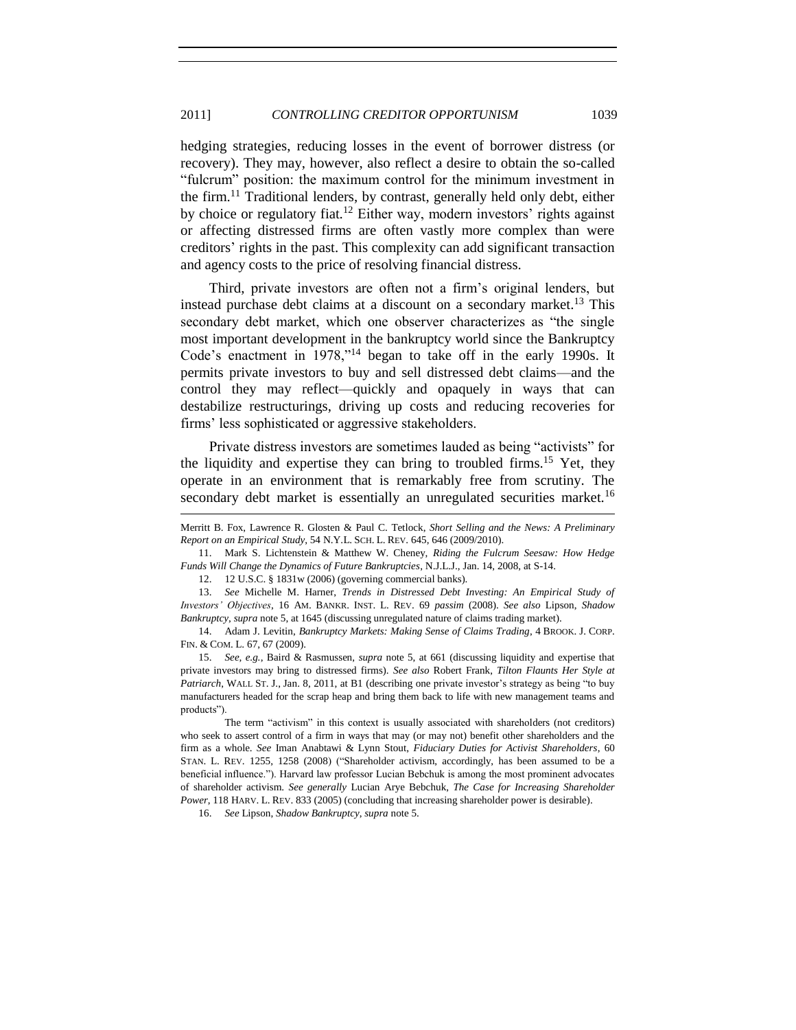hedging strategies, reducing losses in the event of borrower distress (or recovery). They may, however, also reflect a desire to obtain the so-called "fulcrum" position: the maximum control for the minimum investment in the firm.[11] Traditional lenders, by contrast, generally held only debt, either by choice or regulatory fiat.[12] Either way, modern investors' rights against or affecting distressed firms are often vastly more complex than were creditors' rights in the past. This complexity can add significant transaction and agency costs to the price of resolving financial distress.

Third, private investors are often not a firm's original lenders, but instead purchase debt claims at a discount on a secondary market.[13] This secondary debt market, which one observer characterizes as "the single most important development in the bankruptcy world since the Bankruptcy Code's enactment in 1978,"[14] began to take off in the early 1990s. It permits private investors to buy and sell distressed debt claims—and the control they may reflect—quickly and opaquely in ways that can destabilize restructurings, driving up costs and reducing recoveries for firms' less sophisticated or aggressive stakeholders.

Private distress investors are sometimes lauded as being "activists" for the liquidity and expertise they can bring to troubled firms.[15] Yet, they operate in an environment that is remarkably free from scrutiny. The secondary debt market is essentially an unregulated securities market.[16]

---

Merritt B. Fox, Lawrence R. Glosten & Paul C. Tetlock, *Short Selling and the News: A Preliminary Report on an Empirical Study*, 54 N.Y.L. SCH. L. REV. 645, 646 (2009/2010).

11. Mark S. Lichtenstein & Matthew W. Cheney, *Riding the Fulcrum Seesaw: How Hedge Funds Will Change the Dynamics of Future Bankruptcies*, N.J.L.J., Jan. 14, 2008, at S-14.

12. 12 U.S.C. § 1831w (2006) (governing commercial banks).

13. *See* Michelle M. Harner, *Trends in Distressed Debt Investing: An Empirical Study of Investors' Objectives*, 16 AM. BANKR. INST. L. REV. 69 *passim* (2008). *See also* Lipson, *Shadow Bankruptcy*, *supra* note 5, at 1645 (discussing unregulated nature of claims trading market).

14. Adam J. Levitin, *Bankruptcy Markets: Making Sense of Claims Trading*, 4 BROOK. J. CORP. FIN. & COM. L. 67, 67 (2009).

15. *See, e.g.*, Baird & Rasmussen, *supra* note 5, at 661 (discussing liquidity and expertise that private investors may bring to distressed firms). *See also* Robert Frank, *Tilton Flaunts Her Style at Patriarch*, WALL ST. J., Jan. 8, 2011, at B1 (describing one private investor's strategy as being "to buy manufacturers headed for the scrap heap and bring them back to life with new management teams and products").

The term "activism" in this context is usually associated with shareholders (not creditors) who seek to assert control of a firm in ways that may (or may not) benefit other shareholders and the firm as a whole. *See* Iman Anabtawi & Lynn Stout, *Fiduciary Duties for Activist Shareholders*, 60 STAN. L. REV. 1255, 1258 (2008) ("Shareholder activism, accordingly, has been assumed to be a beneficial influence."). Harvard law professor Lucian Bebchuk is among the most prominent advocates of shareholder activism. *See generally* Lucian Arye Bebchuk, *The Case for Increasing Shareholder Power*, 118 HARV. L. REV. 833 (2005) (concluding that increasing shareholder power is desirable).

16. *See* Lipson, *Shadow Bankruptcy*, *supra* note 5.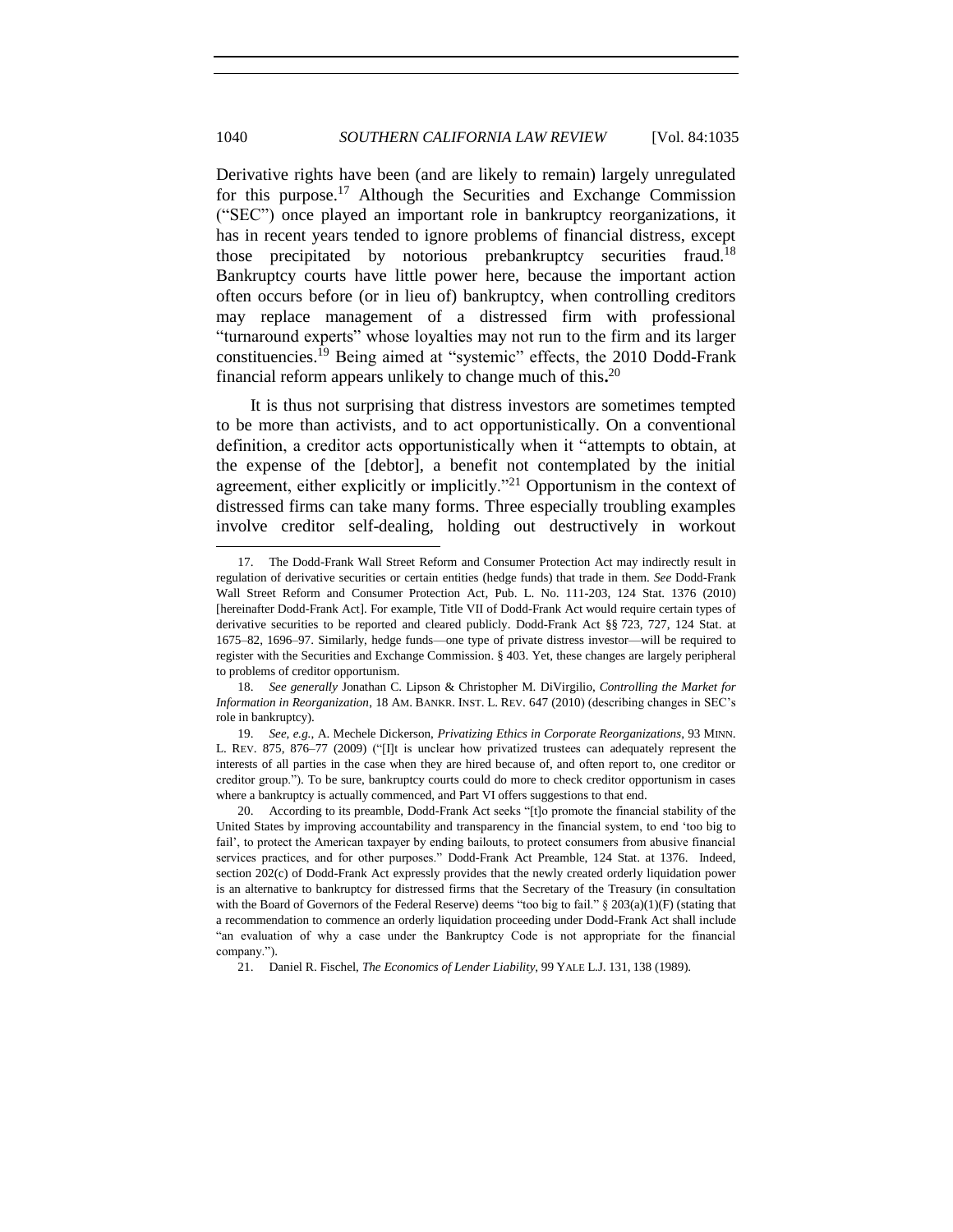Derivative rights have been (and are likely to remain) largely unregulated for this purpose.[17] Although the Securities and Exchange Commission ("SEC") once played an important role in bankruptcy reorganizations, it has in recent years tended to ignore problems of financial distress, except those precipitated by notorious prebankruptcy securities fraud.[18] Bankruptcy courts have little power here, because the important action often occurs before (or in lieu of) bankruptcy, when controlling creditors may replace management of a distressed firm with professional "turnaround experts" whose loyalties may not run to the firm and its larger constituencies.[19] Being aimed at "systemic" effects, the 2010 Dodd-Frank financial reform appears unlikely to change much of this.[20]

It is thus not surprising that distress investors are sometimes tempted to be more than activists, and to act opportunistically. On a conventional definition, a creditor acts opportunistically when it "attempts to obtain, at the expense of the [debtor], a benefit not contemplated by the initial agreement, either explicitly or implicitly."[21] Opportunism in the context of distressed firms can take many forms. Three especially troubling examples involve creditor self-dealing, holding out destructively in workout

---

17. The Dodd-Frank Wall Street Reform and Consumer Protection Act may indirectly result in regulation of derivative securities or certain entities (hedge funds) that trade in them. *See* Dodd-Frank Wall Street Reform and Consumer Protection Act, Pub. L. No. 111-203, 124 Stat. 1376 (2010) [hereinafter Dodd-Frank Act]. For example, Title VII of Dodd-Frank Act would require certain types of derivative securities to be reported and cleared publicly. Dodd-Frank Act §§ 723, 727, 124 Stat. at 1675–82, 1696–97. Similarly, hedge funds—one type of private distress investor—will be required to register with the Securities and Exchange Commission. § 403. Yet, these changes are largely peripheral to problems of creditor opportunism.

18. *See generally* Jonathan C. Lipson & Christopher M. DiVirgilio, *Controlling the Market for Information in Reorganization*, 18 AM. BANKR. INST. L. REV. 647 (2010) (describing changes in SEC's role in bankruptcy).

19. *See, e.g.*, A. Mechele Dickerson, *Privatizing Ethics in Corporate Reorganizations*, 93 MINN. L. REV. 875, 876–77 (2009) ("[I]t is unclear how privatized trustees can adequately represent the interests of all parties in the case when they are hired because of, and often report to, one creditor or creditor group."). To be sure, bankruptcy courts could do more to check creditor opportunism in cases where a bankruptcy is actually commenced, and Part VI offers suggestions to that end.

20. According to its preamble, Dodd-Frank Act seeks "[t]o promote the financial stability of the United States by improving accountability and transparency in the financial system, to end 'too big to fail', to protect the American taxpayer by ending bailouts, to protect consumers from abusive financial services practices, and for other purposes." Dodd-Frank Act Preamble, 124 Stat. at 1376. Indeed, section 202(c) of Dodd-Frank Act expressly provides that the newly created orderly liquidation power is an alternative to bankruptcy for distressed firms that the Secretary of the Treasury (in consultation with the Board of Governors of the Federal Reserve) deems "too big to fail." § 203(a)(1)(F) (stating that a recommendation to commence an orderly liquidation proceeding under Dodd-Frank Act shall include "an evaluation of why a case under the Bankruptcy Code is not appropriate for the financial company.").

21. Daniel R. Fischel, *The Economics of Lender Liability*, 99 YALE L.J. 131, 138 (1989).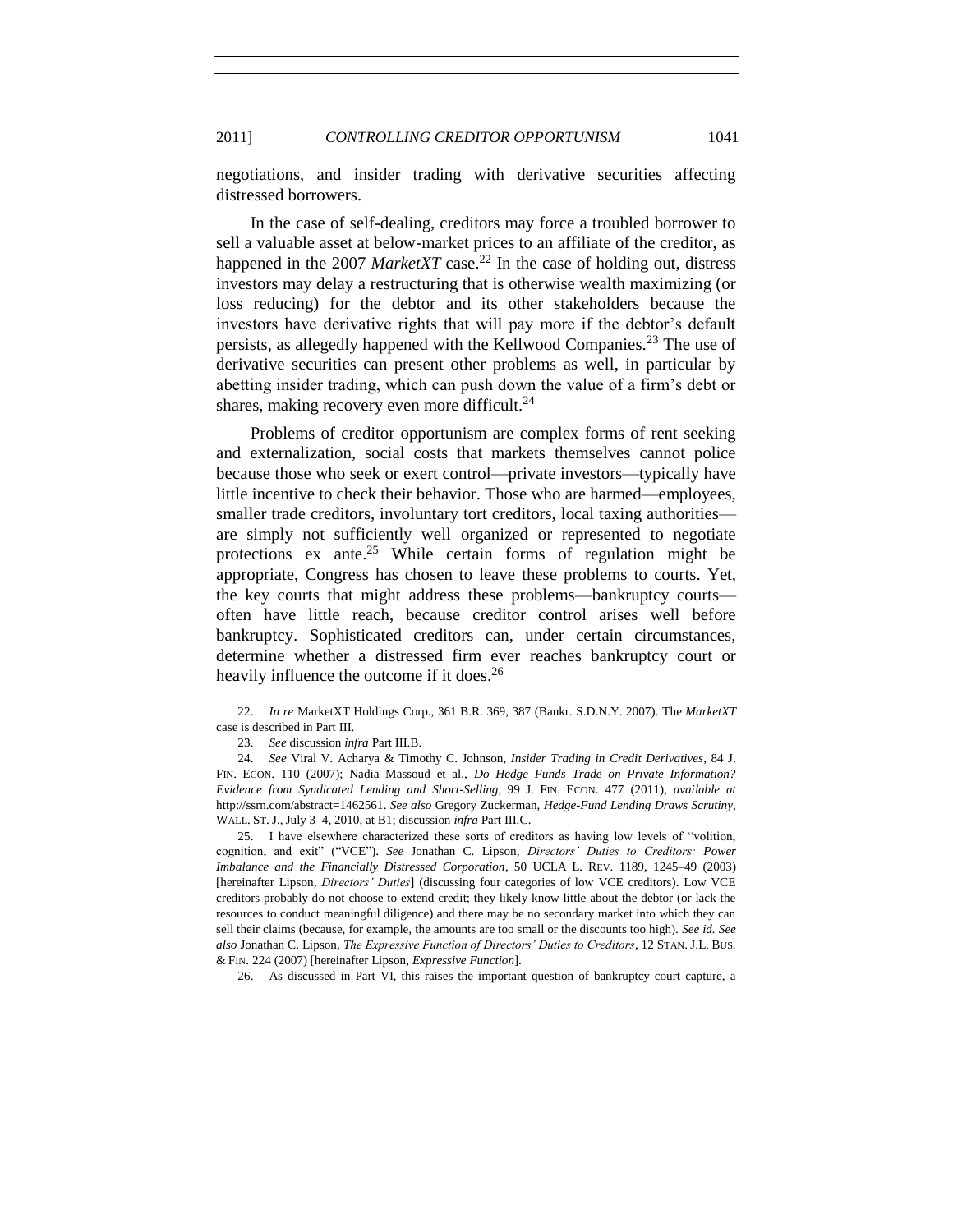negotiations, and insider trading with derivative securities affecting distressed borrowers.

In the case of self-dealing, creditors may force a troubled borrower to sell a valuable asset at below-market prices to an affiliate of the creditor, as happened in the 2007 *MarketXT* case.[22] In the case of holding out, distress investors may delay a restructuring that is otherwise wealth maximizing (or loss reducing) for the debtor and its other stakeholders because the investors have derivative rights that will pay more if the debtor's default persists, as allegedly happened with the Kellwood Companies.[23] The use of derivative securities can present other problems as well, in particular by abetting insider trading, which can push down the value of a firm's debt or shares, making recovery even more difficult.[24]

Problems of creditor opportunism are complex forms of rent seeking and externalization, social costs that markets themselves cannot police because those who seek or exert control—private investors—typically have little incentive to check their behavior. Those who are harmed—employees, smaller trade creditors, involuntary tort creditors, local taxing authorities—are simply not sufficiently well organized or represented to negotiate protections ex ante.[25] While certain forms of regulation might be appropriate, Congress has chosen to leave these problems to courts. Yet, the key courts that might address these problems—bankruptcy courts—often have little reach, because creditor control arises well before bankruptcy. Sophisticated creditors can, under certain circumstances, determine whether a distressed firm ever reaches bankruptcy court or heavily influence the outcome if it does.[26]

---

22. *In re* MarketXT Holdings Corp., 361 B.R. 369, 387 (Bankr. S.D.N.Y. 2007). The *MarketXT* case is described in Part III.

23. *See* discussion *infra* Part III.B.

24. *See* Viral V. Acharya & Timothy C. Johnson, *Insider Trading in Credit Derivatives*, 84 J. FIN. ECON. 110 (2007); Nadia Massoud et al., *Do Hedge Funds Trade on Private Information? Evidence from Syndicated Lending and Short-Selling*, 99 J. FIN. ECON. 477 (2011), *available at* http://ssrn.com/abstract=1462561. *See also* Gregory Zuckerman, *Hedge-Fund Lending Draws Scrutiny*, WALL. ST. J., July 3–4, 2010, at B1; discussion *infra* Part III.C.

25. I have elsewhere characterized these sorts of creditors as having low levels of "volition, cognition, and exit" ("VCE"). *See* Jonathan C. Lipson, *Directors' Duties to Creditors: Power Imbalance and the Financially Distressed Corporation*, 50 UCLA L. REV. 1189, 1245–49 (2003) [hereinafter Lipson, *Directors' Duties*] (discussing four categories of low VCE creditors). Low VCE creditors probably do not choose to extend credit; they likely know little about the debtor (or lack the resources to conduct meaningful diligence) and there may be no secondary market into which they can sell their claims (because, for example, the amounts are too small or the discounts too high). *See id. See also* Jonathan C. Lipson, *The Expressive Function of Directors' Duties to Creditors*, 12 STAN. J.L. BUS. & FIN. 224 (2007) [hereinafter Lipson, *Expressive Function*].

26. As discussed in Part VI, this raises the important question of bankruptcy court capture, a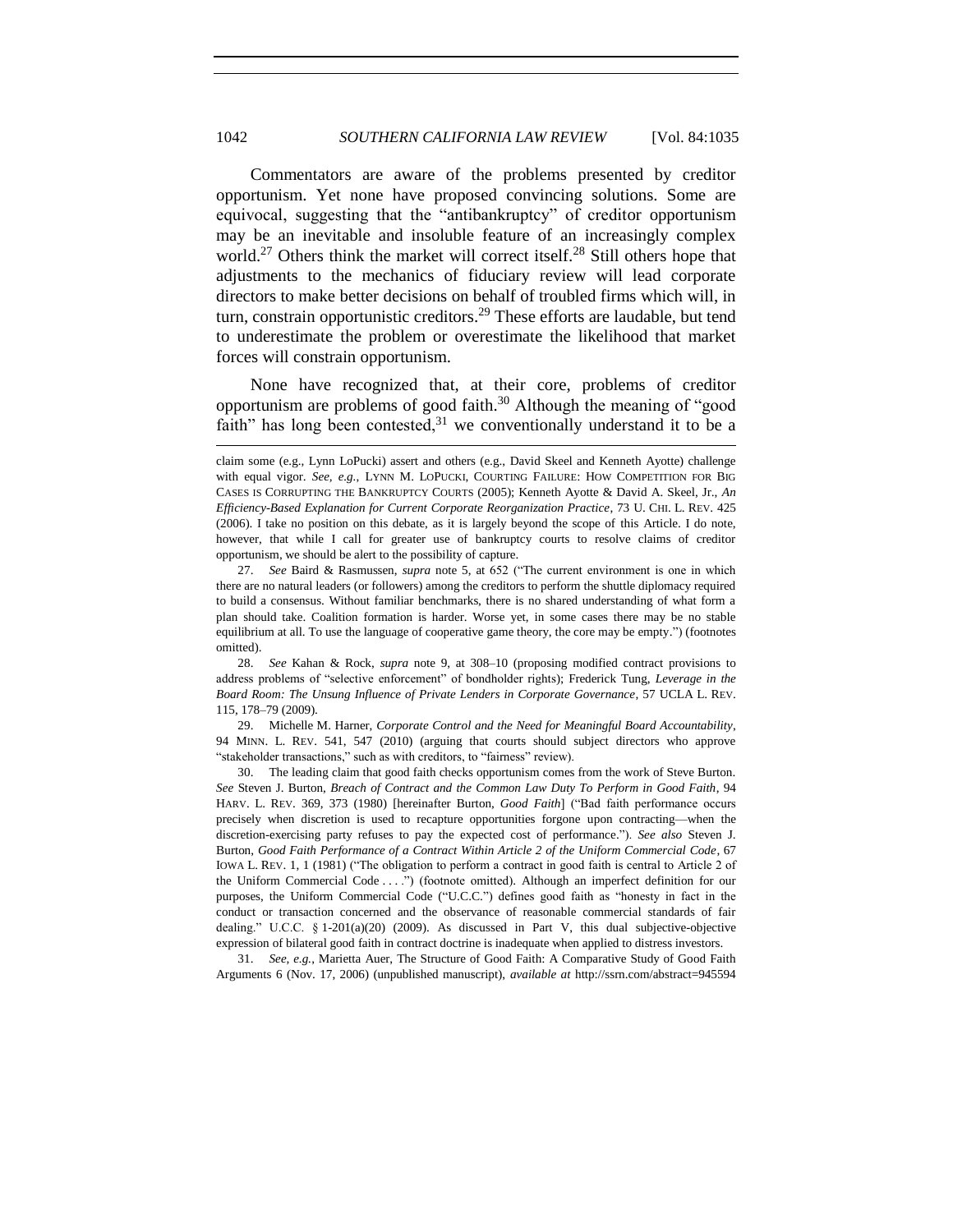Commentators are aware of the problems presented by creditor opportunism. Yet none have proposed convincing solutions. Some are equivocal, suggesting that the "antibankruptcy" of creditor opportunism may be an inevitable and insoluble feature of an increasingly complex world.[27] Others think the market will correct itself.[28] Still others hope that adjustments to the mechanics of fiduciary review will lead corporate directors to make better decisions on behalf of troubled firms which will, in turn, constrain opportunistic creditors.[29] These efforts are laudable, but tend to underestimate the problem or overestimate the likelihood that market forces will constrain opportunism.

None have recognized that, at their core, problems of creditor opportunism are problems of good faith.[30] Although the meaning of "good faith" has long been contested,[31] we conventionally understand it to be a

---

claim some (e.g., Lynn LoPucki) assert and others (e.g., David Skeel and Kenneth Ayotte) challenge with equal vigor. *See, e.g.*, LYNN M. LOPUCKI, COURTING FAILURE: HOW COMPETITION FOR BIG CASES IS CORRUPTING THE BANKRUPTCY COURTS (2005); Kenneth Ayotte & David A. Skeel, Jr., *An Efficiency-Based Explanation for Current Corporate Reorganization Practice*, 73 U. CHI. L. REV. 425 (2006). I take no position on this debate, as it is largely beyond the scope of this Article. I do note, however, that while I call for greater use of bankruptcy courts to resolve claims of creditor opportunism, we should be alert to the possibility of capture.

27. *See* Baird & Rasmussen, *supra* note 5, at 652 ("The current environment is one in which there are no natural leaders (or followers) among the creditors to perform the shuttle diplomacy required to build a consensus. Without familiar benchmarks, there is no shared understanding of what form a plan should take. Coalition formation is harder. Worse yet, in some cases there may be no stable equilibrium at all. To use the language of cooperative game theory, the core may be empty.") (footnotes omitted).

28. *See* Kahan & Rock, *supra* note 9, at 308–10 (proposing modified contract provisions to address problems of "selective enforcement" of bondholder rights); Frederick Tung, *Leverage in the Board Room: The Unsung Influence of Private Lenders in Corporate Governance*, 57 UCLA L. REV. 115, 178–79 (2009).

29. Michelle M. Harner, *Corporate Control and the Need for Meaningful Board Accountability*, 94 MINN. L. REV. 541, 547 (2010) (arguing that courts should subject directors who approve "stakeholder transactions," such as with creditors, to "fairness" review).

30. The leading claim that good faith checks opportunism comes from the work of Steve Burton. *See* Steven J. Burton, *Breach of Contract and the Common Law Duty To Perform in Good Faith*, 94 HARV. L. REV. 369, 373 (1980) [hereinafter Burton, *Good Faith*] ("Bad faith performance occurs precisely when discretion is used to recapture opportunities forgone upon contracting—when the discretion-exercising party refuses to pay the expected cost of performance."). *See also* Steven J. Burton, *Good Faith Performance of a Contract Within Article 2 of the Uniform Commercial Code*, 67 IOWA L. REV. 1, 1 (1981) ("The obligation to perform a contract in good faith is central to Article 2 of the Uniform Commercial Code . . . .") (footnote omitted). Although an imperfect definition for our purposes, the Uniform Commercial Code ("U.C.C.") defines good faith as "honesty in fact in the conduct or transaction concerned and the observance of reasonable commercial standards of fair dealing." U.C.C. § 1-201(a)(20) (2009). As discussed in Part V, this dual subjective-objective expression of bilateral good faith in contract doctrine is inadequate when applied to distress investors.

31. *See, e.g.*, Marietta Auer, The Structure of Good Faith: A Comparative Study of Good Faith Arguments 6 (Nov. 17, 2006) (unpublished manuscript), *available at* http://ssrn.com/abstract=945594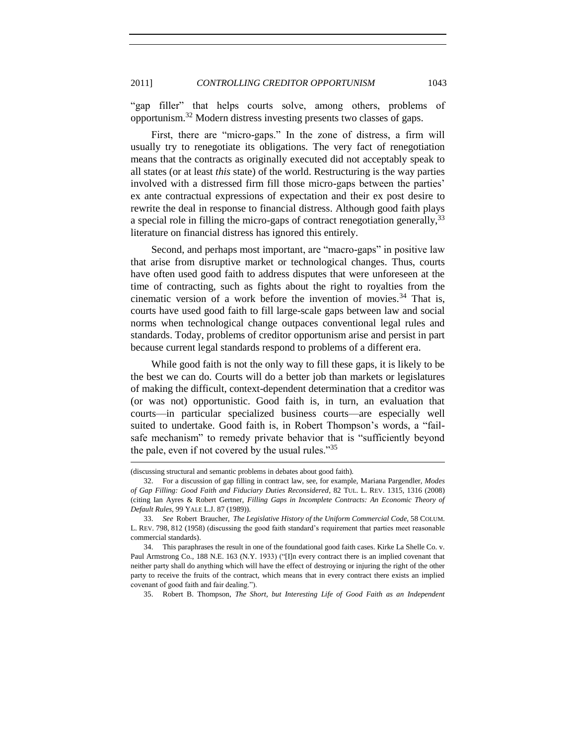"gap filler" that helps courts solve, among others, problems of opportunism.[32] Modern distress investing presents two classes of gaps.

First, there are "micro-gaps." In the zone of distress, a firm will usually try to renegotiate its obligations. The very fact of renegotiation means that the contracts as originally executed did not acceptably speak to all states (or at least *this* state) of the world. Restructuring is the way parties involved with a distressed firm fill those micro-gaps between the parties' ex ante contractual expressions of expectation and their ex post desire to rewrite the deal in response to financial distress. Although good faith plays a special role in filling the micro-gaps of contract renegotiation generally,[33] literature on financial distress has ignored this entirely.

Second, and perhaps most important, are "macro-gaps" in positive law that arise from disruptive market or technological changes. Thus, courts have often used good faith to address disputes that were unforeseen at the time of contracting, such as fights about the right to royalties from the cinematic version of a work before the invention of movies.[34] That is, courts have used good faith to fill large-scale gaps between law and social norms when technological change outpaces conventional legal rules and standards. Today, problems of creditor opportunism arise and persist in part because current legal standards respond to problems of a different era.

While good faith is not the only way to fill these gaps, it is likely to be the best we can do. Courts will do a better job than markets or legislatures of making the difficult, context-dependent determination that a creditor was (or was not) opportunistic. Good faith is, in turn, an evaluation that courts—in particular specialized business courts—are especially well suited to undertake. Good faith is, in Robert Thompson's words, a "fail-safe mechanism" to remedy private behavior that is "sufficiently beyond the pale, even if not covered by the usual rules."[35]

---

(discussing structural and semantic problems in debates about good faith).

32. For a discussion of gap filling in contract law, see, for example, Mariana Pargendler, *Modes of Gap Filling: Good Faith and Fiduciary Duties Reconsidered*, 82 TUL. L. REV. 1315, 1316 (2008) (citing Ian Ayres & Robert Gertner, *Filling Gaps in Incomplete Contracts: An Economic Theory of Default Rules*, 99 YALE L.J. 87 (1989)).

33. *See* Robert Braucher, *The Legislative History of the Uniform Commercial Code*, 58 COLUM. L. REV. 798, 812 (1958) (discussing the good faith standard's requirement that parties meet reasonable commercial standards).

34. This paraphrases the result in one of the foundational good faith cases. Kirke La Shelle Co. v. Paul Armstrong Co., 188 N.E. 163 (N.Y. 1933) ("[I]n every contract there is an implied covenant that neither party shall do anything which will have the effect of destroying or injuring the right of the other party to receive the fruits of the contract, which means that in every contract there exists an implied covenant of good faith and fair dealing.").

35. Robert B. Thompson, *The Short, but Interesting Life of Good Faith as an Independent*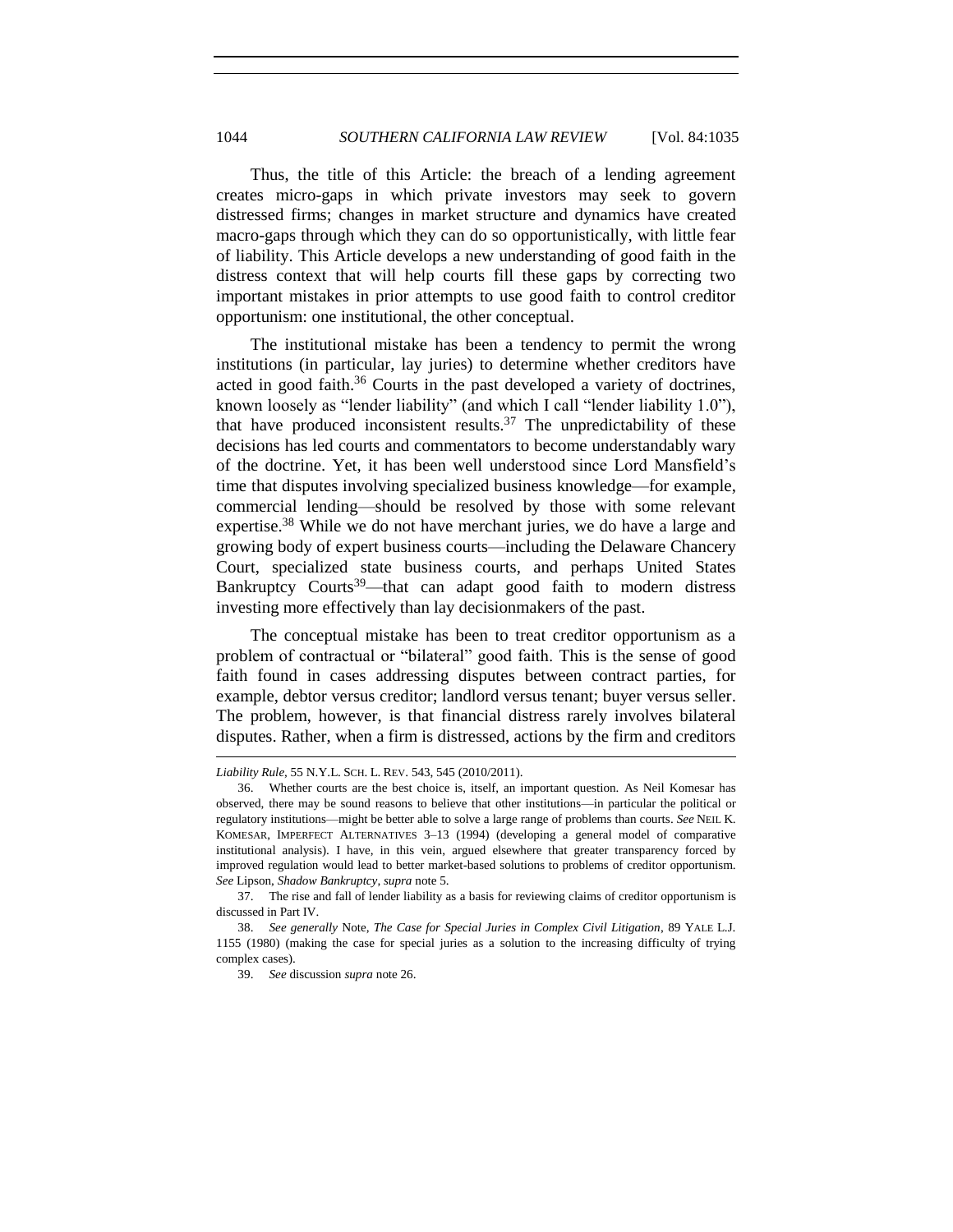Thus, the title of this Article: the breach of a lending agreement creates micro-gaps in which private investors may seek to govern distressed firms; changes in market structure and dynamics have created macro-gaps through which they can do so opportunistically, with little fear of liability. This Article develops a new understanding of good faith in the distress context that will help courts fill these gaps by correcting two important mistakes in prior attempts to use good faith to control creditor opportunism: one institutional, the other conceptual.

The institutional mistake has been a tendency to permit the wrong institutions (in particular, lay juries) to determine whether creditors have acted in good faith.[36] Courts in the past developed a variety of doctrines, known loosely as "lender liability" (and which I call "lender liability 1.0"), that have produced inconsistent results.[37] The unpredictability of these decisions has led courts and commentators to become understandably wary of the doctrine. Yet, it has been well understood since Lord Mansfield's time that disputes involving specialized business knowledge—for example, commercial lending—should be resolved by those with some relevant expertise.[38] While we do not have merchant juries, we do have a large and growing body of expert business courts—including the Delaware Chancery Court, specialized state business courts, and perhaps United States Bankruptcy Courts[39]—that can adapt good faith to modern distress investing more effectively than lay decisionmakers of the past.

The conceptual mistake has been to treat creditor opportunism as a problem of contractual or "bilateral" good faith. This is the sense of good faith found in cases addressing disputes between contract parties, for example, debtor versus creditor; landlord versus tenant; buyer versus seller. The problem, however, is that financial distress rarely involves bilateral disputes. Rather, when a firm is distressed, actions by the firm and creditors

---

*Liability Rule*, 55 N.Y.L. SCH. L. REV. 543, 545 (2010/2011).

36. Whether courts are the best choice is, itself, an important question. As Neil Komesar has observed, there may be sound reasons to believe that other institutions—in particular the political or regulatory institutions—might be better able to solve a large range of problems than courts. *See* NEIL K. KOMESAR, IMPERFECT ALTERNATIVES 3–13 (1994) (developing a general model of comparative institutional analysis). I have, in this vein, argued elsewhere that greater transparency forced by improved regulation would lead to better market-based solutions to problems of creditor opportunism. *See* Lipson, *Shadow Bankruptcy*, *supra* note 5.

37. The rise and fall of lender liability as a basis for reviewing claims of creditor opportunism is discussed in Part IV.

38. *See generally* Note, *The Case for Special Juries in Complex Civil Litigation*, 89 YALE L.J. 1155 (1980) (making the case for special juries as a solution to the increasing difficulty of trying complex cases).

39. *See* discussion *supra* note 26.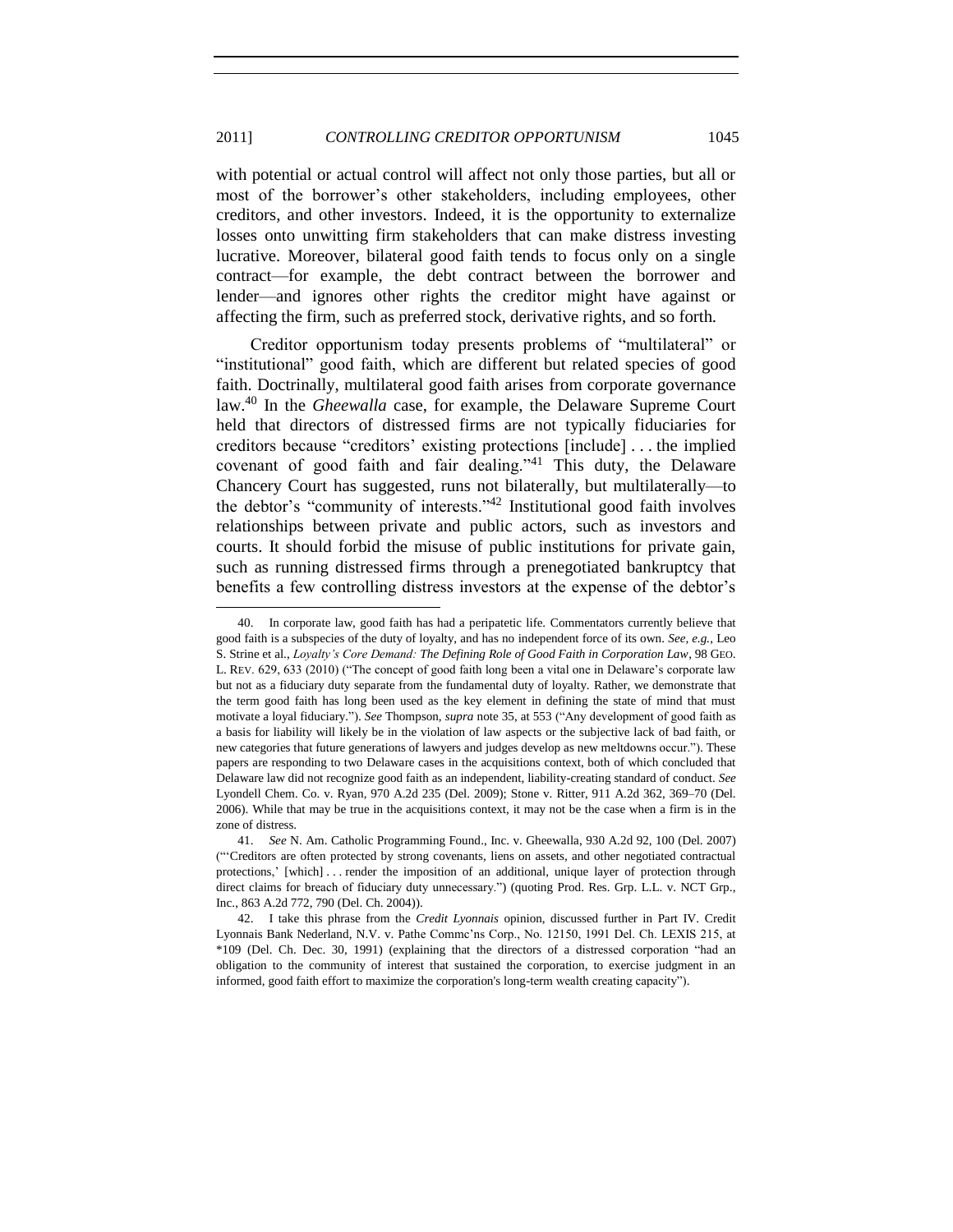with potential or actual control will affect not only those parties, but all or most of the borrower's other stakeholders, including employees, other creditors, and other investors. Indeed, it is the opportunity to externalize losses onto unwitting firm stakeholders that can make distress investing lucrative. Moreover, bilateral good faith tends to focus only on a single contract—for example, the debt contract between the borrower and lender—and ignores other rights the creditor might have against or affecting the firm, such as preferred stock, derivative rights, and so forth.

Creditor opportunism today presents problems of "multilateral" or "institutional" good faith, which are different but related species of good faith. Doctrinally, multilateral good faith arises from corporate governance law.[40] In the *Gheewalla* case, for example, the Delaware Supreme Court held that directors of distressed firms are not typically fiduciaries for creditors because "creditors' existing protections [include] . . . the implied covenant of good faith and fair dealing."[41] This duty, the Delaware Chancery Court has suggested, runs not bilaterally, but multilaterally—to the debtor's "community of interests."[42] Institutional good faith involves relationships between private and public actors, such as investors and courts. It should forbid the misuse of public institutions for private gain, such as running distressed firms through a prenegotiated bankruptcy that benefits a few controlling distress investors at the expense of the debtor's

---

40. In corporate law, good faith has had a peripatetic life. Commentators currently believe that good faith is a subspecies of the duty of loyalty, and has no independent force of its own. *See, e.g.*, Leo S. Strine et al., *Loyalty's Core Demand: The Defining Role of Good Faith in Corporation Law*, 98 GEO. L. REV. 629, 633 (2010) ("The concept of good faith long been a vital one in Delaware's corporate law but not as a fiduciary duty separate from the fundamental duty of loyalty. Rather, we demonstrate that the term good faith has long been used as the key element in defining the state of mind that must motivate a loyal fiduciary."). *See* Thompson, *supra* note 35, at 553 ("Any development of good faith as a basis for liability will likely be in the violation of law aspects or the subjective lack of bad faith, or new categories that future generations of lawyers and judges develop as new meltdowns occur."). These papers are responding to two Delaware cases in the acquisitions context, both of which concluded that Delaware law did not recognize good faith as an independent, liability-creating standard of conduct. *See* Lyondell Chem. Co. v. Ryan, 970 A.2d 235 (Del. 2009); Stone v. Ritter, 911 A.2d 362, 369–70 (Del. 2006). While that may be true in the acquisitions context, it may not be the case when a firm is in the zone of distress.

41. *See* N. Am. Catholic Programming Found., Inc. v. Gheewalla, 930 A.2d 92, 100 (Del. 2007) ("'Creditors are often protected by strong covenants, liens on assets, and other negotiated contractual protections,' [which] . . . render the imposition of an additional, unique layer of protection through direct claims for breach of fiduciary duty unnecessary.") (quoting Prod. Res. Grp. L.L. v. NCT Grp., Inc., 863 A.2d 772, 790 (Del. Ch. 2004)).

42. I take this phrase from the *Credit Lyonnais* opinion, discussed further in Part IV. Credit Lyonnais Bank Nederland, N.V. v. Pathe Commc'ns Corp., No. 12150, 1991 Del. Ch. LEXIS 215, at *109 (Del. Ch. Dec. 30, 1991) (explaining that the directors of a distressed corporation "had an obligation to the community of interest that sustained the corporation, to exercise judgment in an informed, good faith effort to maximize the corporation's long-term wealth creating capacity").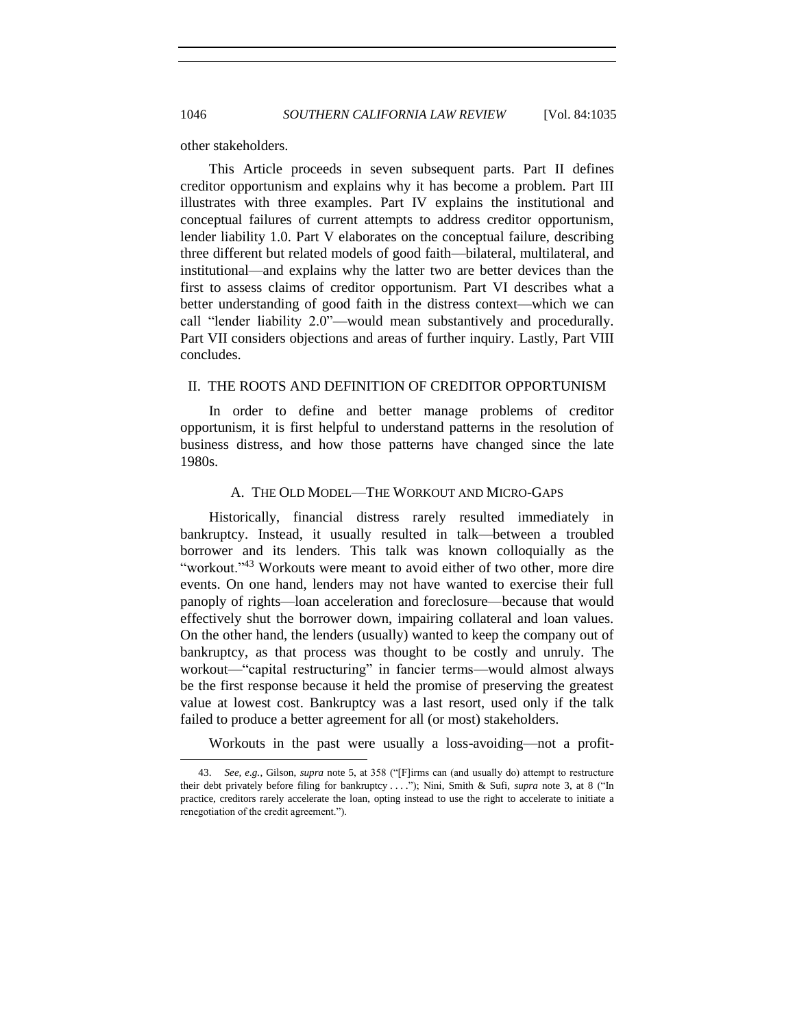other stakeholders.

This Article proceeds in seven subsequent parts. Part II defines creditor opportunism and explains why it has become a problem. Part III illustrates with three examples. Part IV explains the institutional and conceptual failures of current attempts to address creditor opportunism, lender liability 1.0. Part V elaborates on the conceptual failure, describing three different but related models of good faith—bilateral, multilateral, and institutional—and explains why the latter two are better devices than the first to assess claims of creditor opportunism. Part VI describes what a better understanding of good faith in the distress context—which we can call "lender liability 2.0"—would mean substantively and procedurally. Part VII considers objections and areas of further inquiry. Lastly, Part VIII concludes.

## II. THE ROOTS AND DEFINITION OF CREDITOR OPPORTUNISM

In order to define and better manage problems of creditor opportunism, it is first helpful to understand patterns in the resolution of business distress, and how those patterns have changed since the late 1980s.

### A. THE OLD MODEL—THE WORKOUT AND MICRO-GAPS

Historically, financial distress rarely resulted immediately in bankruptcy. Instead, it usually resulted in talk—between a troubled borrower and its lenders. This talk was known colloquially as the "workout."[43] Workouts were meant to avoid either of two other, more dire events. On one hand, lenders may not have wanted to exercise their full panoply of rights—loan acceleration and foreclosure—because that would effectively shut the borrower down, impairing collateral and loan values. On the other hand, the lenders (usually) wanted to keep the company out of bankruptcy, as that process was thought to be costly and unruly. The workout—"capital restructuring" in fancier terms—would almost always be the first response because it held the promise of preserving the greatest value at lowest cost. Bankruptcy was a last resort, used only if the talk failed to produce a better agreement for all (or most) stakeholders.

Workouts in the past were usually a loss-avoiding—not a profit-

---

43. *See, e.g.*, Gilson, *supra* note 5, at 358 ("[F]irms can (and usually do) attempt to restructure their debt privately before filing for bankruptcy . . . ."); Nini, Smith & Sufi, *supra* note 3, at 8 ("In practice, creditors rarely accelerate the loan, opting instead to use the right to accelerate to initiate a renegotiation of the credit agreement.").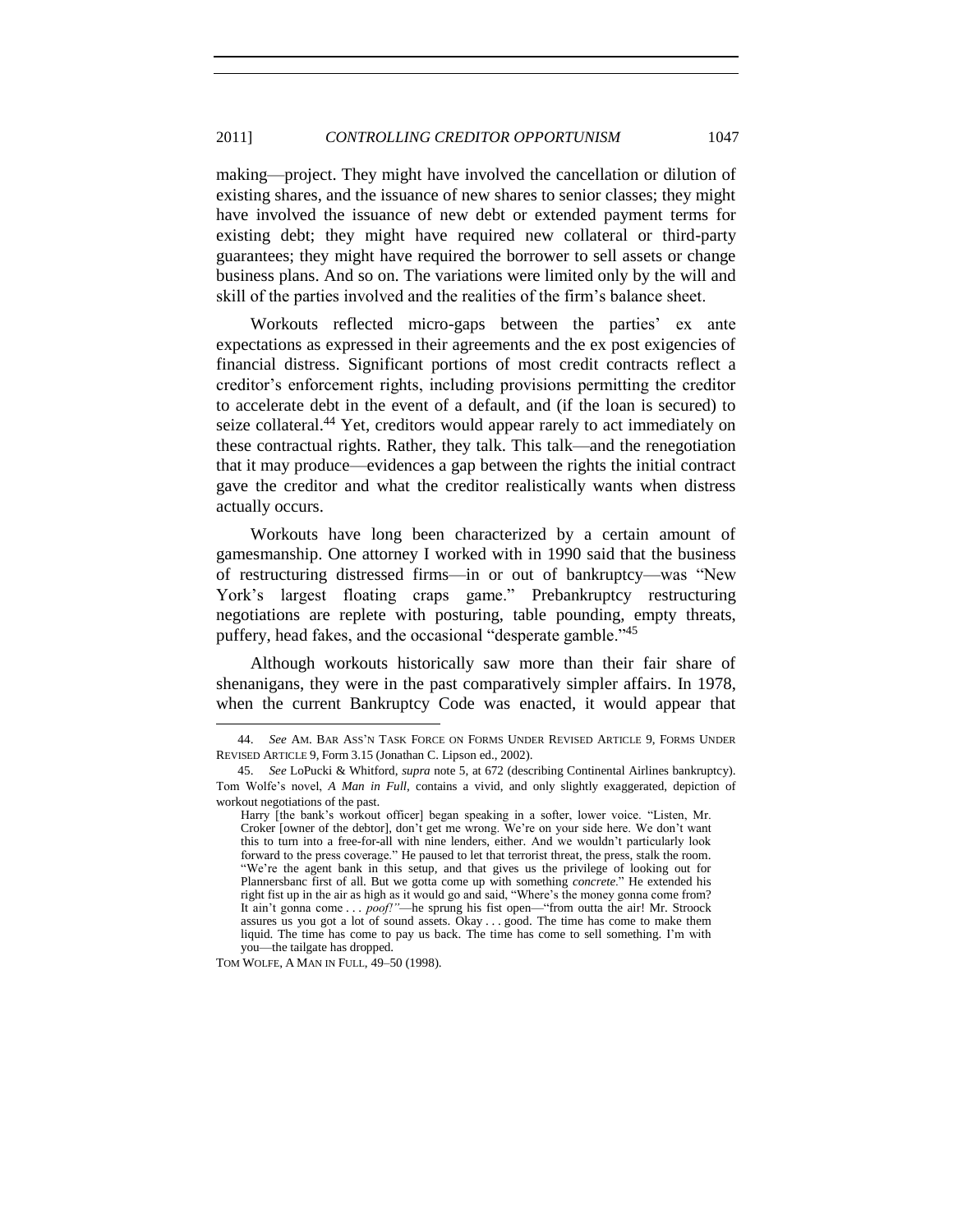making—project. They might have involved the cancellation or dilution of existing shares, and the issuance of new shares to senior classes; they might have involved the issuance of new debt or extended payment terms for existing debt; they might have required new collateral or third-party guarantees; they might have required the borrower to sell assets or change business plans. And so on. The variations were limited only by the will and skill of the parties involved and the realities of the firm's balance sheet.

Workouts reflected micro-gaps between the parties' ex ante expectations as expressed in their agreements and the ex post exigencies of financial distress. Significant portions of most credit contracts reflect a creditor's enforcement rights, including provisions permitting the creditor to accelerate debt in the event of a default, and (if the loan is secured) to seize collateral.[44] Yet, creditors would appear rarely to act immediately on these contractual rights. Rather, they talk. This talk—and the renegotiation that it may produce—evidences a gap between the rights the initial contract gave the creditor and what the creditor realistically wants when distress actually occurs.

Workouts have long been characterized by a certain amount of gamesmanship. One attorney I worked with in 1990 said that the business of restructuring distressed firms—in or out of bankruptcy—was "New York's largest floating craps game." Prebankruptcy restructuring negotiations are replete with posturing, table pounding, empty threats, puffery, head fakes, and the occasional "desperate gamble."[45]

Although workouts historically saw more than their fair share of shenanigans, they were in the past comparatively simpler affairs. In 1978, when the current Bankruptcy Code was enacted, it would appear that

---

44. *See* AM. BAR ASS'N TASK FORCE ON FORMS UNDER REVISED ARTICLE 9, FORMS UNDER REVISED ARTICLE 9, Form 3.15 (Jonathan C. Lipson ed., 2002).

45. *See* LoPucki & Whitford, *supra* note 5, at 672 (describing Continental Airlines bankruptcy). Tom Wolfe's novel, *A Man in Full*, contains a vivid, and only slightly exaggerated, depiction of workout negotiations of the past.

> Harry [the bank's workout officer] began speaking in a softer, lower voice. "Listen, Mr. Croker [owner of the debtor], don't get me wrong. We're on your side here. We don't want this to turn into a free-for-all with nine lenders, either. And we wouldn't particularly look forward to the press coverage." He paused to let that terrorist threat, the press, stalk the room. "We're the agent bank in this setup, and that gives us the privilege of looking out for Plannersbanc first of all. But we gotta come up with something *concrete*." He extended his right fist up in the air as high as it would go and said, "Where's the money gonna come from? It ain't gonna come . . . *poof!"*—he sprung his fist open—"from outta the air! Mr. Stroock assures us you got a lot of sound assets. Okay . . . good. The time has come to make them liquid. The time has come to pay us back. The time has come to sell something. I'm with you—the tailgate has dropped.

TOM WOLFE, A MAN IN FULL, 49–50 (1998).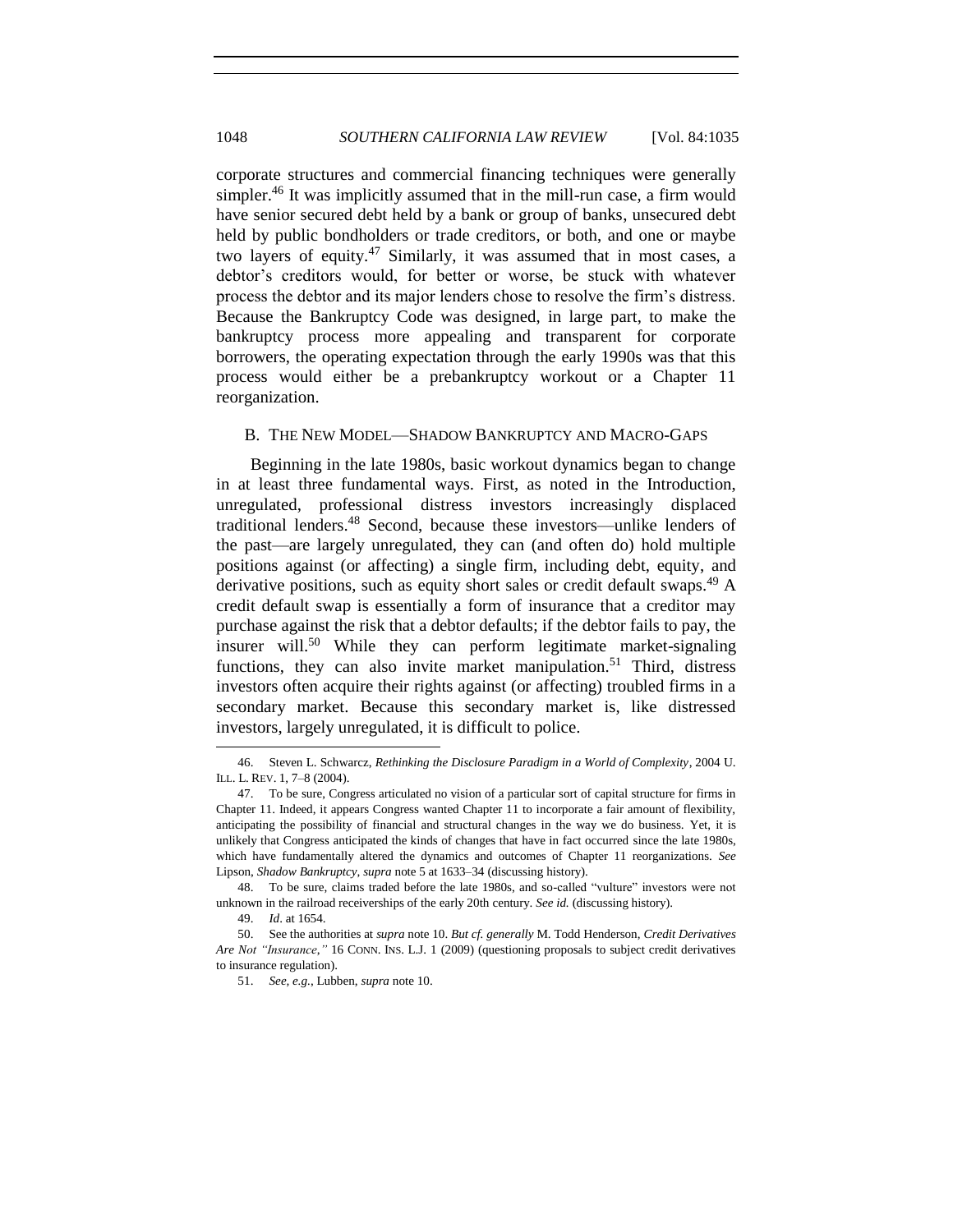corporate structures and commercial financing techniques were generally simpler.[46] It was implicitly assumed that in the mill-run case, a firm would have senior secured debt held by a bank or group of banks, unsecured debt held by public bondholders or trade creditors, or both, and one or maybe two layers of equity.[47] Similarly, it was assumed that in most cases, a debtor's creditors would, for better or worse, be stuck with whatever process the debtor and its major lenders chose to resolve the firm's distress. Because the Bankruptcy Code was designed, in large part, to make the bankruptcy process more appealing and transparent for corporate borrowers, the operating expectation through the early 1990s was that this process would either be a prebankruptcy workout or a Chapter 11 reorganization.

### B. THE NEW MODEL—SHADOW BANKRUPTCY AND MACRO-GAPS

Beginning in the late 1980s, basic workout dynamics began to change in at least three fundamental ways. First, as noted in the Introduction, unregulated, professional distress investors increasingly displaced traditional lenders.[48] Second, because these investors—unlike lenders of the past—are largely unregulated, they can (and often do) hold multiple positions against (or affecting) a single firm, including debt, equity, and derivative positions, such as equity short sales or credit default swaps.[49] A credit default swap is essentially a form of insurance that a creditor may purchase against the risk that a debtor defaults; if the debtor fails to pay, the insurer will.[50] While they can perform legitimate market-signaling functions, they can also invite market manipulation.[51] Third, distress investors often acquire their rights against (or affecting) troubled firms in a secondary market. Because this secondary market is, like distressed investors, largely unregulated, it is difficult to police.

---

46. Steven L. Schwarcz, *Rethinking the Disclosure Paradigm in a World of Complexity*, 2004 U. ILL. L. REV. 1, 7–8 (2004).

47. To be sure, Congress articulated no vision of a particular sort of capital structure for firms in Chapter 11. Indeed, it appears Congress wanted Chapter 11 to incorporate a fair amount of flexibility, anticipating the possibility of financial and structural changes in the way we do business. Yet, it is unlikely that Congress anticipated the kinds of changes that have in fact occurred since the late 1980s, which have fundamentally altered the dynamics and outcomes of Chapter 11 reorganizations. *See* Lipson, *Shadow Bankruptcy*, *supra* note 5 at 1633–34 (discussing history).

48. To be sure, claims traded before the late 1980s, and so-called "vulture" investors were not unknown in the railroad receiverships of the early 20th century. *See id.* (discussing history).

49. *Id*. at 1654.

50. See the authorities at *supra* note 10. *But cf. generally* M. Todd Henderson, *Credit Derivatives Are Not "Insurance*,*"* 16 CONN. INS. L.J. 1 (2009) (questioning proposals to subject credit derivatives to insurance regulation).

51. *See, e.g.*, Lubben, *supra* note 10.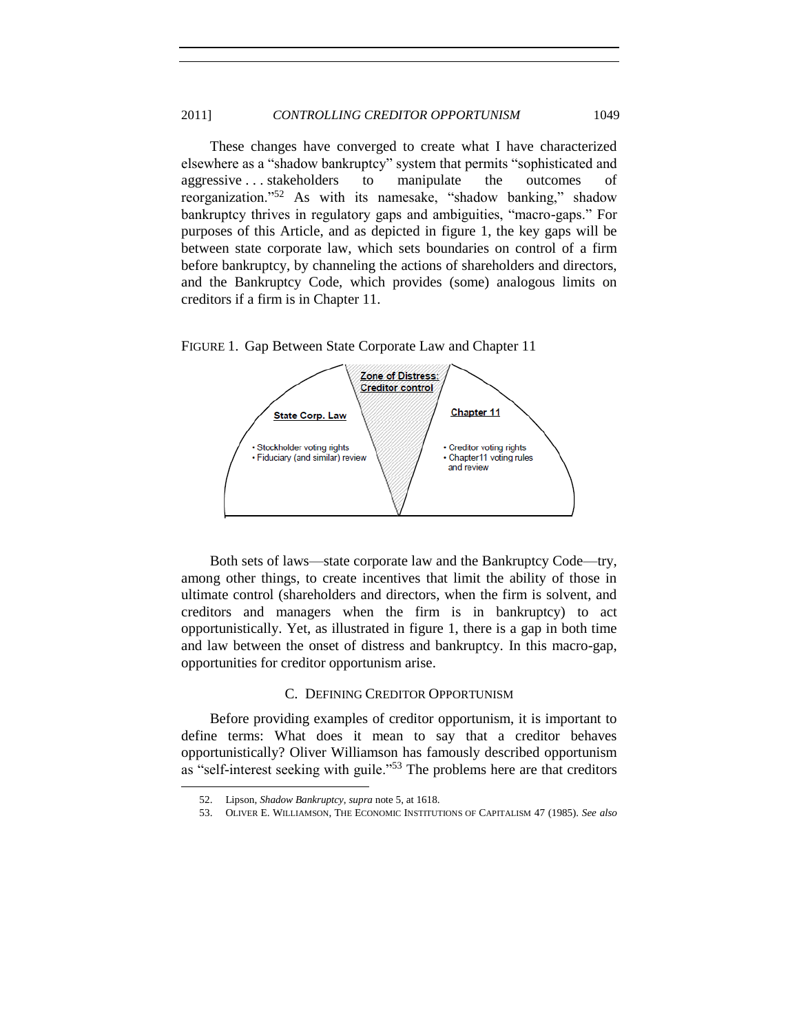These changes have converged to create what I have characterized elsewhere as a "shadow bankruptcy" system that permits "sophisticated and aggressive . . . stakeholders to manipulate the outcomes of reorganization."[52] As with its namesake, "shadow banking," shadow bankruptcy thrives in regulatory gaps and ambiguities, "macro-gaps." For purposes of this Article, and as depicted in figure 1, the key gaps will be between state corporate law, which sets boundaries on control of a firm before bankruptcy, by channeling the actions of shareholders and directors, and the Bankruptcy Code, which provides (some) analogous limits on creditors if a firm is in Chapter 11.

FIGURE 1. Gap Between State Corporate Law and Chapter 11

**Zone of Distress: Creditor control**

**State Corp. Law**

- Stockholder voting rights
- Fiduciary (and similar) review

**Chapter 11**

- Creditor voting rights
- Chapter11 voting rules and review

Both sets of laws—state corporate law and the Bankruptcy Code—try, among other things, to create incentives that limit the ability of those in ultimate control (shareholders and directors, when the firm is solvent, and creditors and managers when the firm is in bankruptcy) to act opportunistically. Yet, as illustrated in figure 1, there is a gap in both time and law between the onset of distress and bankruptcy. In this macro-gap, opportunities for creditor opportunism arise.

## C. Defining Creditor Opportunism

Before providing examples of creditor opportunism, it is important to define terms: What does it mean to say that a creditor behaves opportunistically? Oliver Williamson has famously described opportunism as "self-interest seeking with guile."[53] The problems here are that creditors

---

52. Lipson, *Shadow Bankruptcy*, *supra* note 5, at 1618.

53. OLIVER E. WILLIAMSON, THE ECONOMIC INSTITUTIONS OF CAPITALISM 47 (1985). *See also*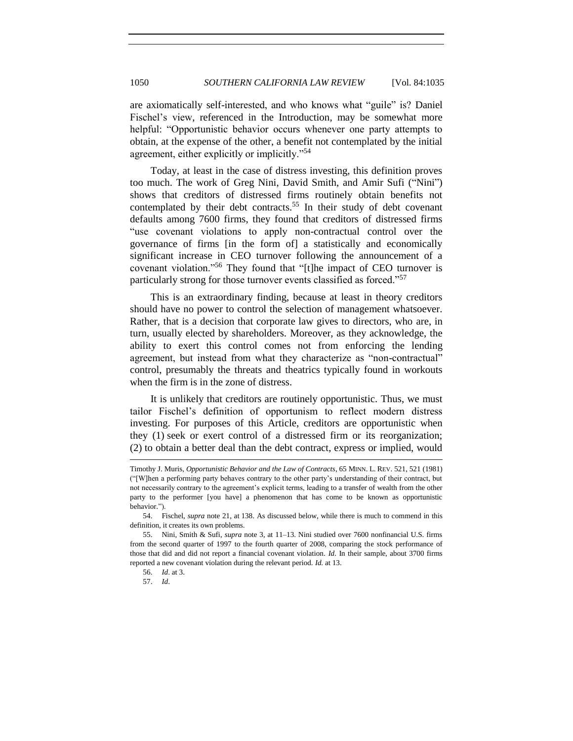are axiomatically self-interested, and who knows what "guile" is? Daniel Fischel's view, referenced in the Introduction, may be somewhat more helpful: "Opportunistic behavior occurs whenever one party attempts to obtain, at the expense of the other, a benefit not contemplated by the initial agreement, either explicitly or implicitly."[54]

Today, at least in the case of distress investing, this definition proves too much. The work of Greg Nini, David Smith, and Amir Sufi ("Nini") shows that creditors of distressed firms routinely obtain benefits not contemplated by their debt contracts.[55] In their study of debt covenant defaults among 7600 firms, they found that creditors of distressed firms "use covenant violations to apply non-contractual control over the governance of firms [in the form of] a statistically and economically significant increase in CEO turnover following the announcement of a covenant violation."[56] They found that "[t]he impact of CEO turnover is particularly strong for those turnover events classified as forced."[57]

This is an extraordinary finding, because at least in theory creditors should have no power to control the selection of management whatsoever. Rather, that is a decision that corporate law gives to directors, who are, in turn, usually elected by shareholders. Moreover, as they acknowledge, the ability to exert this control comes not from enforcing the lending agreement, but instead from what they characterize as "non-contractual" control, presumably the threats and theatrics typically found in workouts when the firm is in the zone of distress.

It is unlikely that creditors are routinely opportunistic. Thus, we must tailor Fischel's definition of opportunism to reflect modern distress investing. For purposes of this Article, creditors are opportunistic when they (1) seek or exert control of a distressed firm or its reorganization; (2) to obtain a better deal than the debt contract, express or implied, would

---

Timothy J. Muris, *Opportunistic Behavior and the Law of Contracts*, 65 MINN. L. REV. 521, 521 (1981) ("[W]hen a performing party behaves contrary to the other party's understanding of their contract, but not necessarily contrary to the agreement's explicit terms, leading to a transfer of wealth from the other party to the performer [you have] a phenomenon that has come to be known as opportunistic behavior.").

54. Fischel, *supra* note 21, at 138. As discussed below, while there is much to commend in this definition, it creates its own problems.

55. Nini, Smith & Sufi, *supra* note 3, at 11–13. Nini studied over 7600 nonfinancial U.S. firms from the second quarter of 1997 to the fourth quarter of 2008, comparing the stock performance of those that did and did not report a financial covenant violation. *Id.* In their sample, about 3700 firms reported a new covenant violation during the relevant period. *Id.* at 13.

56. *Id.* at 3.

57. *Id.*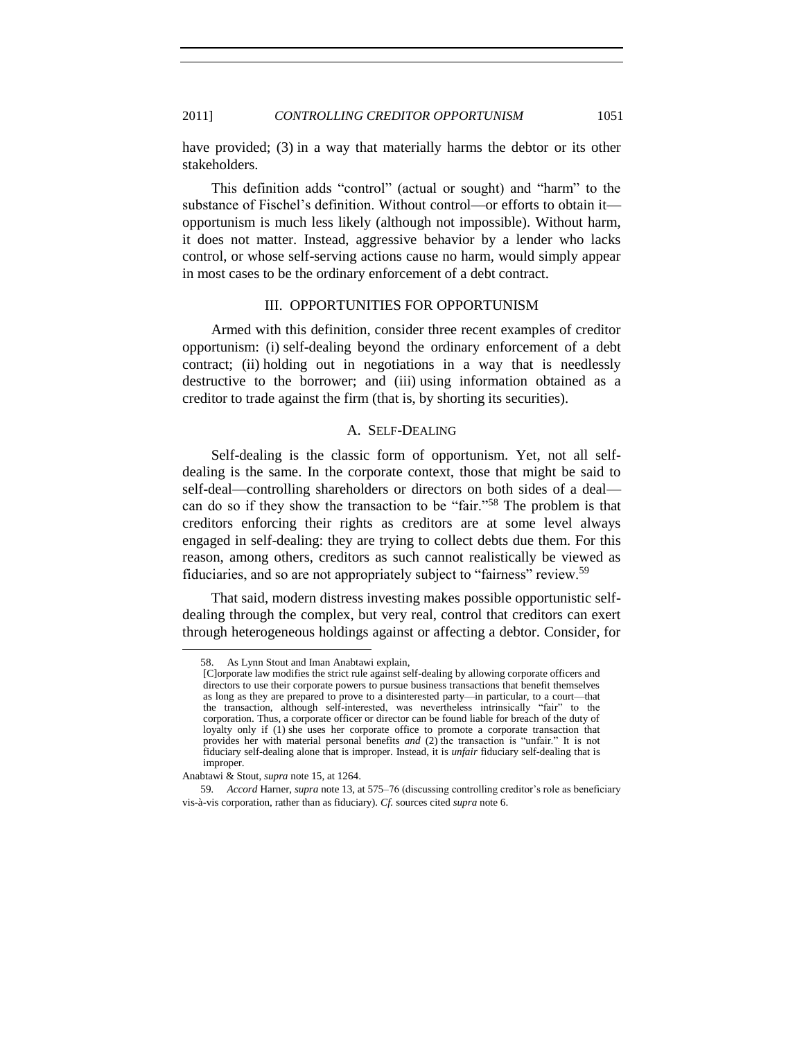have provided; (3) in a way that materially harms the debtor or its other stakeholders.

This definition adds "control" (actual or sought) and "harm" to the substance of Fischel's definition. Without control—or efforts to obtain it—opportunism is much less likely (although not impossible). Without harm, it does not matter. Instead, aggressive behavior by a lender who lacks control, or whose self-serving actions cause no harm, would simply appear in most cases to be the ordinary enforcement of a debt contract.

## III. OPPORTUNITIES FOR OPPORTUNISM

Armed with this definition, consider three recent examples of creditor opportunism: (i) self-dealing beyond the ordinary enforcement of a debt contract; (ii) holding out in negotiations in a way that is needlessly destructive to the borrower; and (iii) using information obtained as a creditor to trade against the firm (that is, by shorting its securities).

### A. SELF-DEALING

Self-dealing is the classic form of opportunism. Yet, not all self-dealing is the same. In the corporate context, those that might be said to self-deal—controlling shareholders or directors on both sides of a deal—can do so if they show the transaction to be "fair."[58] The problem is that creditors enforcing their rights as creditors are at some level always engaged in self-dealing: they are trying to collect debts due them. For this reason, among others, creditors as such cannot realistically be viewed as fiduciaries, and so are not appropriately subject to "fairness" review.[59]

That said, modern distress investing makes possible opportunistic self-dealing through the complex, but very real, control that creditors can exert through heterogeneous holdings against or affecting a debtor. Consider, for

---

58. As Lynn Stout and Iman Anabtawi explain,

> [C]orporate law modifies the strict rule against self-dealing by allowing corporate officers and directors to use their corporate powers to pursue business transactions that benefit themselves as long as they are prepared to prove to a disinterested party—in particular, to a court—that the transaction, although self-interested, was nevertheless intrinsically "fair" to the corporation. Thus, a corporate officer or director can be found liable for breach of the duty of loyalty only if (1) she uses her corporate office to promote a corporate transaction that provides her with material personal benefits *and* (2) the transaction is "unfair." It is not fiduciary self-dealing alone that is improper. Instead, it is *unfair* fiduciary self-dealing that is improper.

Anabtawi & Stout, *supra* note 15, at 1264.

59. *Accord* Harner, *supra* note 13, at 575–76 (discussing controlling creditor's role as beneficiary vis-à-vis corporation, rather than as fiduciary). *Cf.* sources cited *supra* note 6.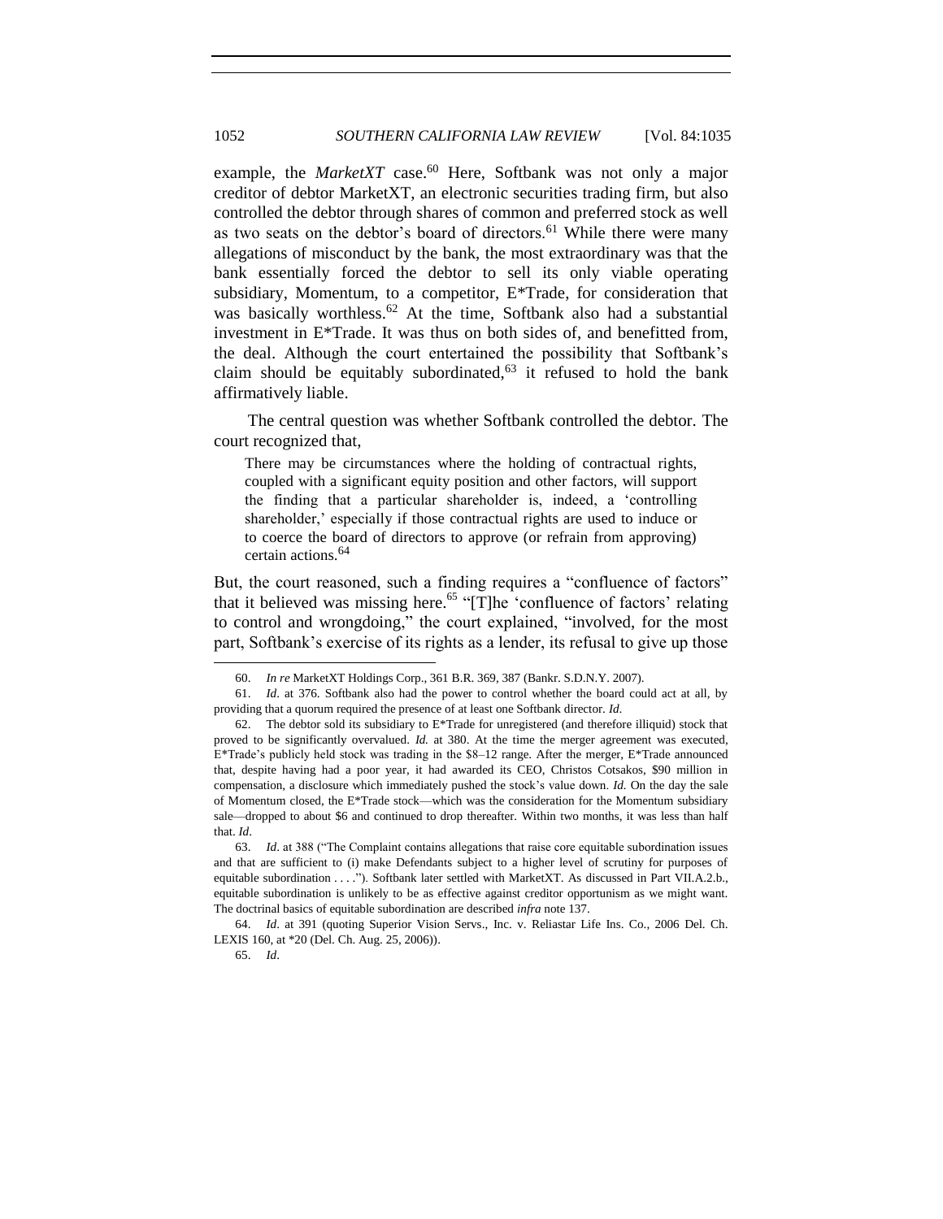example, the *MarketXT* case.[60] Here, Softbank was not only a major creditor of debtor MarketXT, an electronic securities trading firm, but also controlled the debtor through shares of common and preferred stock as well as two seats on the debtor's board of directors.[61] While there were many allegations of misconduct by the bank, the most extraordinary was that the bank essentially forced the debtor to sell its only viable operating subsidiary, Momentum, to a competitor, E*Trade, for consideration that was basically worthless.[62] At the time, Softbank also had a substantial investment in E*Trade. It was thus on both sides of, and benefitted from, the deal. Although the court entertained the possibility that Softbank's claim should be equitably subordinated,[63] it refused to hold the bank affirmatively liable.

The central question was whether Softbank controlled the debtor. The court recognized that,

> There may be circumstances where the holding of contractual rights, coupled with a significant equity position and other factors, will support the finding that a particular shareholder is, indeed, a 'controlling shareholder,' especially if those contractual rights are used to induce or to coerce the board of directors to approve (or refrain from approving) certain actions.[64]

But, the court reasoned, such a finding requires a "confluence of factors" that it believed was missing here.[65] "[T]he 'confluence of factors' relating to control and wrongdoing," the court explained, "involved, for the most part, Softbank's exercise of its rights as a lender, its refusal to give up those

---

60. *In re* MarketXT Holdings Corp., 361 B.R. 369, 387 (Bankr. S.D.N.Y. 2007).

61. *Id*. at 376. Softbank also had the power to control whether the board could act at all, by providing that a quorum required the presence of at least one Softbank director. *Id*.

62. The debtor sold its subsidiary to E*Trade for unregistered (and therefore illiquid) stock that proved to be significantly overvalued. *Id.* at 380. At the time the merger agreement was executed, E*Trade's publicly held stock was trading in the $8–12 range. After the merger, E*Trade announced that, despite having had a poor year, it had awarded its CEO, Christos Cotsakos, $90 million in compensation, a disclosure which immediately pushed the stock's value down. *Id.* On the day the sale of Momentum closed, the E*Trade stock—which was the consideration for the Momentum subsidiary sale—dropped to about $6 and continued to drop thereafter. Within two months, it was less than half that. *Id*.

63. *Id*. at 388 ("The Complaint contains allegations that raise core equitable subordination issues and that are sufficient to (i) make Defendants subject to a higher level of scrutiny for purposes of equitable subordination . . . ."). Softbank later settled with MarketXT. As discussed in Part VII.A.2.b., equitable subordination is unlikely to be as effective against creditor opportunism as we might want. The doctrinal basics of equitable subordination are described *infra* note 137.

64. *Id*. at 391 (quoting Superior Vision Servs., Inc. v. Reliastar Life Ins. Co., 2006 Del. Ch. LEXIS 160, at *20 (Del. Ch. Aug. 25, 2006)).

65. *Id*.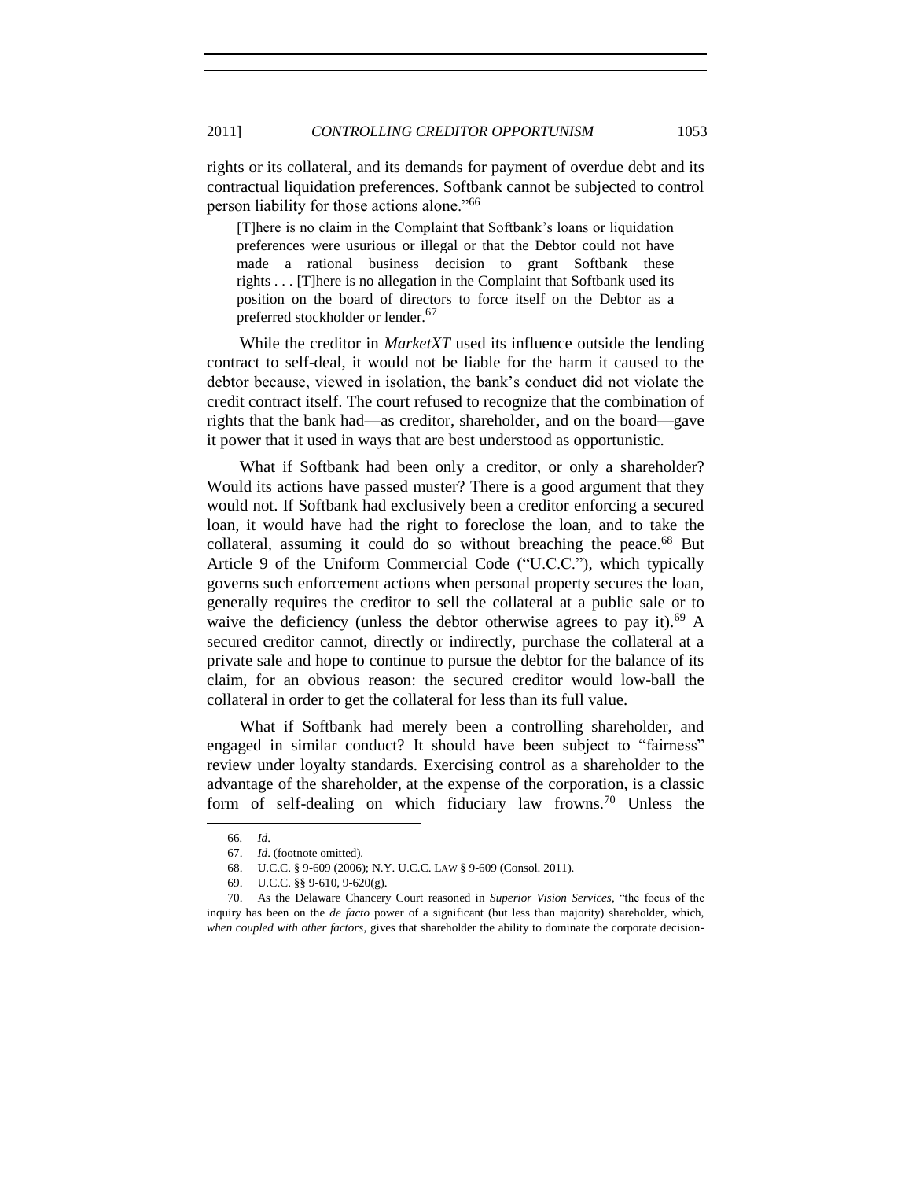rights or its collateral, and its demands for payment of overdue debt and its contractual liquidation preferences. Softbank cannot be subjected to control person liability for those actions alone."[66]

> [T]here is no claim in the Complaint that Softbank's loans or liquidation preferences were usurious or illegal or that the Debtor could not have made a rational business decision to grant Softbank these rights . . . [T]here is no allegation in the Complaint that Softbank used its position on the board of directors to force itself on the Debtor as a preferred stockholder or lender.[67]

While the creditor in *MarketXT* used its influence outside the lending contract to self-deal, it would not be liable for the harm it caused to the debtor because, viewed in isolation, the bank's conduct did not violate the credit contract itself. The court refused to recognize that the combination of rights that the bank had—as creditor, shareholder, and on the board—gave it power that it used in ways that are best understood as opportunistic.

What if Softbank had been only a creditor, or only a shareholder? Would its actions have passed muster? There is a good argument that they would not. If Softbank had exclusively been a creditor enforcing a secured loan, it would have had the right to foreclose the loan, and to take the collateral, assuming it could do so without breaching the peace.[68] But Article 9 of the Uniform Commercial Code ("U.C.C."), which typically governs such enforcement actions when personal property secures the loan, generally requires the creditor to sell the collateral at a public sale or to waive the deficiency (unless the debtor otherwise agrees to pay it).[69] A secured creditor cannot, directly or indirectly, purchase the collateral at a private sale and hope to continue to pursue the debtor for the balance of its claim, for an obvious reason: the secured creditor would low-ball the collateral in order to get the collateral for less than its full value.

What if Softbank had merely been a controlling shareholder, and engaged in similar conduct? It should have been subject to "fairness" review under loyalty standards. Exercising control as a shareholder to the advantage of the shareholder, at the expense of the corporation, is a classic form of self-dealing on which fiduciary law frowns.[70] Unless the

---

66. *Id*.

67. *Id*. (footnote omitted).

68. U.C.C. § 9-609 (2006); N.Y. U.C.C. LAW § 9-609 (Consol. 2011).

69. U.C.C. §§ 9-610, 9-620(g).

70. As the Delaware Chancery Court reasoned in *Superior Vision Services*, "the focus of the inquiry has been on the *de facto* power of a significant (but less than majority) shareholder, which, *when coupled with other factors*, gives that shareholder the ability to dominate the corporate decision-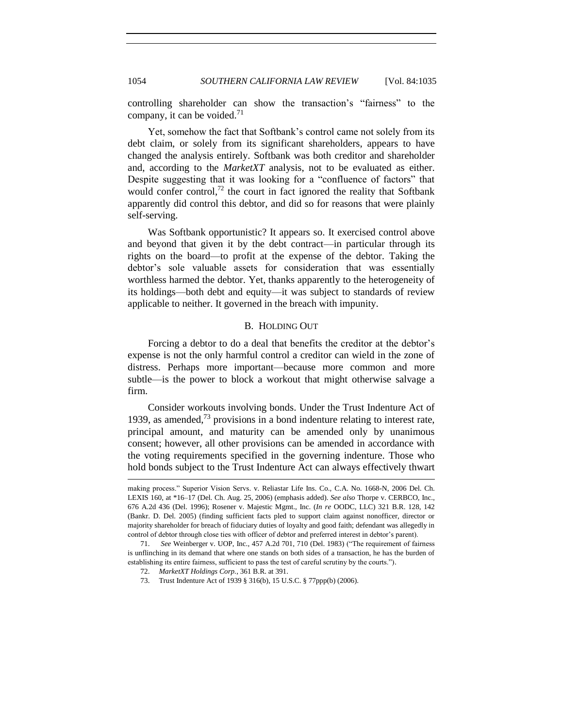controlling shareholder can show the transaction's "fairness" to the company, it can be voided.[71]

Yet, somehow the fact that Softbank's control came not solely from its debt claim, or solely from its significant shareholders, appears to have changed the analysis entirely. Softbank was both creditor and shareholder and, according to the *MarketXT* analysis, not to be evaluated as either. Despite suggesting that it was looking for a "confluence of factors" that would confer control,[72] the court in fact ignored the reality that Softbank apparently did control this debtor, and did so for reasons that were plainly self-serving.

Was Softbank opportunistic? It appears so. It exercised control above and beyond that given it by the debt contract—in particular through its rights on the board—to profit at the expense of the debtor. Taking the debtor's sole valuable assets for consideration that was essentially worthless harmed the debtor. Yet, thanks apparently to the heterogeneity of its holdings—both debt and equity—it was subject to standards of review applicable to neither. It governed in the breach with impunity.

### B. HOLDING OUT

Forcing a debtor to do a deal that benefits the creditor at the debtor's expense is not the only harmful control a creditor can wield in the zone of distress. Perhaps more important—because more common and more subtle—is the power to block a workout that might otherwise salvage a firm.

Consider workouts involving bonds. Under the Trust Indenture Act of 1939, as amended,[73] provisions in a bond indenture relating to interest rate, principal amount, and maturity can be amended only by unanimous consent; however, all other provisions can be amended in accordance with the voting requirements specified in the governing indenture. Those who hold bonds subject to the Trust Indenture Act can always effectively thwart

---

making process." Superior Vision Servs. v. Reliastar Life Ins. Co., C.A. No. 1668-N, 2006 Del. Ch. LEXIS 160, at *16–17 (Del. Ch. Aug. 25, 2006) (emphasis added). *See also* Thorpe v. CERBCO, Inc., 676 A.2d 436 (Del. 1996); Rosener v. Majestic Mgmt., Inc. (*In re* OODC, LLC) 321 B.R. 128, 142 (Bankr. D. Del. 2005) (finding sufficient facts pled to support claim against nonofficer, director or majority shareholder for breach of fiduciary duties of loyalty and good faith; defendant was allegedly in control of debtor through close ties with officer of debtor and preferred interest in debtor's parent).

71. *See* Weinberger v. UOP, Inc., 457 A.2d 701, 710 (Del. 1983) ("The requirement of fairness is unflinching in its demand that where one stands on both sides of a transaction, he has the burden of establishing its entire fairness, sufficient to pass the test of careful scrutiny by the courts.").

72. *MarketXT Holdings Corp.*, 361 B.R. at 391.

73. Trust Indenture Act of 1939 § 316(b), 15 U.S.C. § 77ppp(b) (2006).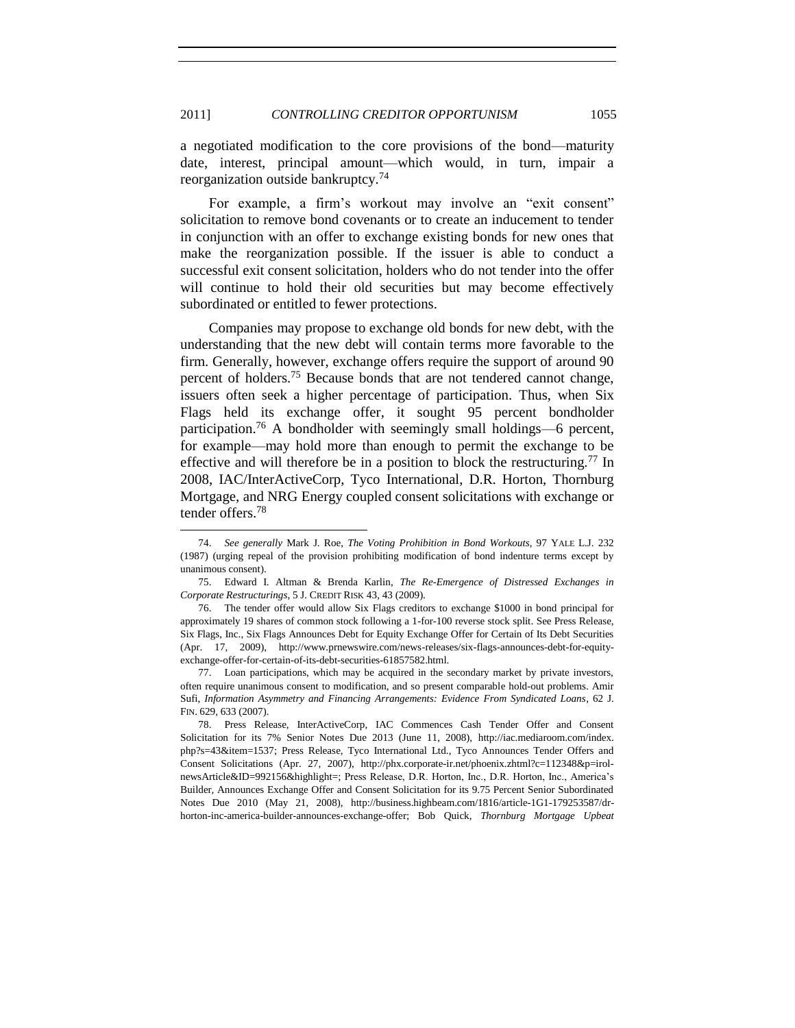a negotiated modification to the core provisions of the bond—maturity date, interest, principal amount—which would, in turn, impair a reorganization outside bankruptcy.[74]

For example, a firm's workout may involve an "exit consent" solicitation to remove bond covenants or to create an inducement to tender in conjunction with an offer to exchange existing bonds for new ones that make the reorganization possible. If the issuer is able to conduct a successful exit consent solicitation, holders who do not tender into the offer will continue to hold their old securities but may become effectively subordinated or entitled to fewer protections.

Companies may propose to exchange old bonds for new debt, with the understanding that the new debt will contain terms more favorable to the firm. Generally, however, exchange offers require the support of around 90 percent of holders.[75] Because bonds that are not tendered cannot change, issuers often seek a higher percentage of participation. Thus, when Six Flags held its exchange offer, it sought 95 percent bondholder participation.[76] A bondholder with seemingly small holdings—6 percent, for example—may hold more than enough to permit the exchange to be effective and will therefore be in a position to block the restructuring.[77] In 2008, IAC/InterActiveCorp, Tyco International, D.R. Horton, Thornburg Mortgage, and NRG Energy coupled consent solicitations with exchange or tender offers.[78]

---

74. *See generally* Mark J. Roe, *The Voting Prohibition in Bond Workouts*, 97 YALE L.J. 232 (1987) (urging repeal of the provision prohibiting modification of bond indenture terms except by unanimous consent).

75. Edward I. Altman & Brenda Karlin, *The Re-Emergence of Distressed Exchanges in Corporate Restructurings*, 5 J. CREDIT RISK 43, 43 (2009).

76. The tender offer would allow Six Flags creditors to exchange $1000 in bond principal for approximately 19 shares of common stock following a 1-for-100 reverse stock split. See Press Release, Six Flags, Inc., Six Flags Announces Debt for Equity Exchange Offer for Certain of Its Debt Securities (Apr. 17, 2009), http://www.prnewswire.com/news-releases/six-flags-announces-debt-for-equity-exchange-offer-for-certain-of-its-debt-securities-61857582.html.

77. Loan participations, which may be acquired in the secondary market by private investors, often require unanimous consent to modification, and so present comparable hold-out problems. Amir Sufi, *Information Asymmetry and Financing Arrangements: Evidence From Syndicated Loans*, 62 J. FIN. 629, 633 (2007).

78. Press Release, InterActiveCorp, IAC Commences Cash Tender Offer and Consent Solicitation for its 7% Senior Notes Due 2013 (June 11, 2008), http://iac.mediaroom.com/index.php?s=43&item=1537; Press Release, Tyco International Ltd., Tyco Announces Tender Offers and Consent Solicitations (Apr. 27, 2007), http://phx.corporate-ir.net/phoenix.zhtml?c=112348&p=irol-newsArticle&ID=992156&highlight=; Press Release, D.R. Horton, Inc., D.R. Horton, Inc., America's Builder, Announces Exchange Offer and Consent Solicitation for its 9.75 Percent Senior Subordinated Notes Due 2010 (May 21, 2008), http://business.highbeam.com/1816/article-1G1-179253587/dr-horton-inc-america-builder-announces-exchange-offer; Bob Quick, *Thornburg Mortgage Upbeat*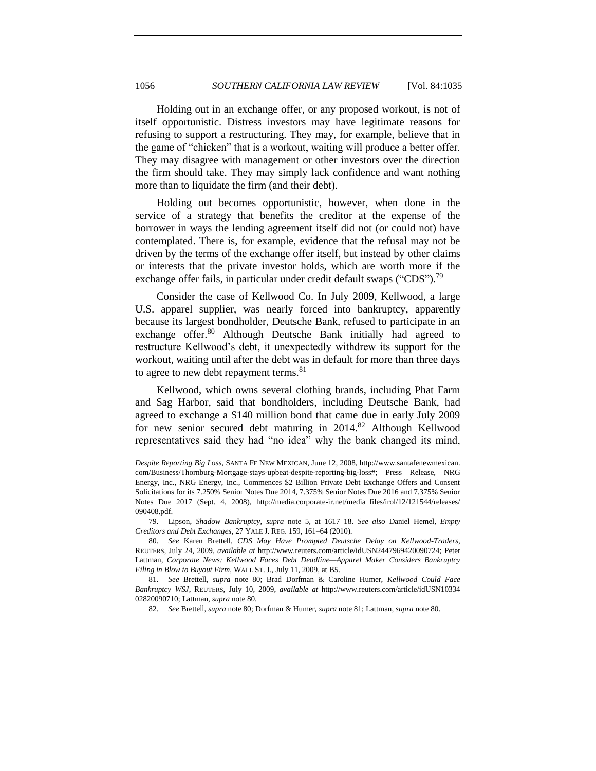Holding out in an exchange offer, or any proposed workout, is not of itself opportunistic. Distress investors may have legitimate reasons for refusing to support a restructuring. They may, for example, believe that in the game of "chicken" that is a workout, waiting will produce a better offer. They may disagree with management or other investors over the direction the firm should take. They may simply lack confidence and want nothing more than to liquidate the firm (and their debt).

Holding out becomes opportunistic, however, when done in the service of a strategy that benefits the creditor at the expense of the borrower in ways the lending agreement itself did not (or could not) have contemplated. There is, for example, evidence that the refusal may not be driven by the terms of the exchange offer itself, but instead by other claims or interests that the private investor holds, which are worth more if the exchange offer fails, in particular under credit default swaps ("CDS").[79]

Consider the case of Kellwood Co. In July 2009, Kellwood, a large U.S. apparel supplier, was nearly forced into bankruptcy, apparently because its largest bondholder, Deutsche Bank, refused to participate in an exchange offer.[80] Although Deutsche Bank initially had agreed to restructure Kellwood's debt, it unexpectedly withdrew its support for the workout, waiting until after the debt was in default for more than three days to agree to new debt repayment terms.[81]

Kellwood, which owns several clothing brands, including Phat Farm and Sag Harbor, said that bondholders, including Deutsche Bank, had agreed to exchange a $140 million bond that came due in early July 2009 for new senior secured debt maturing in 2014.[82] Although Kellwood representatives said they had "no idea" why the bank changed its mind,

---

*Despite Reporting Big Loss*, SANTA FE NEW MEXICAN, June 12, 2008, http://www.santafenewmexican.com/Business/Thornburg-Mortgage-stays-upbeat-despite-reporting-big-loss#; Press Release, NRG Energy, Inc., NRG Energy, Inc., Commences $2 Billion Private Debt Exchange Offers and Consent Solicitations for its 7.250% Senior Notes Due 2014, 7.375% Senior Notes Due 2016 and 7.375% Senior Notes Due 2017 (Sept. 4, 2008), http://media.corporate-ir.net/media_files/irol/12/121544/releases/090408.pdf.

79. Lipson, *Shadow Bankruptcy*, *supra* note 5, at 1617–18. *See also* Daniel Hemel, *Empty Creditors and Debt Exchanges*, 27 YALE J. REG. 159, 161–64 (2010).

80. *See* Karen Brettell, *CDS May Have Prompted Deutsche Delay on Kellwood-Traders*, REUTERS, July 24, 2009, *available at* http://www.reuters.com/article/idUSN2447969420090724; Peter Lattman, *Corporate News: Kellwood Faces Debt Deadline—Apparel Maker Considers Bankruptcy Filing in Blow to Buyout Firm*, WALL ST. J., July 11, 2009, at B5.

81. *See* Brettell, *supra* note 80; Brad Dorfman & Caroline Humer, *Kellwood Could Face Bankruptcy–WSJ*, REUTERS, July 10, 2009, *available at* http://www.reuters.com/article/idUSN1033402820090710; Lattman, *supra* note 80.

82. *See* Brettell, *supra* note 80; Dorfman & Humer, *supra* note 81; Lattman, *supra* note 80.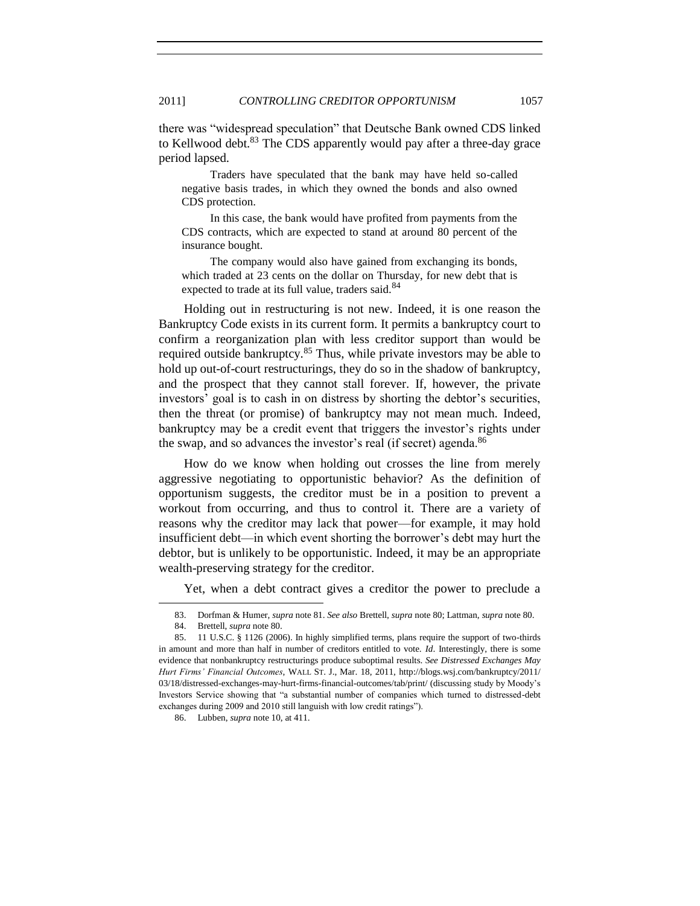there was "widespread speculation" that Deutsche Bank owned CDS linked to Kellwood debt.[83] The CDS apparently would pay after a three-day grace period lapsed.

> Traders have speculated that the bank may have held so-called negative basis trades, in which they owned the bonds and also owned CDS protection.
>
> In this case, the bank would have profited from payments from the CDS contracts, which are expected to stand at around 80 percent of the insurance bought.
>
> The company would also have gained from exchanging its bonds, which traded at 23 cents on the dollar on Thursday, for new debt that is expected to trade at its full value, traders said.[84]

Holding out in restructuring is not new. Indeed, it is one reason the Bankruptcy Code exists in its current form. It permits a bankruptcy court to confirm a reorganization plan with less creditor support than would be required outside bankruptcy.[85] Thus, while private investors may be able to hold up out-of-court restructurings, they do so in the shadow of bankruptcy, and the prospect that they cannot stall forever. If, however, the private investors' goal is to cash in on distress by shorting the debtor's securities, then the threat (or promise) of bankruptcy may not mean much. Indeed, bankruptcy may be a credit event that triggers the investor's rights under the swap, and so advances the investor's real (if secret) agenda.[86]

How do we know when holding out crosses the line from merely aggressive negotiating to opportunistic behavior? As the definition of opportunism suggests, the creditor must be in a position to prevent a workout from occurring, and thus to control it. There are a variety of reasons why the creditor may lack that power—for example, it may hold insufficient debt—in which event shorting the borrower's debt may hurt the debtor, but is unlikely to be opportunistic. Indeed, it may be an appropriate wealth-preserving strategy for the creditor.

Yet, when a debt contract gives a creditor the power to preclude a

---

83. Dorfman & Humer, *supra* note 81. *See also* Brettell, *supra* note 80; Lattman, *supra* note 80.

84. Brettell, *supra* note 80.

85. 11 U.S.C. § 1126 (2006). In highly simplified terms, plans require the support of two-thirds in amount and more than half in number of creditors entitled to vote. *Id*. Interestingly, there is some evidence that nonbankruptcy restructurings produce suboptimal results. *See Distressed Exchanges May Hurt Firms' Financial Outcomes*, WALL ST. J., Mar. 18, 2011, http://blogs.wsj.com/bankruptcy/2011/03/18/distressed-exchanges-may-hurt-firms-financial-outcomes/tab/print/ (discussing study by Moody's Investors Service showing that "a substantial number of companies which turned to distressed-debt exchanges during 2009 and 2010 still languish with low credit ratings").

86. Lubben, *supra* note 10, at 411.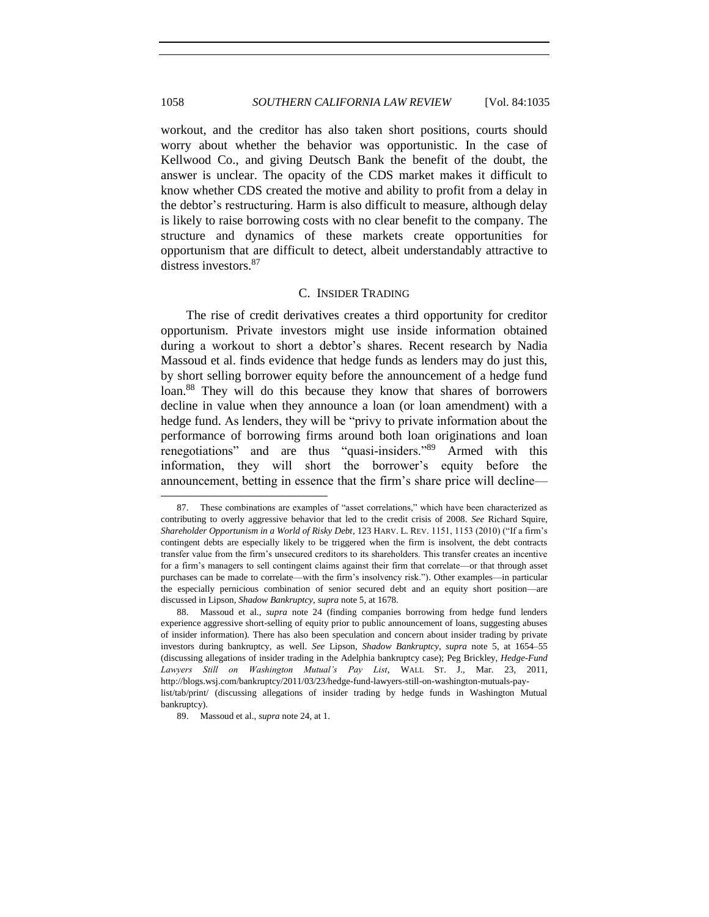workout, and the creditor has also taken short positions, courts should worry about whether the behavior was opportunistic. In the case of Kellwood Co., and giving Deutsch Bank the benefit of the doubt, the answer is unclear. The opacity of the CDS market makes it difficult to know whether CDS created the motive and ability to profit from a delay in the debtor's restructuring. Harm is also difficult to measure, although delay is likely to raise borrowing costs with no clear benefit to the company. The structure and dynamics of these markets create opportunities for opportunism that are difficult to detect, albeit understandably attractive to distress investors.[87]

### C. INSIDER TRADING

The rise of credit derivatives creates a third opportunity for creditor opportunism. Private investors might use inside information obtained during a workout to short a debtor's shares. Recent research by Nadia Massoud et al. finds evidence that hedge funds as lenders may do just this, by short selling borrower equity before the announcement of a hedge fund loan.[88] They will do this because they know that shares of borrowers decline in value when they announce a loan (or loan amendment) with a hedge fund. As lenders, they will be "privy to private information about the performance of borrowing firms around both loan originations and loan renegotiations" and are thus "quasi-insiders."[89] Armed with this information, they will short the borrower's equity before the announcement, betting in essence that the firm's share price will decline—

---

87. These combinations are examples of "asset correlations," which have been characterized as contributing to overly aggressive behavior that led to the credit crisis of 2008. *See* Richard Squire, *Shareholder Opportunism in a World of Risky Debt*, 123 HARV. L. REV. 1151, 1153 (2010) ("If a firm's contingent debts are especially likely to be triggered when the firm is insolvent, the debt contracts transfer value from the firm's unsecured creditors to its shareholders. This transfer creates an incentive for a firm's managers to sell contingent claims against their firm that correlate—or that through asset purchases can be made to correlate—with the firm's insolvency risk."). Other examples—in particular the especially pernicious combination of senior secured debt and an equity short position—are discussed in Lipson, *Shadow Bankruptcy*, *supra* note 5, at 1678.

88. Massoud et al., *supra* note 24 (finding companies borrowing from hedge fund lenders experience aggressive short-selling of equity prior to public announcement of loans, suggesting abuses of insider information). There has also been speculation and concern about insider trading by private investors during bankruptcy, as well. *See* Lipson, *Shadow Bankruptcy*, *supra* note 5, at 1654–55 (discussing allegations of insider trading in the Adelphia bankruptcy case); Peg Brickley, *Hedge-Fund Lawyers Still on Washington Mutual's Pay List*, WALL ST. J., Mar. 23, 2011, http://blogs.wsj.com/bankruptcy/2011/03/23/hedge-fund-lawyers-still-on-washington-mutuals-pay-list/tab/print/ (discussing allegations of insider trading by hedge funds in Washington Mutual bankruptcy).

89. Massoud et al., *supra* note 24, at 1.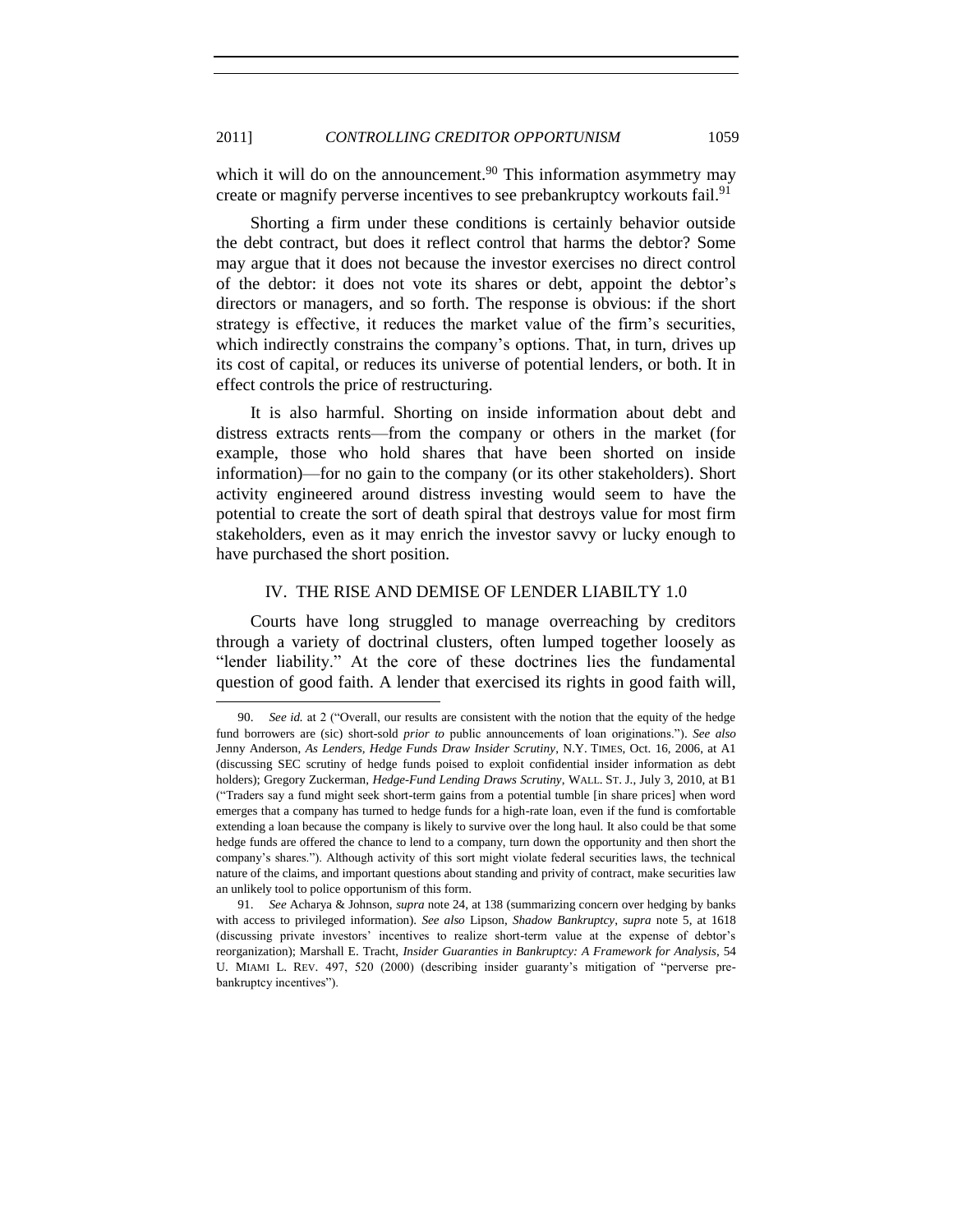which it will do on the announcement.[90] This information asymmetry may create or magnify perverse incentives to see prebankruptcy workouts fail.[91]

Shorting a firm under these conditions is certainly behavior outside the debt contract, but does it reflect control that harms the debtor? Some may argue that it does not because the investor exercises no direct control of the debtor: it does not vote its shares or debt, appoint the debtor's directors or managers, and so forth. The response is obvious: if the short strategy is effective, it reduces the market value of the firm's securities, which indirectly constrains the company's options. That, in turn, drives up its cost of capital, or reduces its universe of potential lenders, or both. It in effect controls the price of restructuring.

It is also harmful. Shorting on inside information about debt and distress extracts rents—from the company or others in the market (for example, those who hold shares that have been shorted on inside information)—for no gain to the company (or its other stakeholders). Short activity engineered around distress investing would seem to have the potential to create the sort of death spiral that destroys value for most firm stakeholders, even as it may enrich the investor savvy or lucky enough to have purchased the short position.

## IV. THE RISE AND DEMISE OF LENDER LIABILTY 1.0

Courts have long struggled to manage overreaching by creditors through a variety of doctrinal clusters, often lumped together loosely as "lender liability." At the core of these doctrines lies the fundamental question of good faith. A lender that exercised its rights in good faith will,

---

90. *See id.* at 2 ("Overall, our results are consistent with the notion that the equity of the hedge fund borrowers are (sic) short-sold *prior to* public announcements of loan originations."). *See also* Jenny Anderson, *As Lenders, Hedge Funds Draw Insider Scrutiny*, N.Y. TIMES, Oct. 16, 2006, at A1 (discussing SEC scrutiny of hedge funds poised to exploit confidential insider information as debt holders); Gregory Zuckerman, *Hedge-Fund Lending Draws Scrutiny*, WALL. ST. J., July 3, 2010, at B1 ("Traders say a fund might seek short-term gains from a potential tumble [in share prices] when word emerges that a company has turned to hedge funds for a high-rate loan, even if the fund is comfortable extending a loan because the company is likely to survive over the long haul. It also could be that some hedge funds are offered the chance to lend to a company, turn down the opportunity and then short the company's shares."). Although activity of this sort might violate federal securities laws, the technical nature of the claims, and important questions about standing and privity of contract, make securities law an unlikely tool to police opportunism of this form.

91. *See* Acharya & Johnson, *supra* note 24, at 138 (summarizing concern over hedging by banks with access to privileged information). *See also* Lipson, *Shadow Bankruptcy*, *supra* note 5, at 1618 (discussing private investors' incentives to realize short-term value at the expense of debtor's reorganization); Marshall E. Tracht, *Insider Guaranties in Bankruptcy: A Framework for Analysis*, 54 U. MIAMI L. REV. 497, 520 (2000) (describing insider guaranty's mitigation of "perverse pre-bankruptcy incentives").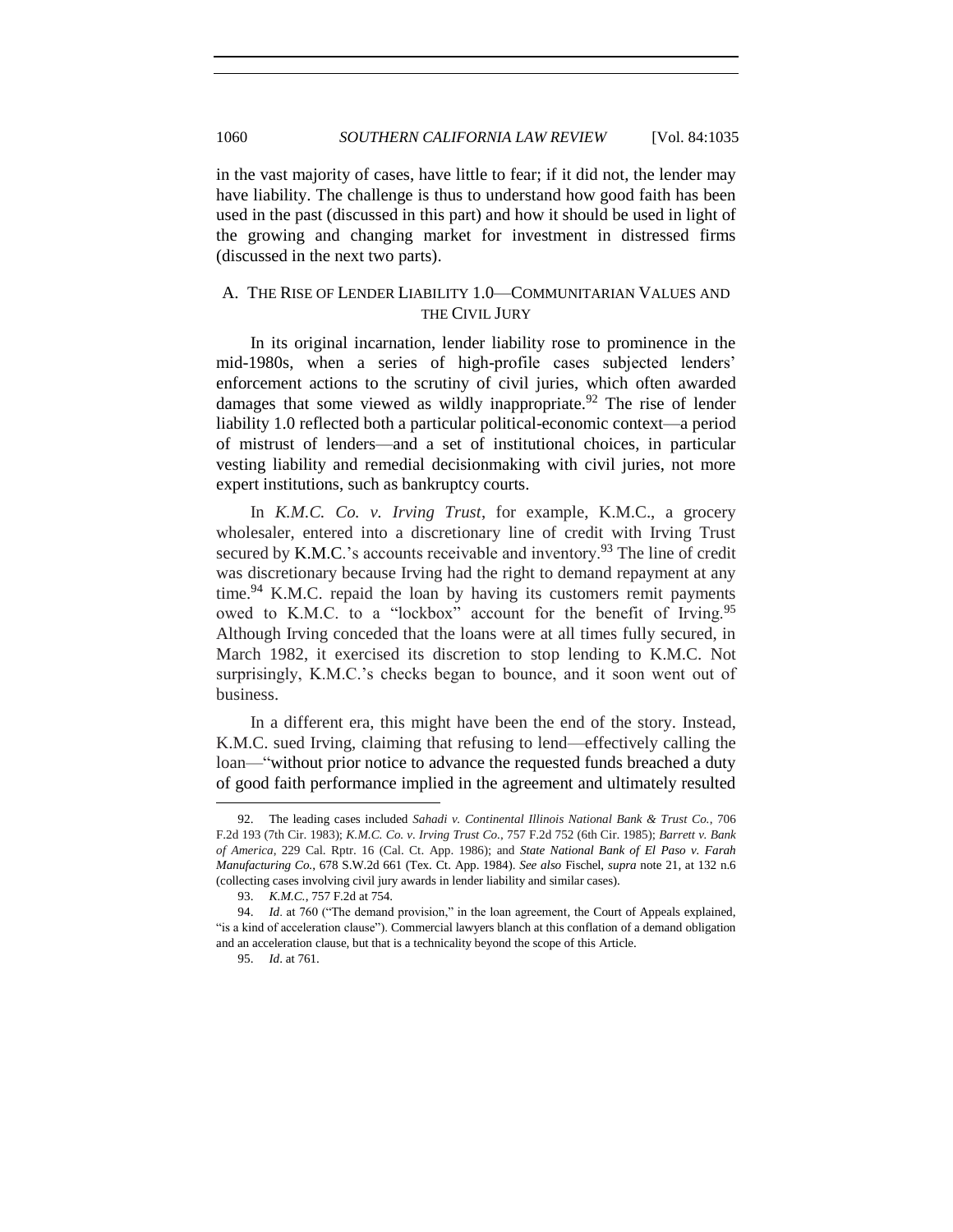in the vast majority of cases, have little to fear; if it did not, the lender may have liability. The challenge is thus to understand how good faith has been used in the past (discussed in this part) and how it should be used in light of the growing and changing market for investment in distressed firms (discussed in the next two parts).

## A. THE RISE OF LENDER LIABILITY 1.0—COMMUNITARIAN VALUES AND THE CIVIL JURY

In its original incarnation, lender liability rose to prominence in the mid-1980s, when a series of high-profile cases subjected lenders' enforcement actions to the scrutiny of civil juries, which often awarded damages that some viewed as wildly inappropriate.[92] The rise of lender liability 1.0 reflected both a particular political-economic context—a period of mistrust of lenders—and a set of institutional choices, in particular vesting liability and remedial decisionmaking with civil juries, not more expert institutions, such as bankruptcy courts.

In *K.M.C. Co. v. Irving Trust*, for example, K.M.C., a grocery wholesaler, entered into a discretionary line of credit with Irving Trust secured by K.M.C.'s accounts receivable and inventory.[93] The line of credit was discretionary because Irving had the right to demand repayment at any time.[94] K.M.C. repaid the loan by having its customers remit payments owed to K.M.C. to a "lockbox" account for the benefit of Irving.[95] Although Irving conceded that the loans were at all times fully secured, in March 1982, it exercised its discretion to stop lending to K.M.C. Not surprisingly, K.M.C.'s checks began to bounce, and it soon went out of business.

In a different era, this might have been the end of the story. Instead, K.M.C. sued Irving, claiming that refusing to lend—effectively calling the loan—"without prior notice to advance the requested funds breached a duty of good faith performance implied in the agreement and ultimately resulted

---

92. The leading cases included *Sahadi v. Continental Illinois National Bank & Trust Co.*, 706 F.2d 193 (7th Cir. 1983); *K.M.C. Co. v. Irving Trust Co.*, 757 F.2d 752 (6th Cir. 1985); *Barrett v. Bank of America*, 229 Cal. Rptr. 16 (Cal. Ct. App. 1986); and *State National Bank of El Paso v. Farah Manufacturing Co.*, 678 S.W.2d 661 (Tex. Ct. App. 1984). *See also* Fischel, *supra* note 21, at 132 n.6 (collecting cases involving civil jury awards in lender liability and similar cases).

93. *K.M.C.*, 757 F.2d at 754.

94. *Id*. at 760 ("The demand provision," in the loan agreement, the Court of Appeals explained, "is a kind of acceleration clause"). Commercial lawyers blanch at this conflation of a demand obligation and an acceleration clause, but that is a technicality beyond the scope of this Article.

95. *Id*. at 761.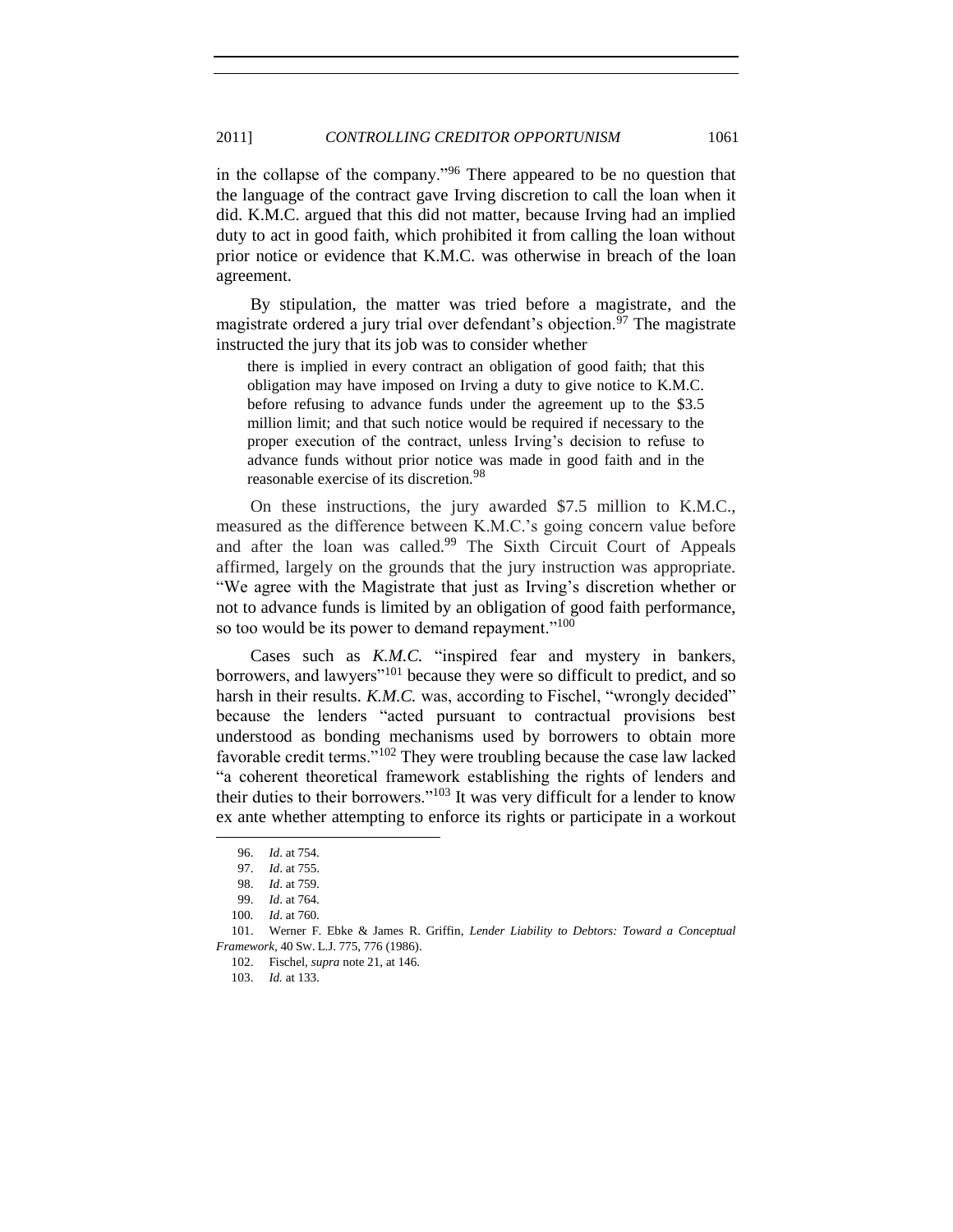in the collapse of the company."[96] There appeared to be no question that the language of the contract gave Irving discretion to call the loan when it did. K.M.C. argued that this did not matter, because Irving had an implied duty to act in good faith, which prohibited it from calling the loan without prior notice or evidence that K.M.C. was otherwise in breach of the loan agreement.

By stipulation, the matter was tried before a magistrate, and the magistrate ordered a jury trial over defendant's objection.[97] The magistrate instructed the jury that its job was to consider whether

> there is implied in every contract an obligation of good faith; that this obligation may have imposed on Irving a duty to give notice to K.M.C. before refusing to advance funds under the agreement up to the $3.5 million limit; and that such notice would be required if necessary to the proper execution of the contract, unless Irving's decision to refuse to advance funds without prior notice was made in good faith and in the reasonable exercise of its discretion.[98]

On these instructions, the jury awarded $7.5 million to K.M.C., measured as the difference between K.M.C.'s going concern value before and after the loan was called.[99] The Sixth Circuit Court of Appeals affirmed, largely on the grounds that the jury instruction was appropriate. "We agree with the Magistrate that just as Irving's discretion whether or not to advance funds is limited by an obligation of good faith performance, so too would be its power to demand repayment."[100]

Cases such as *K.M.C.* "inspired fear and mystery in bankers, borrowers, and lawyers"[101] because they were so difficult to predict, and so harsh in their results. *K.M.C.* was, according to Fischel, "wrongly decided" because the lenders "acted pursuant to contractual provisions best understood as bonding mechanisms used by borrowers to obtain more favorable credit terms."[102] They were troubling because the case law lacked "a coherent theoretical framework establishing the rights of lenders and their duties to their borrowers."[103] It was very difficult for a lender to know ex ante whether attempting to enforce its rights or participate in a workout

---

96. *Id*. at 754.

97. *Id*. at 755.

98. *Id*. at 759.

99. *Id*. at 764.

100. *Id*. at 760.

101. Werner F. Ebke & James R. Griffin, *Lender Liability to Debtors: Toward a Conceptual Framework*, 40 SW. L.J. 775, 776 (1986).

102. Fischel, *supra* note 21, at 146.

103. *Id.* at 133.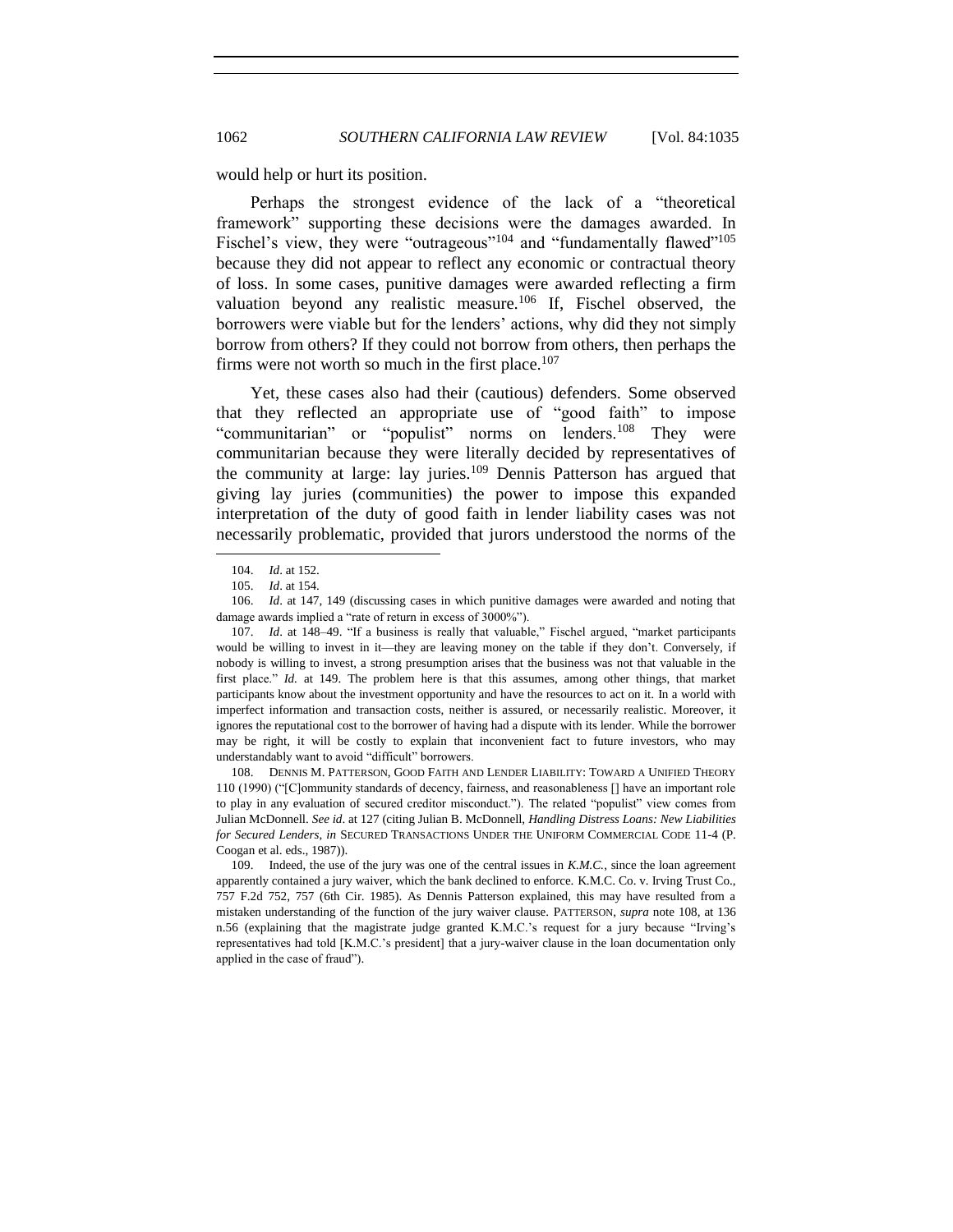would help or hurt its position.

Perhaps the strongest evidence of the lack of a "theoretical framework" supporting these decisions were the damages awarded. In Fischel's view, they were "outrageous"[104] and "fundamentally flawed"[105] because they did not appear to reflect any economic or contractual theory of loss. In some cases, punitive damages were awarded reflecting a firm valuation beyond any realistic measure.[106] If, Fischel observed, the borrowers were viable but for the lenders' actions, why did they not simply borrow from others? If they could not borrow from others, then perhaps the firms were not worth so much in the first place.[107]

Yet, these cases also had their (cautious) defenders. Some observed that they reflected an appropriate use of "good faith" to impose "communitarian" or "populist" norms on lenders.[108] They were communitarian because they were literally decided by representatives of the community at large: lay juries.[109] Dennis Patterson has argued that giving lay juries (communities) the power to impose this expanded interpretation of the duty of good faith in lender liability cases was not necessarily problematic, provided that jurors understood the norms of the

---

104. *Id*. at 152.

105. *Id*. at 154.

106. *Id*. at 147, 149 (discussing cases in which punitive damages were awarded and noting that damage awards implied a "rate of return in excess of 3000%").

107. *Id*. at 148–49. "If a business is really that valuable," Fischel argued, "market participants would be willing to invest in it—they are leaving money on the table if they don't. Conversely, if nobody is willing to invest, a strong presumption arises that the business was not that valuable in the first place." *Id.* at 149. The problem here is that this assumes, among other things, that market participants know about the investment opportunity and have the resources to act on it. In a world with imperfect information and transaction costs, neither is assured, or necessarily realistic. Moreover, it ignores the reputational cost to the borrower of having had a dispute with its lender. While the borrower may be right, it will be costly to explain that inconvenient fact to future investors, who may understandably want to avoid "difficult" borrowers.

108. DENNIS M. PATTERSON, GOOD FAITH AND LENDER LIABILITY: TOWARD A UNIFIED THEORY 110 (1990) ("[C]ommunity standards of decency, fairness, and reasonableness [] have an important role to play in any evaluation of secured creditor misconduct."). The related "populist" view comes from Julian McDonnell. *See id*. at 127 (citing Julian B. McDonnell, *Handling Distress Loans: New Liabilities for Secured Lenders*, *in* SECURED TRANSACTIONS UNDER THE UNIFORM COMMERCIAL CODE 11-4 (P. Coogan et al. eds., 1987)).

109. Indeed, the use of the jury was one of the central issues in *K.M.C.*, since the loan agreement apparently contained a jury waiver, which the bank declined to enforce. K.M.C. Co. v. Irving Trust Co., 757 F.2d 752, 757 (6th Cir. 1985). As Dennis Patterson explained, this may have resulted from a mistaken understanding of the function of the jury waiver clause. PATTERSON, *supra* note 108, at 136 n.56 (explaining that the magistrate judge granted K.M.C.'s request for a jury because "Irving's representatives had told [K.M.C.'s president] that a jury-waiver clause in the loan documentation only applied in the case of fraud").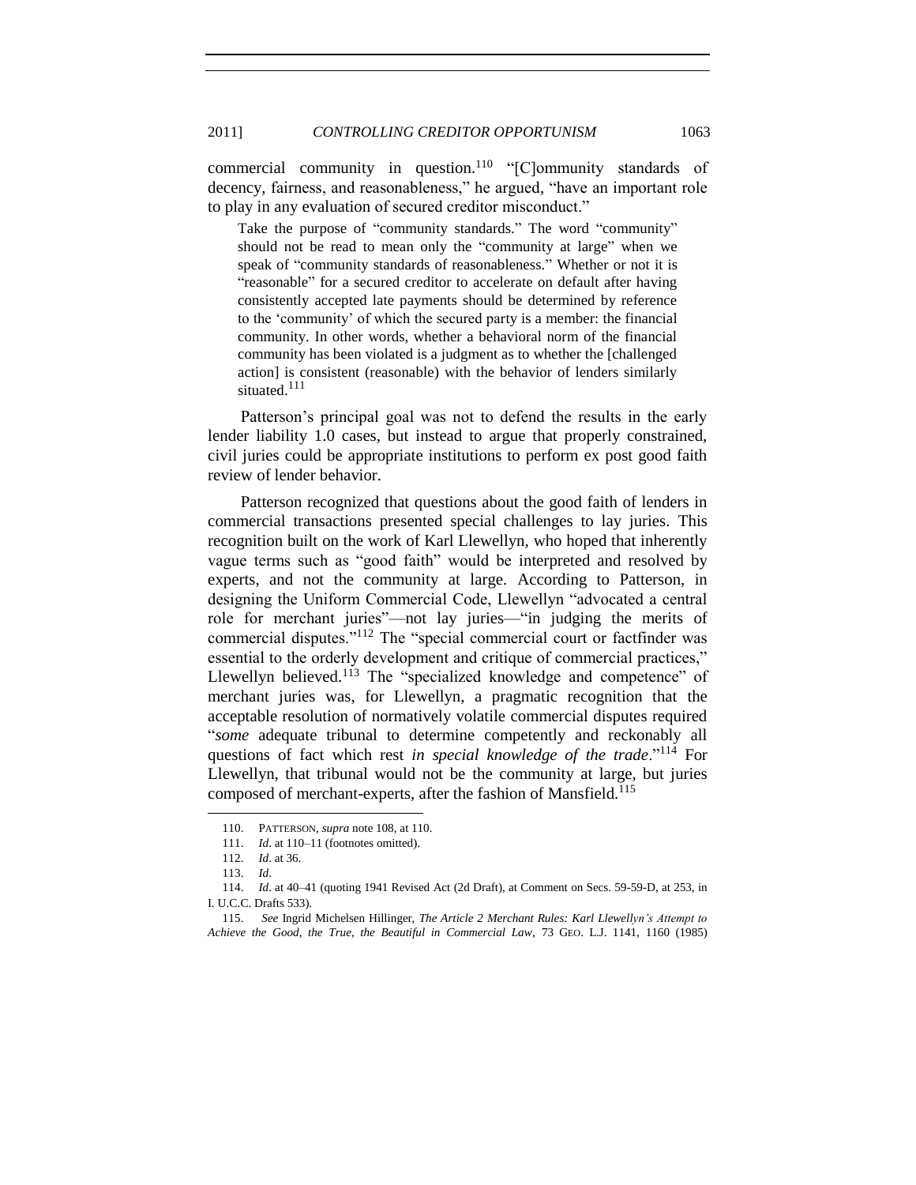commercial community in question.[110] "[C]ommunity standards of decency, fairness, and reasonableness," he argued, "have an important role to play in any evaluation of secured creditor misconduct."

> Take the purpose of "community standards." The word "community" should not be read to mean only the "community at large" when we speak of "community standards of reasonableness." Whether or not it is "reasonable" for a secured creditor to accelerate on default after having consistently accepted late payments should be determined by reference to the 'community' of which the secured party is a member: the financial community. In other words, whether a behavioral norm of the financial community has been violated is a judgment as to whether the [challenged action] is consistent (reasonable) with the behavior of lenders similarly situated.[111]

Patterson's principal goal was not to defend the results in the early lender liability 1.0 cases, but instead to argue that properly constrained, civil juries could be appropriate institutions to perform ex post good faith review of lender behavior.

Patterson recognized that questions about the good faith of lenders in commercial transactions presented special challenges to lay juries. This recognition built on the work of Karl Llewellyn, who hoped that inherently vague terms such as "good faith" would be interpreted and resolved by experts, and not the community at large. According to Patterson, in designing the Uniform Commercial Code, Llewellyn "advocated a central role for merchant juries"—not lay juries—"in judging the merits of commercial disputes."[112] The "special commercial court or factfinder was essential to the orderly development and critique of commercial practices," Llewellyn believed.[113] The "specialized knowledge and competence" of merchant juries was, for Llewellyn, a pragmatic recognition that the acceptable resolution of normatively volatile commercial disputes required "*some* adequate tribunal to determine competently and reckonably all questions of fact which rest *in special knowledge of the trade*."[114] For Llewellyn, that tribunal would not be the community at large, but juries composed of merchant-experts, after the fashion of Mansfield.[115]

---

110. PATTERSON, *supra* note 108, at 110.

111. *Id*. at 110–11 (footnotes omitted).

112. *Id*. at 36.

113. *Id*.

114. *Id*. at 40–41 (quoting 1941 Revised Act (2d Draft), at Comment on Secs. 59-59-D, at 253, in I. U.C.C. Drafts 533).

115. *See* Ingrid Michelsen Hillinger, *The Article 2 Merchant Rules: Karl Llewellyn's Attempt to Achieve the Good, the True, the Beautiful in Commercial Law*, 73 GEO. L.J. 1141, 1160 (1985)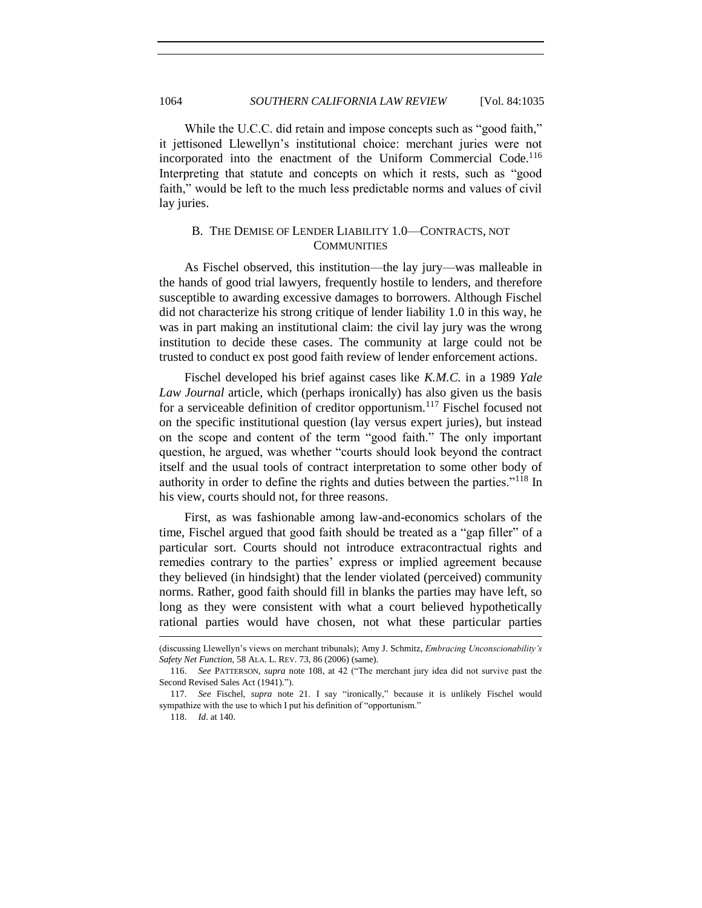While the U.C.C. did retain and impose concepts such as "good faith," it jettisoned Llewellyn's institutional choice: merchant juries were not incorporated into the enactment of the Uniform Commercial Code.[116] Interpreting that statute and concepts on which it rests, such as "good faith," would be left to the much less predictable norms and values of civil lay juries.

### B. THE DEMISE OF LENDER LIABILITY 1.0—CONTRACTS, NOT COMMUNITIES

As Fischel observed, this institution—the lay jury—was malleable in the hands of good trial lawyers, frequently hostile to lenders, and therefore susceptible to awarding excessive damages to borrowers. Although Fischel did not characterize his strong critique of lender liability 1.0 in this way, he was in part making an institutional claim: the civil lay jury was the wrong institution to decide these cases. The community at large could not be trusted to conduct ex post good faith review of lender enforcement actions.

Fischel developed his brief against cases like *K.M.C.* in a 1989 *Yale Law Journal* article, which (perhaps ironically) has also given us the basis for a serviceable definition of creditor opportunism.[117] Fischel focused not on the specific institutional question (lay versus expert juries), but instead on the scope and content of the term "good faith." The only important question, he argued, was whether "courts should look beyond the contract itself and the usual tools of contract interpretation to some other body of authority in order to define the rights and duties between the parties."[118] In his view, courts should not, for three reasons.

First, as was fashionable among law-and-economics scholars of the time, Fischel argued that good faith should be treated as a "gap filler" of a particular sort. Courts should not introduce extracontractual rights and remedies contrary to the parties' express or implied agreement because they believed (in hindsight) that the lender violated (perceived) community norms. Rather, good faith should fill in blanks the parties may have left, so long as they were consistent with what a court believed hypothetically rational parties would have chosen, not what these particular parties

(discussing Llewellyn's views on merchant tribunals); Amy J. Schmitz, *Embracing Unconscionability's Safety Net Function*, 58 ALA. L. REV. 73, 86 (2006) (same).

116. *See* PATTERSON, *supra* note 108, at 42 ("The merchant jury idea did not survive past the Second Revised Sales Act (1941).").

117. *See* Fischel, *supra* note 21. I say "ironically," because it is unlikely Fischel would sympathize with the use to which I put his definition of "opportunism."

118. *Id.* at 140.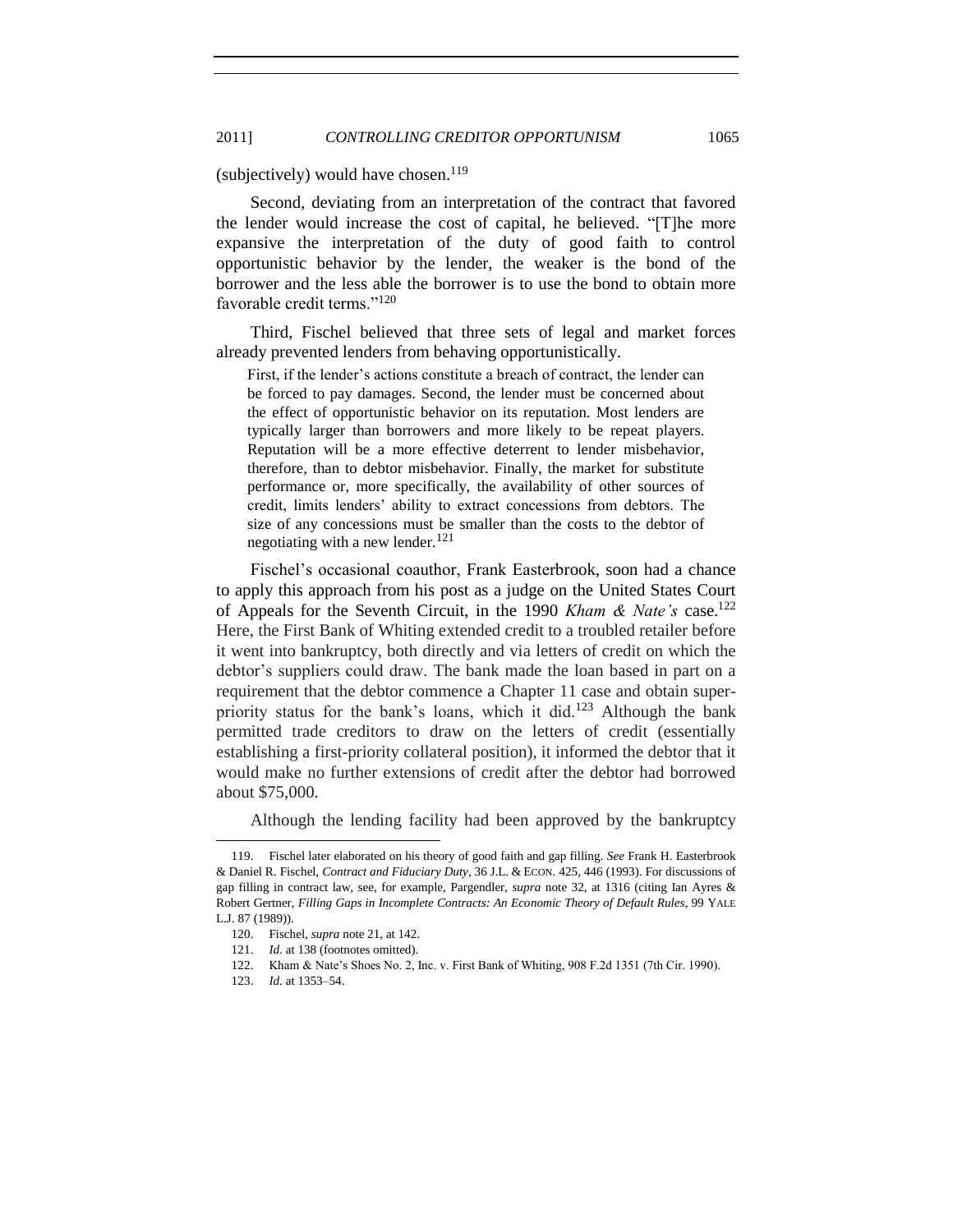(subjectively) would have chosen.[119]

Second, deviating from an interpretation of the contract that favored the lender would increase the cost of capital, he believed. "[T]he more expansive the interpretation of the duty of good faith to control opportunistic behavior by the lender, the weaker is the bond of the borrower and the less able the borrower is to use the bond to obtain more favorable credit terms."[120]

Third, Fischel believed that three sets of legal and market forces already prevented lenders from behaving opportunistically.

> First, if the lender's actions constitute a breach of contract, the lender can be forced to pay damages. Second, the lender must be concerned about the effect of opportunistic behavior on its reputation. Most lenders are typically larger than borrowers and more likely to be repeat players. Reputation will be a more effective deterrent to lender misbehavior, therefore, than to debtor misbehavior. Finally, the market for substitute performance or, more specifically, the availability of other sources of credit, limits lenders' ability to extract concessions from debtors. The size of any concessions must be smaller than the costs to the debtor of negotiating with a new lender.[121]

Fischel's occasional coauthor, Frank Easterbrook, soon had a chance to apply this approach from his post as a judge on the United States Court of Appeals for the Seventh Circuit, in the 1990 *Kham & Nate's* case.[122] Here, the First Bank of Whiting extended credit to a troubled retailer before it went into bankruptcy, both directly and via letters of credit on which the debtor's suppliers could draw. The bank made the loan based in part on a requirement that the debtor commence a Chapter 11 case and obtain super-priority status for the bank's loans, which it did.[123] Although the bank permitted trade creditors to draw on the letters of credit (essentially establishing a first-priority collateral position), it informed the debtor that it would make no further extensions of credit after the debtor had borrowed about $75,000.

Although the lending facility had been approved by the bankruptcy

---

119. Fischel later elaborated on his theory of good faith and gap filling. *See* Frank H. Easterbrook & Daniel R. Fischel, *Contract and Fiduciary Duty*, 36 J.L. & ECON. 425, 446 (1993). For discussions of gap filling in contract law, see, for example, Pargendler, *supra* note 32, at 1316 (citing Ian Ayres & Robert Gertner, *Filling Gaps in Incomplete Contracts: An Economic Theory of Default Rules*, 99 YALE L.J. 87 (1989)).

120. Fischel, *supra* note 21, at 142.

121. *Id*. at 138 (footnotes omitted).

122. Kham & Nate's Shoes No. 2, Inc. v. First Bank of Whiting, 908 F.2d 1351 (7th Cir. 1990).

123. *Id.* at 1353–54.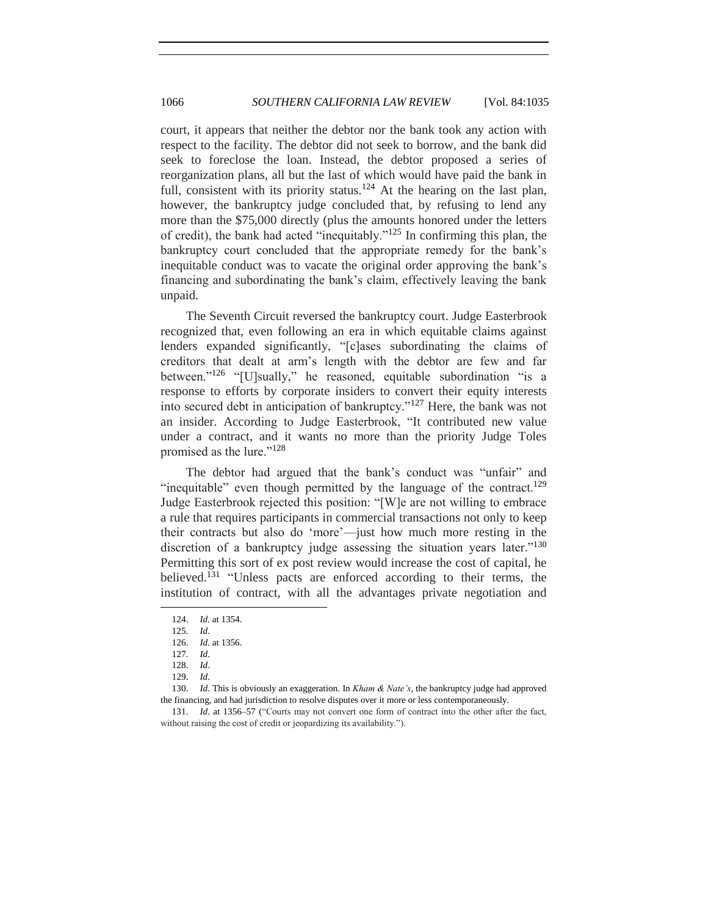court, it appears that neither the debtor nor the bank took any action with respect to the facility. The debtor did not seek to borrow, and the bank did seek to foreclose the loan. Instead, the debtor proposed a series of reorganization plans, all but the last of which would have paid the bank in full, consistent with its priority status.[124] At the hearing on the last plan, however, the bankruptcy judge concluded that, by refusing to lend any more than the $75,000 directly (plus the amounts honored under the letters of credit), the bank had acted "inequitably."[125] In confirming this plan, the bankruptcy court concluded that the appropriate remedy for the bank's inequitable conduct was to vacate the original order approving the bank's financing and subordinating the bank's claim, effectively leaving the bank unpaid.

The Seventh Circuit reversed the bankruptcy court. Judge Easterbrook recognized that, even following an era in which equitable claims against lenders expanded significantly, "[c]ases subordinating the claims of creditors that dealt at arm's length with the debtor are few and far between."[126] "[U]sually," he reasoned, equitable subordination "is a response to efforts by corporate insiders to convert their equity interests into secured debt in anticipation of bankruptcy."[127] Here, the bank was not an insider. According to Judge Easterbrook, "It contributed new value under a contract, and it wants no more than the priority Judge Toles promised as the lure."[128]

The debtor had argued that the bank's conduct was "unfair" and "inequitable" even though permitted by the language of the contract.[129] Judge Easterbrook rejected this position: "[W]e are not willing to embrace a rule that requires participants in commercial transactions not only to keep their contracts but also do 'more'—just how much more resting in the discretion of a bankruptcy judge assessing the situation years later."[130] Permitting this sort of ex post review would increase the cost of capital, he believed.[131] "Unless pacts are enforced according to their terms, the institution of contract, with all the advantages private negotiation and

---

124. *Id*. at 1354.

125. *Id*.

126. *Id*. at 1356.

127. *Id*.

128. *Id*.

129. *Id*.

130. *Id*. This is obviously an exaggeration. In *Kham & Nate's*, the bankruptcy judge had approved the financing, and had jurisdiction to resolve disputes over it more or less contemporaneously.

131. *Id*. at 1356–57 ("Courts may not convert one form of contract into the other after the fact, without raising the cost of credit or jeopardizing its availability.").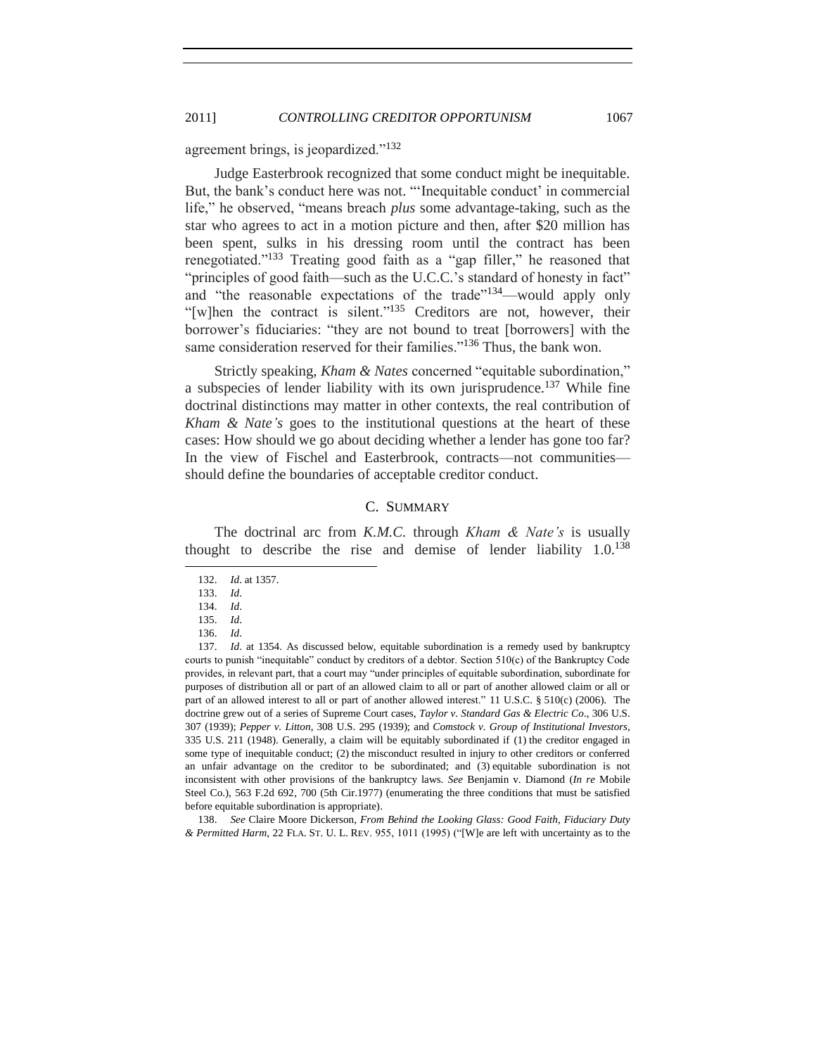agreement brings, is jeopardized."[132]

Judge Easterbrook recognized that some conduct might be inequitable. But, the bank's conduct here was not. "'Inequitable conduct' in commercial life," he observed, "means breach *plus* some advantage-taking, such as the star who agrees to act in a motion picture and then, after $20 million has been spent, sulks in his dressing room until the contract has been renegotiated."[133] Treating good faith as a "gap filler," he reasoned that "principles of good faith—such as the U.C.C.'s standard of honesty in fact" and "the reasonable expectations of the trade"[134]—would apply only "[w]hen the contract is silent."[135] Creditors are not, however, their borrower's fiduciaries: "they are not bound to treat [borrowers] with the same consideration reserved for their families."[136] Thus, the bank won.

Strictly speaking, *Kham & Nates* concerned "equitable subordination," a subspecies of lender liability with its own jurisprudence.[137] While fine doctrinal distinctions may matter in other contexts, the real contribution of *Kham & Nate's* goes to the institutional questions at the heart of these cases: How should we go about deciding whether a lender has gone too far? In the view of Fischel and Easterbrook, contracts—not communities—should define the boundaries of acceptable creditor conduct.

### C. SUMMARY

The doctrinal arc from *K.M.C.* through *Kham & Nate's* is usually thought to describe the rise and demise of lender liability 1.0.[138]

---

132. *Id*. at 1357.

133. *Id*.

134. *Id*.

135. *Id*.

136. *Id*.

137. *Id*. at 1354. As discussed below, equitable subordination is a remedy used by bankruptcy courts to punish "inequitable" conduct by creditors of a debtor. Section 510(c) of the Bankruptcy Code provides, in relevant part, that a court may "under principles of equitable subordination, subordinate for purposes of distribution all or part of an allowed claim to all or part of another allowed claim or all or part of an allowed interest to all or part of another allowed interest." 11 U.S.C. § 510(c) (2006). The doctrine grew out of a series of Supreme Court cases, *Taylor v. Standard Gas & Electric Co*., 306 U.S. 307 (1939); *Pepper v. Litton*, 308 U.S. 295 (1939); and *Comstock v. Group of Institutional Investors*, 335 U.S. 211 (1948). Generally, a claim will be equitably subordinated if (1) the creditor engaged in some type of inequitable conduct; (2) the misconduct resulted in injury to other creditors or conferred an unfair advantage on the creditor to be subordinated; and (3) equitable subordination is not inconsistent with other provisions of the bankruptcy laws. *See* Benjamin v. Diamond (*In re* Mobile Steel Co.), 563 F.2d 692, 700 (5th Cir.1977) (enumerating the three conditions that must be satisfied before equitable subordination is appropriate).

138. *See* Claire Moore Dickerson, *From Behind the Looking Glass: Good Faith, Fiduciary Duty & Permitted Harm*, 22 FLA. ST. U. L. REV. 955, 1011 (1995) ("[W]e are left with uncertainty as to the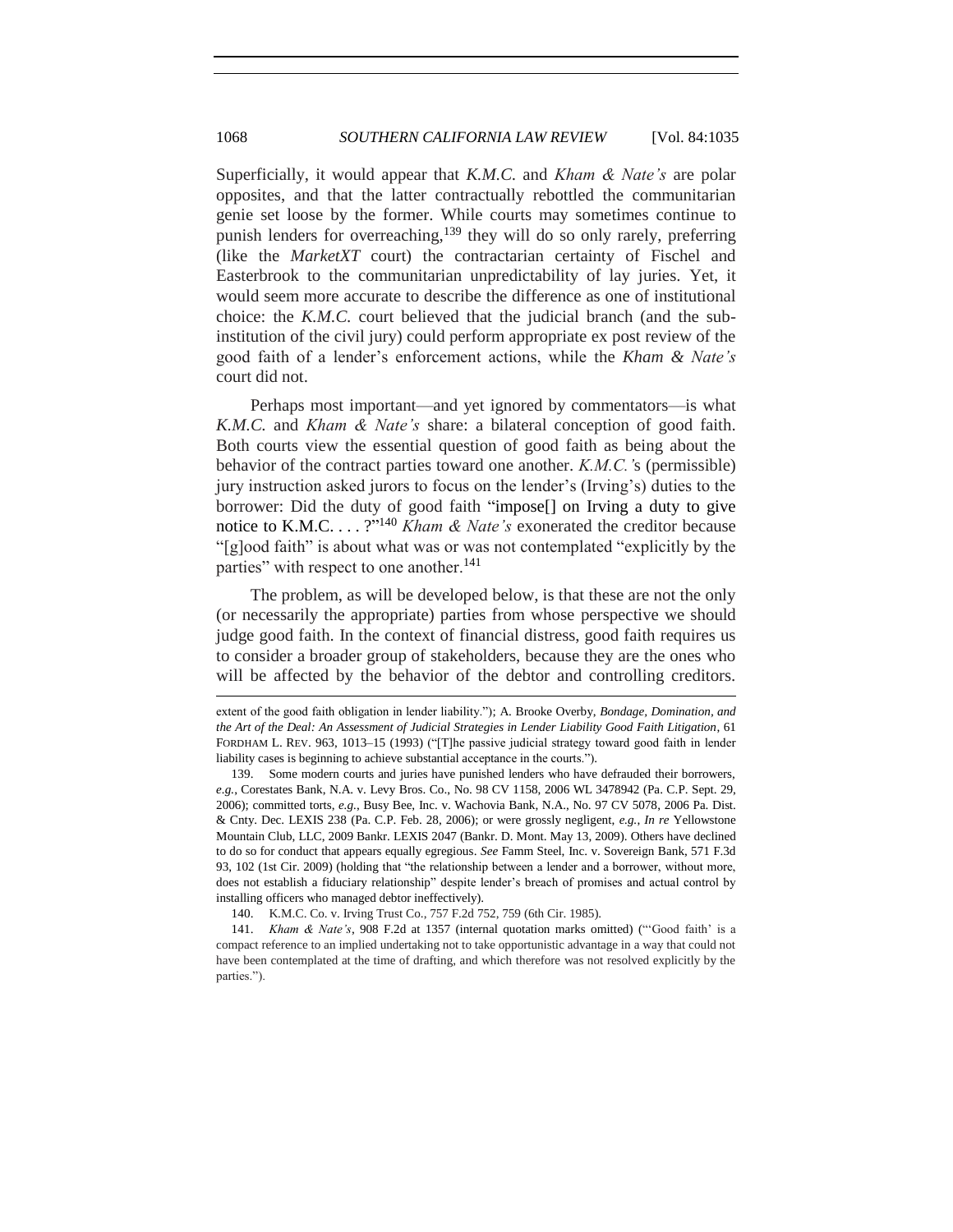Superficially, it would appear that *K.M.C.* and *Kham & Nate's* are polar opposites, and that the latter contractually rebottled the communitarian genie set loose by the former. While courts may sometimes continue to punish lenders for overreaching,[139] they will do so only rarely, preferring (like the *MarketXT* court) the contractarian certainty of Fischel and Easterbrook to the communitarian unpredictability of lay juries. Yet, it would seem more accurate to describe the difference as one of institutional choice: the *K.M.C.* court believed that the judicial branch (and the sub-institution of the civil jury) could perform appropriate ex post review of the good faith of a lender's enforcement actions, while the *Kham & Nate's* court did not.

Perhaps most important—and yet ignored by commentators—is what *K.M.C.* and *Kham & Nate's* share: a bilateral conception of good faith. Both courts view the essential question of good faith as being about the behavior of the contract parties toward one another. *K.M.C.'s* (permissible) jury instruction asked jurors to focus on the lender's (Irving's) duties to the borrower: Did the duty of good faith "impose[] on Irving a duty to give notice to K.M.C. . . . ?"[140] *Kham & Nate's* exonerated the creditor because "[g]ood faith" is about what was or was not contemplated "explicitly by the parties" with respect to one another.[141]

The problem, as will be developed below, is that these are not the only (or necessarily the appropriate) parties from whose perspective we should judge good faith. In the context of financial distress, good faith requires us to consider a broader group of stakeholders, because they are the ones who will be affected by the behavior of the debtor and controlling creditors.

---

extent of the good faith obligation in lender liability."); A. Brooke Overby, *Bondage, Domination, and the Art of the Deal: An Assessment of Judicial Strategies in Lender Liability Good Faith Litigation*, 61 FORDHAM L. REV. 963, 1013–15 (1993) ("[T]he passive judicial strategy toward good faith in lender liability cases is beginning to achieve substantial acceptance in the courts.").

139. Some modern courts and juries have punished lenders who have defrauded their borrowers, *e.g.*, Corestates Bank, N.A. v. Levy Bros. Co., No. 98 CV 1158, 2006 WL 3478942 (Pa. C.P. Sept. 29, 2006); committed torts, *e.g.*, Busy Bee, Inc. v. Wachovia Bank, N.A., No. 97 CV 5078, 2006 Pa. Dist. & Cnty. Dec. LEXIS 238 (Pa. C.P. Feb. 28, 2006); or were grossly negligent, *e.g.*, *In re* Yellowstone Mountain Club, LLC, 2009 Bankr. LEXIS 2047 (Bankr. D. Mont. May 13, 2009). Others have declined to do so for conduct that appears equally egregious. *See* Famm Steel, Inc. v. Sovereign Bank, 571 F.3d 93, 102 (1st Cir. 2009) (holding that "the relationship between a lender and a borrower, without more, does not establish a fiduciary relationship" despite lender's breach of promises and actual control by installing officers who managed debtor ineffectively).

140. K.M.C. Co. v. Irving Trust Co., 757 F.2d 752, 759 (6th Cir. 1985).

141. *Kham & Nate's*, 908 F.2d at 1357 (internal quotation marks omitted) ("'Good faith' is a compact reference to an implied undertaking not to take opportunistic advantage in a way that could not have been contemplated at the time of drafting, and which therefore was not resolved explicitly by the parties.").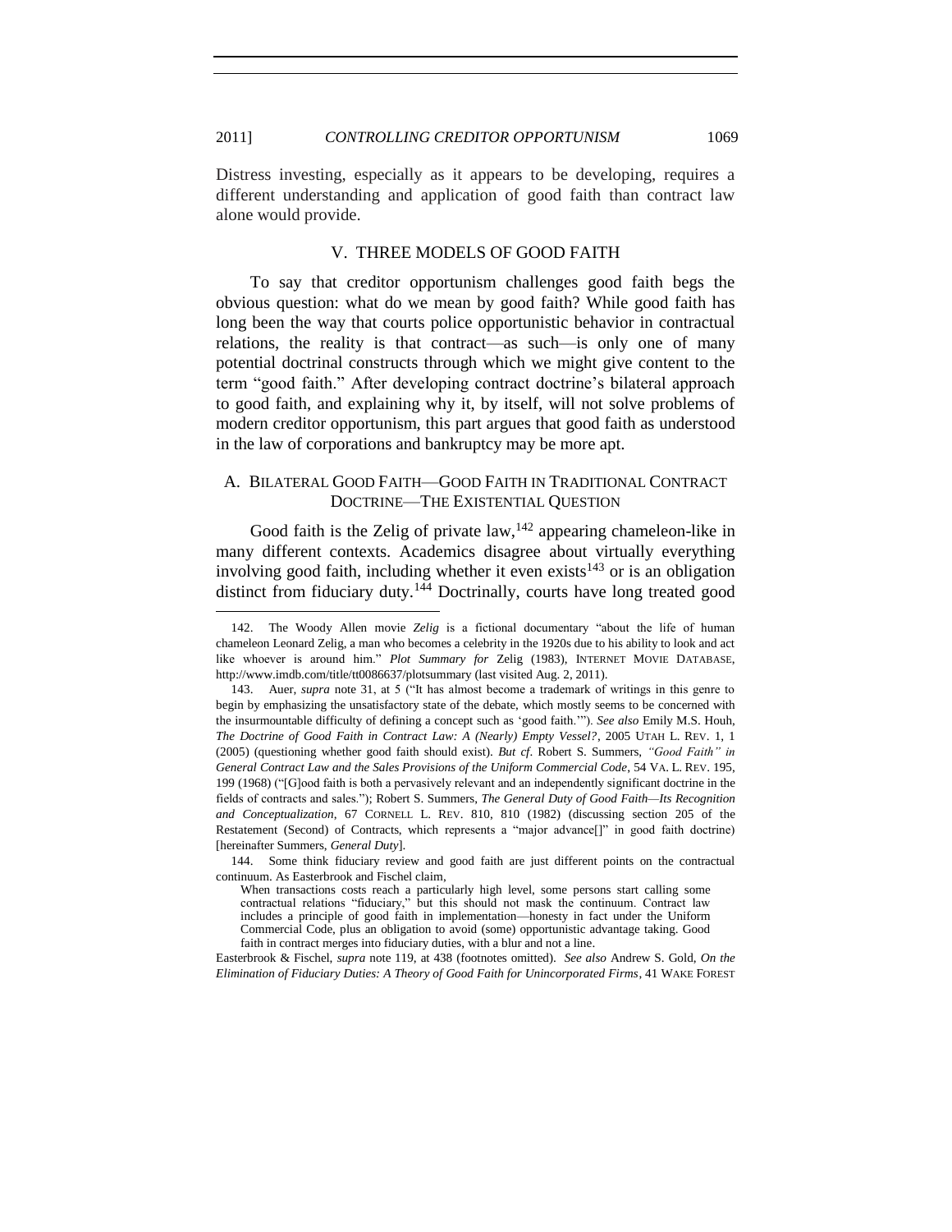Distress investing, especially as it appears to be developing, requires a different understanding and application of good faith than contract law alone would provide.

## V. THREE MODELS OF GOOD FAITH

To say that creditor opportunism challenges good faith begs the obvious question: what do we mean by good faith? While good faith has long been the way that courts police opportunistic behavior in contractual relations, the reality is that contract—as such—is only one of many potential doctrinal constructs through which we might give content to the term "good faith." After developing contract doctrine's bilateral approach to good faith, and explaining why it, by itself, will not solve problems of modern creditor opportunism, this part argues that good faith as understood in the law of corporations and bankruptcy may be more apt.

### A. BILATERAL GOOD FAITH—GOOD FAITH IN TRADITIONAL CONTRACT DOCTRINE—THE EXISTENTIAL QUESTION

Good faith is the Zelig of private law,[142] appearing chameleon-like in many different contexts. Academics disagree about virtually everything involving good faith, including whether it even exists[143] or is an obligation distinct from fiduciary duty.[144] Doctrinally, courts have long treated good

---

142. The Woody Allen movie *Zelig* is a fictional documentary "about the life of human chameleon Leonard Zelig, a man who becomes a celebrity in the 1920s due to his ability to look and act like whoever is around him." *Plot Summary for* Zelig (1983), INTERNET MOVIE DATABASE, http://www.imdb.com/title/tt0086637/plotsummary (last visited Aug. 2, 2011).

143. Auer, *supra* note 31, at 5 ("It has almost become a trademark of writings in this genre to begin by emphasizing the unsatisfactory state of the debate, which mostly seems to be concerned with the insurmountable difficulty of defining a concept such as 'good faith.'"). *See also* Emily M.S. Houh, *The Doctrine of Good Faith in Contract Law: A (Nearly) Empty Vessel?*, 2005 UTAH L. REV. 1, 1 (2005) (questioning whether good faith should exist). *But cf*. Robert S. Summers, *"Good Faith" in General Contract Law and the Sales Provisions of the Uniform Commercial Code*, 54 VA. L. REV. 195, 199 (1968) ("[G]ood faith is both a pervasively relevant and an independently significant doctrine in the fields of contracts and sales."); Robert S. Summers, *The General Duty of Good Faith—Its Recognition and Conceptualization*, 67 CORNELL L. REV. 810, 810 (1982) (discussing section 205 of the Restatement (Second) of Contracts, which represents a "major advance[]" in good faith doctrine) [hereinafter Summers, *General Duty*].

144. Some think fiduciary review and good faith are just different points on the contractual continuum. As Easterbrook and Fischel claim,

> When transactions costs reach a particularly high level, some persons start calling some contractual relations "fiduciary," but this should not mask the continuum. Contract law includes a principle of good faith in implementation—honesty in fact under the Uniform Commercial Code, plus an obligation to avoid (some) opportunistic advantage taking. Good faith in contract merges into fiduciary duties, with a blur and not a line.

Easterbrook & Fischel, *supra* note 119, at 438 (footnotes omitted). *See also* Andrew S. Gold, *On the Elimination of Fiduciary Duties: A Theory of Good Faith for Unincorporated Firms*, 41 WAKE FOREST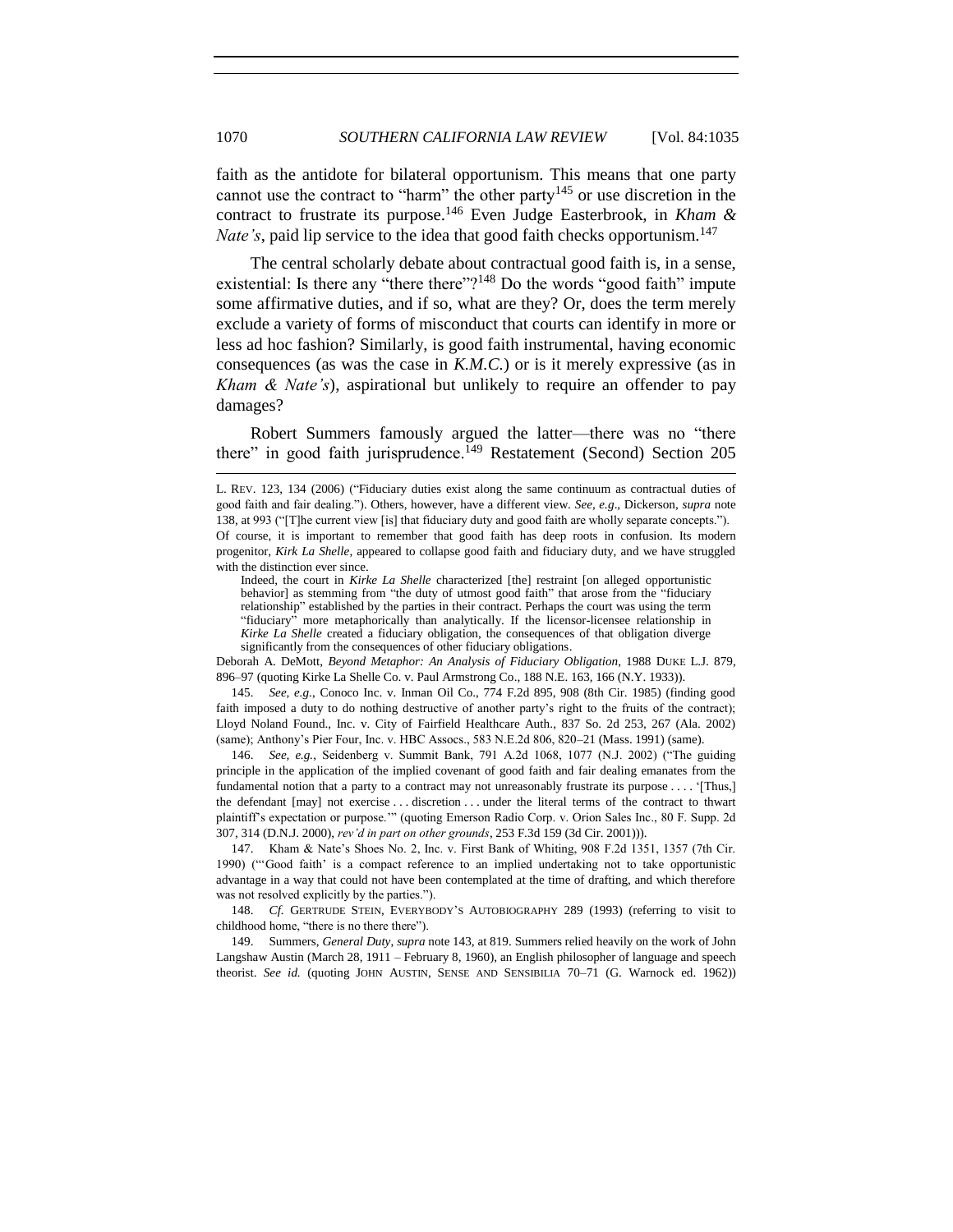faith as the antidote for bilateral opportunism. This means that one party cannot use the contract to "harm" the other party[145] or use discretion in the contract to frustrate its purpose.[146] Even Judge Easterbrook, in *Kham & Nate's*, paid lip service to the idea that good faith checks opportunism.[147]

The central scholarly debate about contractual good faith is, in a sense, existential: Is there any "there there"?[148] Do the words "good faith" impute some affirmative duties, and if so, what are they? Or, does the term merely exclude a variety of forms of misconduct that courts can identify in more or less ad hoc fashion? Similarly, is good faith instrumental, having economic consequences (as was the case in *K.M.C.*) or is it merely expressive (as in *Kham & Nate's*), aspirational but unlikely to require an offender to pay damages?

Robert Summers famously argued the latter—there was no "there there" in good faith jurisprudence.[149] Restatement (Second) Section 205

---

L. REV. 123, 134 (2006) ("Fiduciary duties exist along the same continuum as contractual duties of good faith and fair dealing."). Others, however, have a different view. *See, e.g*., Dickerson, *supra* note 138, at 993 ("[T]he current view [is] that fiduciary duty and good faith are wholly separate concepts."). Of course, it is important to remember that good faith has deep roots in confusion. Its modern progenitor, *Kirk La Shelle*, appeared to collapse good faith and fiduciary duty, and we have struggled with the distinction ever since.

> Indeed, the court in *Kirke La Shelle* characterized [the] restraint [on alleged opportunistic behavior] as stemming from "the duty of utmost good faith" that arose from the "fiduciary relationship" established by the parties in their contract. Perhaps the court was using the term "fiduciary" more metaphorically than analytically. If the licensor-licensee relationship in *Kirke La Shelle* created a fiduciary obligation, the consequences of that obligation diverge significantly from the consequences of other fiduciary obligations.

Deborah A. DeMott, *Beyond Metaphor: An Analysis of Fiduciary Obligation*, 1988 DUKE L.J. 879, 896–97 (quoting Kirke La Shelle Co. v. Paul Armstrong Co., 188 N.E. 163, 166 (N.Y. 1933)).

145. *See, e.g.*, Conoco Inc. v. Inman Oil Co., 774 F.2d 895, 908 (8th Cir. 1985) (finding good faith imposed a duty to do nothing destructive of another party's right to the fruits of the contract); Lloyd Noland Found., Inc. v. City of Fairfield Healthcare Auth., 837 So. 2d 253, 267 (Ala. 2002) (same); Anthony's Pier Four, Inc. v. HBC Assocs., 583 N.E.2d 806, 820–21 (Mass. 1991) (same).

146. *See, e.g.*, Seidenberg v. Summit Bank, 791 A.2d 1068, 1077 (N.J. 2002) ("The guiding principle in the application of the implied covenant of good faith and fair dealing emanates from the fundamental notion that a party to a contract may not unreasonably frustrate its purpose . . . . '[Thus,] the defendant [may] not exercise . . . discretion . . . under the literal terms of the contract to thwart plaintiff's expectation or purpose.'" (quoting Emerson Radio Corp. v. Orion Sales Inc., 80 F. Supp. 2d 307, 314 (D.N.J. 2000), *rev'd in part on other grounds*, 253 F.3d 159 (3d Cir. 2001))).

147. Kham & Nate's Shoes No. 2, Inc. v. First Bank of Whiting, 908 F.2d 1351, 1357 (7th Cir. 1990) ("'Good faith' is a compact reference to an implied undertaking not to take opportunistic advantage in a way that could not have been contemplated at the time of drafting, and which therefore was not resolved explicitly by the parties.").

148. *Cf.* GERTRUDE STEIN, EVERYBODY'S AUTOBIOGRAPHY 289 (1993) (referring to visit to childhood home, "there is no there there").

149. Summers, *General Duty*, *supra* note 143, at 819. Summers relied heavily on the work of John Langshaw Austin (March 28, 1911 – February 8, 1960), an English philosopher of language and speech theorist. *See id.* (quoting JOHN AUSTIN, SENSE AND SENSIBILIA 70–71 (G. Warnock ed. 1962))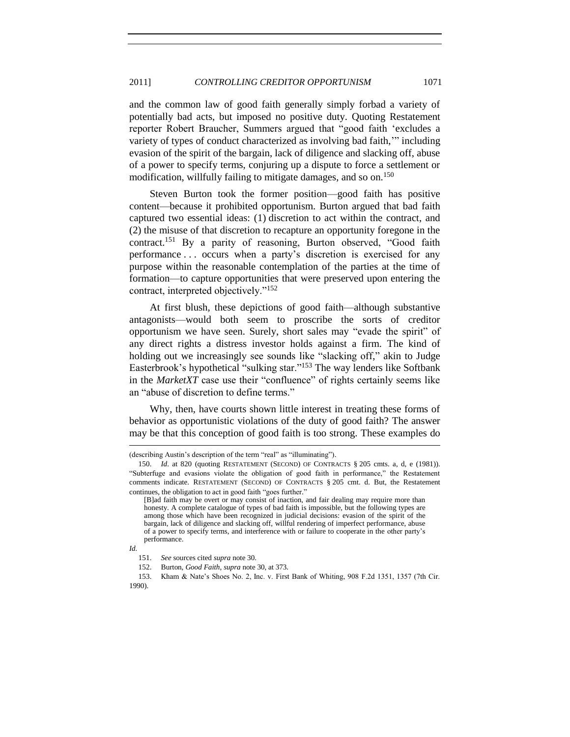and the common law of good faith generally simply forbad a variety of potentially bad acts, but imposed no positive duty. Quoting Restatement reporter Robert Braucher, Summers argued that "good faith 'excludes a variety of types of conduct characterized as involving bad faith,'" including evasion of the spirit of the bargain, lack of diligence and slacking off, abuse of a power to specify terms, conjuring up a dispute to force a settlement or modification, willfully failing to mitigate damages, and so on.[150]

Steven Burton took the former position—good faith has positive content—because it prohibited opportunism. Burton argued that bad faith captured two essential ideas: (1) discretion to act within the contract, and (2) the misuse of that discretion to recapture an opportunity foregone in the contract.[151] By a parity of reasoning, Burton observed, "Good faith performance . . . occurs when a party's discretion is exercised for any purpose within the reasonable contemplation of the parties at the time of formation—to capture opportunities that were preserved upon entering the contract, interpreted objectively."[152]

At first blush, these depictions of good faith—although substantive antagonists—would both seem to proscribe the sorts of creditor opportunism we have seen. Surely, short sales may "evade the spirit" of any direct rights a distress investor holds against a firm. The kind of holding out we increasingly see sounds like "slacking off," akin to Judge Easterbrook's hypothetical "sulking star."[153] The way lenders like Softbank in the *MarketXT* case use their "confluence" of rights certainly seems like an "abuse of discretion to define terms."

Why, then, have courts shown little interest in treating these forms of behavior as opportunistic violations of the duty of good faith? The answer may be that this conception of good faith is too strong. These examples do

---

(describing Austin's description of the term "real" as "illuminating").

150. *Id*. at 820 (quoting RESTATEMENT (SECOND) OF CONTRACTS § 205 cmts. a, d, e (1981)). "Subterfuge and evasions violate the obligation of good faith in performance," the Restatement comments indicate. RESTATEMENT (SECOND) OF CONTRACTS § 205 cmt. d. But, the Restatement continues, the obligation to act in good faith "goes further."

> [B]ad faith may be overt or may consist of inaction, and fair dealing may require more than honesty. A complete catalogue of types of bad faith is impossible, but the following types are among those which have been recognized in judicial decisions: evasion of the spirit of the bargain, lack of diligence and slacking off, willful rendering of imperfect performance, abuse of a power to specify terms, and interference with or failure to cooperate in the other party's performance.

*Id.*

151. *See* sources cited *supra* note 30.

152. Burton, *Good Faith*, *supra* note 30, at 373.

153. Kham & Nate's Shoes No. 2, Inc. v. First Bank of Whiting, 908 F.2d 1351, 1357 (7th Cir. 1990).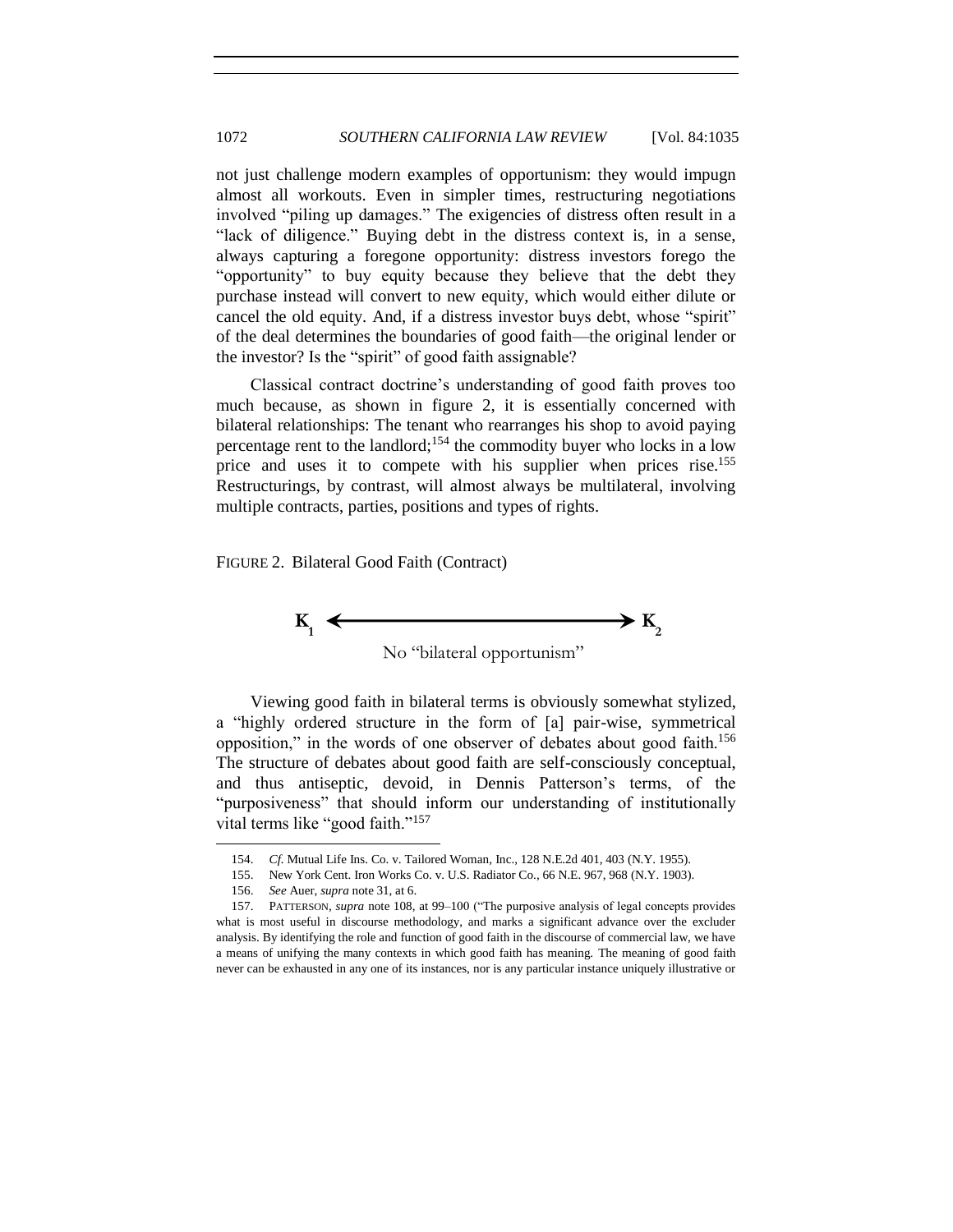not just challenge modern examples of opportunism: they would impugn almost all workouts. Even in simpler times, restructuring negotiations involved "piling up damages." The exigencies of distress often result in a "lack of diligence." Buying debt in the distress context is, in a sense, always capturing a foregone opportunity: distress investors forego the "opportunity" to buy equity because they believe that the debt they purchase instead will convert to new equity, which would either dilute or cancel the old equity. And, if a distress investor buys debt, whose "spirit" of the deal determines the boundaries of good faith—the original lender or the investor? Is the "spirit" of good faith assignable?

Classical contract doctrine's understanding of good faith proves too much because, as shown in figure 2, it is essentially concerned with bilateral relationships: The tenant who rearranges his shop to avoid paying percentage rent to the landlord;[154] the commodity buyer who locks in a low price and uses it to compete with his supplier when prices rise.[155] Restructurings, by contrast, will almost always be multilateral, involving multiple contracts, parties, positions and types of rights.

FIGURE 2. Bilateral Good Faith (Contract)

$K_1$ ⟷ $K_2$

No "bilateral opportunism"

Viewing good faith in bilateral terms is obviously somewhat stylized, a "highly ordered structure in the form of [a] pair-wise, symmetrical opposition," in the words of one observer of debates about good faith.[156] The structure of debates about good faith are self-consciously conceptual, and thus antiseptic, devoid, in Dennis Patterson's terms, of the "purposiveness" that should inform our understanding of institutionally vital terms like "good faith."[157]

---

154. *Cf.* Mutual Life Ins. Co. v. Tailored Woman, Inc., 128 N.E.2d 401, 403 (N.Y. 1955).

155. New York Cent. Iron Works Co. v. U.S. Radiator Co., 66 N.E. 967, 968 (N.Y. 1903).

156. *See* Auer, *supra* note 31, at 6.

157. PATTERSON, *supra* note 108, at 99–100 ("The purposive analysis of legal concepts provides what is most useful in discourse methodology, and marks a significant advance over the excluder analysis. By identifying the role and function of good faith in the discourse of commercial law, we have a means of unifying the many contexts in which good faith has meaning. The meaning of good faith never can be exhausted in any one of its instances, nor is any particular instance uniquely illustrative or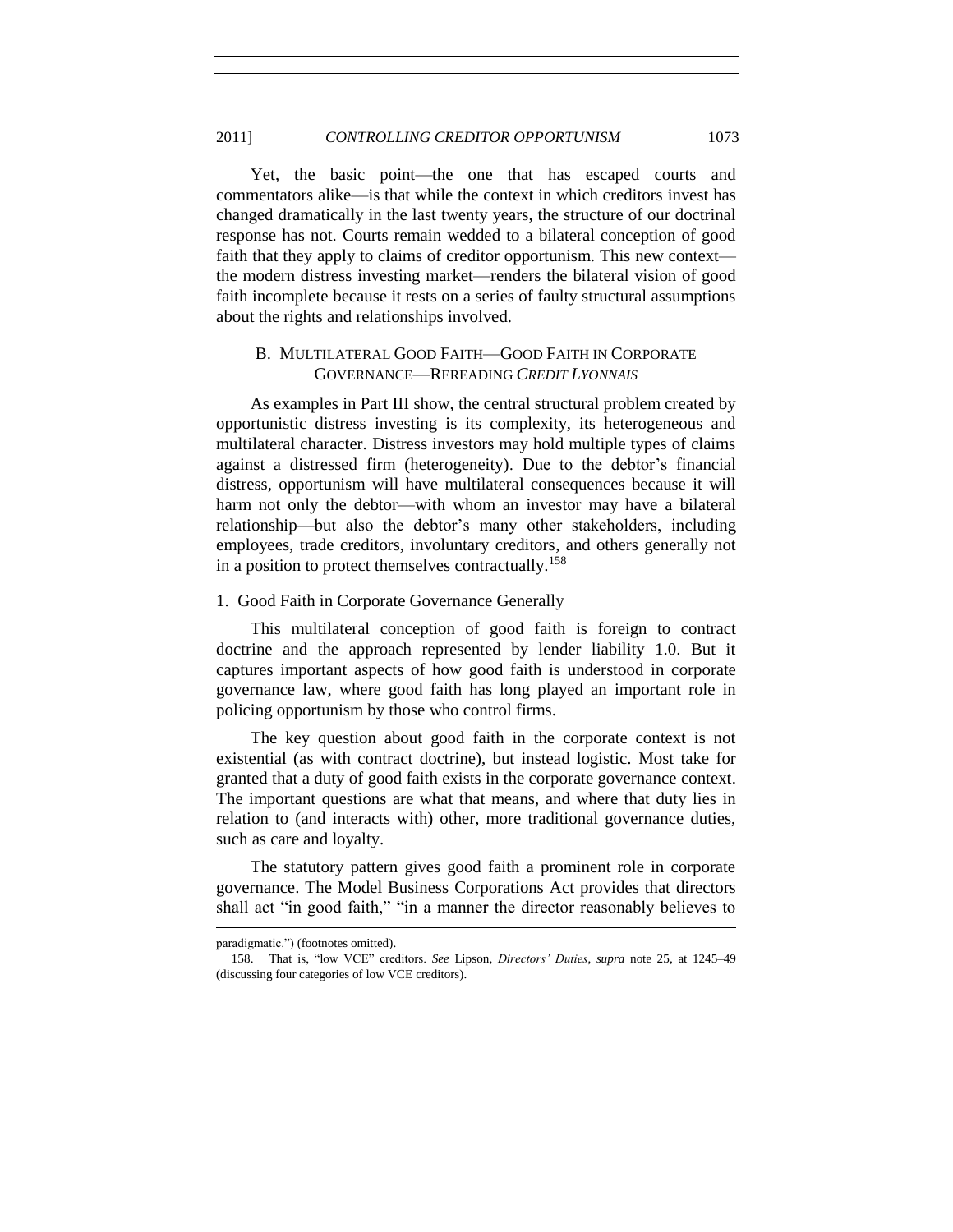Yet, the basic point—the one that has escaped courts and commentators alike—is that while the context in which creditors invest has changed dramatically in the last twenty years, the structure of our doctrinal response has not. Courts remain wedded to a bilateral conception of good faith that they apply to claims of creditor opportunism. This new context—the modern distress investing market—renders the bilateral vision of good faith incomplete because it rests on a series of faulty structural assumptions about the rights and relationships involved.

## B. MULTILATERAL GOOD FAITH—GOOD FAITH IN CORPORATE GOVERNANCE—REREADING *CREDIT LYONNAIS*

As examples in Part III show, the central structural problem created by opportunistic distress investing is its complexity, its heterogeneous and multilateral character. Distress investors may hold multiple types of claims against a distressed firm (heterogeneity). Due to the debtor's financial distress, opportunism will have multilateral consequences because it will harm not only the debtor—with whom an investor may have a bilateral relationship—but also the debtor's many other stakeholders, including employees, trade creditors, involuntary creditors, and others generally not in a position to protect themselves contractually.[158]

### 1. Good Faith in Corporate Governance Generally

This multilateral conception of good faith is foreign to contract doctrine and the approach represented by lender liability 1.0. But it captures important aspects of how good faith is understood in corporate governance law, where good faith has long played an important role in policing opportunism by those who control firms.

The key question about good faith in the corporate context is not existential (as with contract doctrine), but instead logistic. Most take for granted that a duty of good faith exists in the corporate governance context. The important questions are what that means, and where that duty lies in relation to (and interacts with) other, more traditional governance duties, such as care and loyalty.

The statutory pattern gives good faith a prominent role in corporate governance. The Model Business Corporations Act provides that directors shall act "in good faith," "in a manner the director reasonably believes to

---

paradigmatic.") (footnotes omitted).

158. That is, "low VCE" creditors. *See* Lipson, *Directors' Duties*, *supra* note 25, at 1245–49 (discussing four categories of low VCE creditors).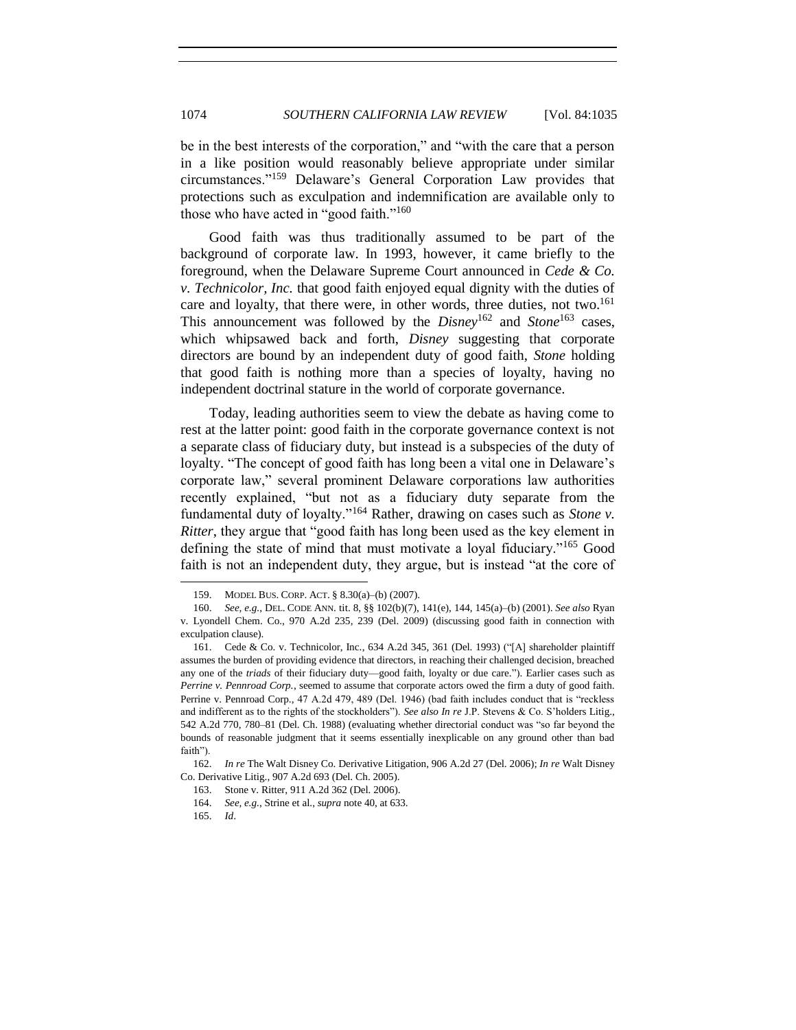be in the best interests of the corporation," and "with the care that a person in a like position would reasonably believe appropriate under similar circumstances."[159] Delaware's General Corporation Law provides that protections such as exculpation and indemnification are available only to those who have acted in "good faith."[160]

Good faith was thus traditionally assumed to be part of the background of corporate law. In 1993, however, it came briefly to the foreground, when the Delaware Supreme Court announced in *Cede & Co. v. Technicolor, Inc.* that good faith enjoyed equal dignity with the duties of care and loyalty, that there were, in other words, three duties, not two.[161] This announcement was followed by the *Disney*[162] and *Stone*[163] cases, which whipsawed back and forth, *Disney* suggesting that corporate directors are bound by an independent duty of good faith, *Stone* holding that good faith is nothing more than a species of loyalty, having no independent doctrinal stature in the world of corporate governance.

Today, leading authorities seem to view the debate as having come to rest at the latter point: good faith in the corporate governance context is not a separate class of fiduciary duty, but instead is a subspecies of the duty of loyalty. "The concept of good faith has long been a vital one in Delaware's corporate law," several prominent Delaware corporations law authorities recently explained, "but not as a fiduciary duty separate from the fundamental duty of loyalty."[164] Rather, drawing on cases such as *Stone v. Ritter*, they argue that "good faith has long been used as the key element in defining the state of mind that must motivate a loyal fiduciary."[165] Good faith is not an independent duty, they argue, but is instead "at the core of

---

159. MODEL BUS. CORP. ACT. § 8.30(a)–(b) (2007).

160. *See, e.g.*, DEL. CODE ANN. tit. 8, §§ 102(b)(7), 141(e), 144, 145(a)–(b) (2001). *See also* Ryan v. Lyondell Chem. Co., 970 A.2d 235, 239 (Del. 2009) (discussing good faith in connection with exculpation clause).

161. Cede & Co. v. Technicolor, Inc., 634 A.2d 345, 361 (Del. 1993) ("[A] shareholder plaintiff assumes the burden of providing evidence that directors, in reaching their challenged decision, breached any one of the *triads* of their fiduciary duty—good faith, loyalty or due care."). Earlier cases such as *Perrine v. Pennroad Corp.*, seemed to assume that corporate actors owed the firm a duty of good faith. Perrine v. Pennroad Corp., 47 A.2d 479, 489 (Del. 1946) (bad faith includes conduct that is "reckless and indifferent as to the rights of the stockholders"). *See also In re* J.P. Stevens & Co. S'holders Litig., 542 A.2d 770, 780–81 (Del. Ch. 1988) (evaluating whether directorial conduct was "so far beyond the bounds of reasonable judgment that it seems essentially inexplicable on any ground other than bad faith").

162. *In re* The Walt Disney Co. Derivative Litigation, 906 A.2d 27 (Del. 2006); *In re* Walt Disney Co. Derivative Litig., 907 A.2d 693 (Del. Ch. 2005).

163. Stone v. Ritter, 911 A.2d 362 (Del. 2006).

164. *See, e.g.*, Strine et al., *supra* note 40, at 633.

165. *Id*.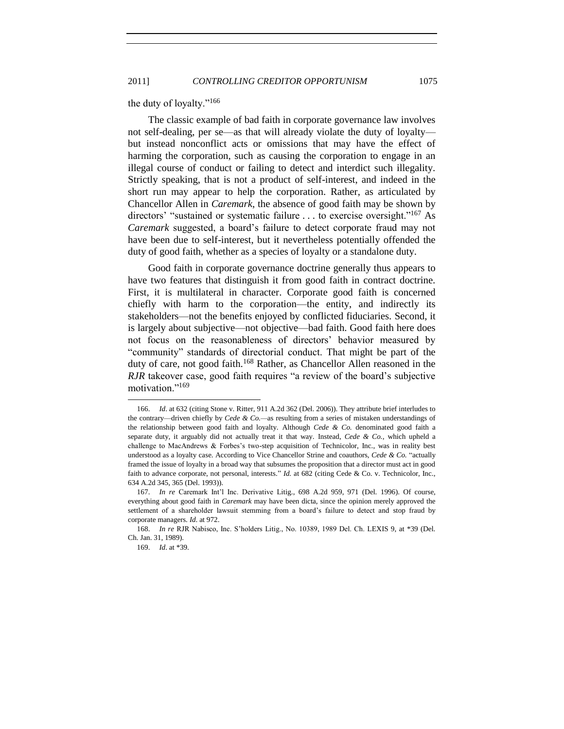the duty of loyalty."[166]

The classic example of bad faith in corporate governance law involves not self-dealing, per se—as that will already violate the duty of loyalty—but instead nonconflict acts or omissions that may have the effect of harming the corporation, such as causing the corporation to engage in an illegal course of conduct or failing to detect and interdict such illegality. Strictly speaking, that is not a product of self-interest, and indeed in the short run may appear to help the corporation. Rather, as articulated by Chancellor Allen in *Caremark*, the absence of good faith may be shown by directors' "sustained or systematic failure . . . to exercise oversight."[167] As *Caremark* suggested, a board's failure to detect corporate fraud may not have been due to self-interest, but it nevertheless potentially offended the duty of good faith, whether as a species of loyalty or a standalone duty.

Good faith in corporate governance doctrine generally thus appears to have two features that distinguish it from good faith in contract doctrine. First, it is multilateral in character. Corporate good faith is concerned chiefly with harm to the corporation—the entity, and indirectly its stakeholders—not the benefits enjoyed by conflicted fiduciaries. Second, it is largely about subjective—not objective—bad faith. Good faith here does not focus on the reasonableness of directors' behavior measured by "community" standards of directorial conduct. That might be part of the duty of care, not good faith.[168] Rather, as Chancellor Allen reasoned in the *RJR* takeover case, good faith requires "a review of the board's subjective motivation."[169]

---

166. *Id*. at 632 (citing Stone v. Ritter, 911 A.2d 362 (Del. 2006)). They attribute brief interludes to the contrary—driven chiefly by *Cede & Co.*—as resulting from a series of mistaken understandings of the relationship between good faith and loyalty. Although *Cede & Co.* denominated good faith a separate duty, it arguably did not actually treat it that way. Instead, *Cede & Co.*, which upheld a challenge to MacAndrews & Forbes's two-step acquisition of Technicolor, Inc., was in reality best understood as a loyalty case. According to Vice Chancellor Strine and coauthors, *Cede & Co.* "actually framed the issue of loyalty in a broad way that subsumes the proposition that a director must act in good faith to advance corporate, not personal, interests." *Id.* at 682 (citing Cede & Co. v. Technicolor, Inc., 634 A.2d 345, 365 (Del. 1993)).

167. *In re* Caremark Int'l Inc. Derivative Litig., 698 A.2d 959, 971 (Del. 1996). Of course, everything about good faith in *Caremark* may have been dicta, since the opinion merely approved the settlement of a shareholder lawsuit stemming from a board's failure to detect and stop fraud by corporate managers. *Id.* at 972.

168. *In re* RJR Nabisco, Inc. S'holders Litig., No. 10389, 1989 Del. Ch. LEXIS 9, at *39 (Del. Ch. Jan. 31, 1989).

169. *Id*. at *39.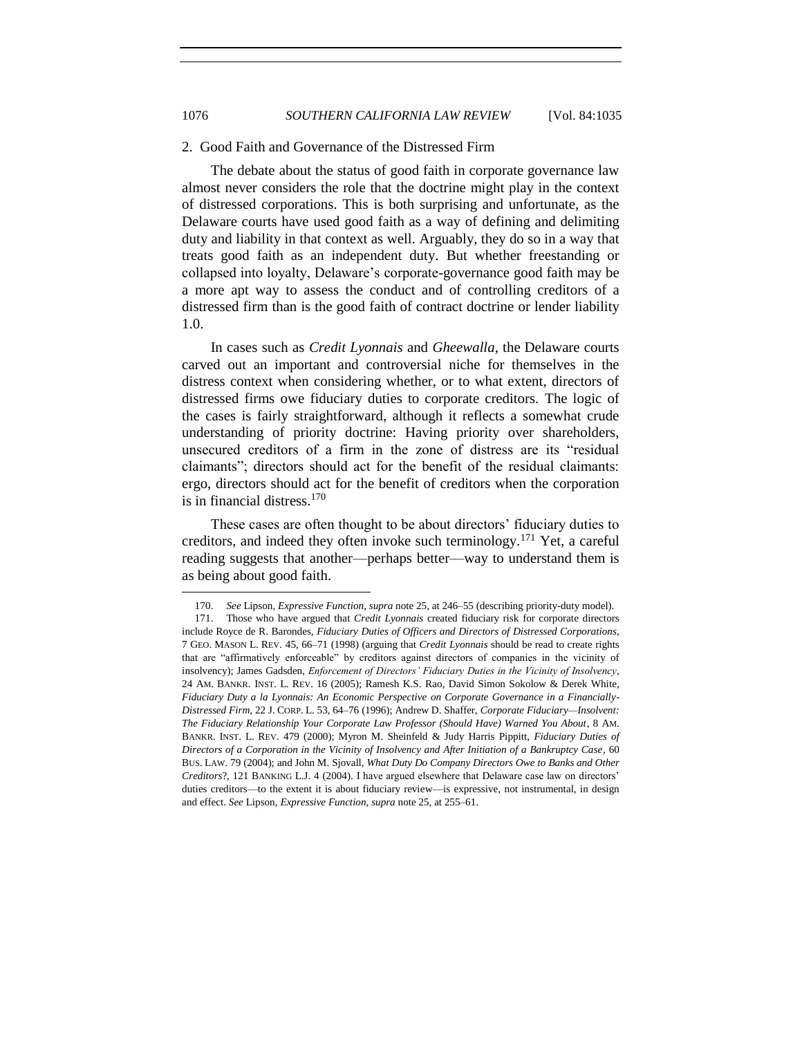### 2. Good Faith and Governance of the Distressed Firm

The debate about the status of good faith in corporate governance law almost never considers the role that the doctrine might play in the context of distressed corporations. This is both surprising and unfortunate, as the Delaware courts have used good faith as a way of defining and delimiting duty and liability in that context as well. Arguably, they do so in a way that treats good faith as an independent duty. But whether freestanding or collapsed into loyalty, Delaware's corporate-governance good faith may be a more apt way to assess the conduct and of controlling creditors of a distressed firm than is the good faith of contract doctrine or lender liability 1.0.

In cases such as *Credit Lyonnais* and *Gheewalla*, the Delaware courts carved out an important and controversial niche for themselves in the distress context when considering whether, or to what extent, directors of distressed firms owe fiduciary duties to corporate creditors. The logic of the cases is fairly straightforward, although it reflects a somewhat crude understanding of priority doctrine: Having priority over shareholders, unsecured creditors of a firm in the zone of distress are its "residual claimants"; directors should act for the benefit of the residual claimants: ergo, directors should act for the benefit of creditors when the corporation is in financial distress.[170]

These cases are often thought to be about directors' fiduciary duties to creditors, and indeed they often invoke such terminology.[171] Yet, a careful reading suggests that another—perhaps better—way to understand them is as being about good faith.

---

170. *See* Lipson, *Expressive Function*, *supra* note 25, at 246–55 (describing priority-duty model).

171. Those who have argued that *Credit Lyonnais* created fiduciary risk for corporate directors include Royce de R. Barondes, *Fiduciary Duties of Officers and Directors of Distressed Corporations*, 7 GEO. MASON L. REV. 45, 66–71 (1998) (arguing that *Credit Lyonnais* should be read to create rights that are "affirmatively enforceable" by creditors against directors of companies in the vicinity of insolvency); James Gadsden, *Enforcement of Directors' Fiduciary Duties in the Vicinity of Insolvency*, 24 AM. BANKR. INST. L. REV. 16 (2005); Ramesh K.S. Rao, David Simon Sokolow & Derek White, *Fiduciary Duty a la Lyonnais: An Economic Perspective on Corporate Governance in a Financially-Distressed Firm*, 22 J. CORP. L. 53, 64–76 (1996); Andrew D. Shaffer, *Corporate Fiduciary—Insolvent: The Fiduciary Relationship Your Corporate Law Professor (Should Have) Warned You About*, 8 AM. BANKR. INST. L. REV. 479 (2000); Myron M. Sheinfeld & Judy Harris Pippitt, *Fiduciary Duties of Directors of a Corporation in the Vicinity of Insolvency and After Initiation of a Bankruptcy Case*, 60 BUS. LAW. 79 (2004); and John M. Sjovall, *What Duty Do Company Directors Owe to Banks and Other Creditors*?, 121 BANKING L.J. 4 (2004). I have argued elsewhere that Delaware case law on directors' duties creditors—to the extent it is about fiduciary review—is expressive, not instrumental, in design and effect. *See* Lipson, *Expressive Function*, *supra* note 25, at 255–61.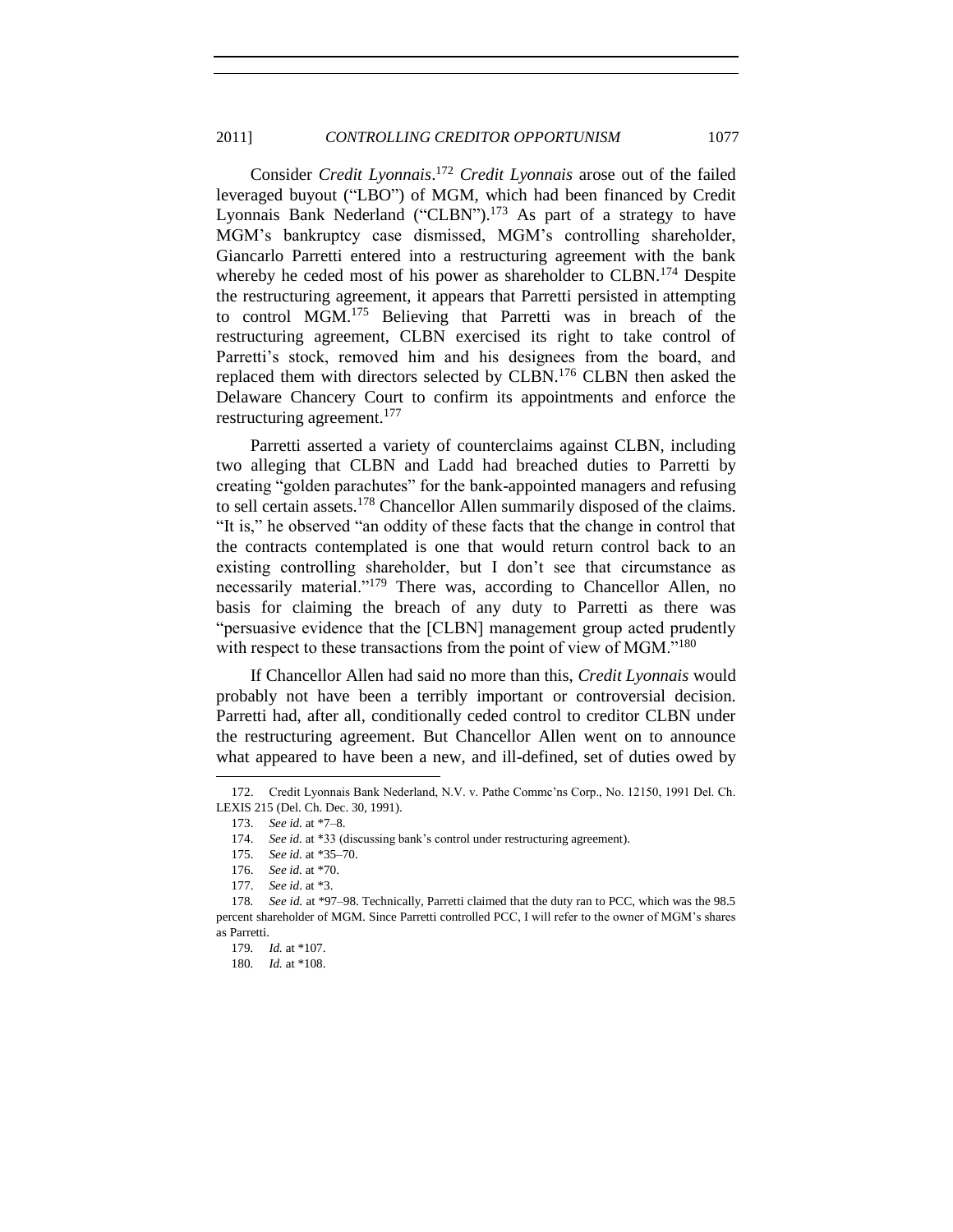Consider *Credit Lyonnais*.[172] *Credit Lyonnais* arose out of the failed leveraged buyout ("LBO") of MGM, which had been financed by Credit Lyonnais Bank Nederland ("CLBN").[173] As part of a strategy to have MGM's bankruptcy case dismissed, MGM's controlling shareholder, Giancarlo Parretti entered into a restructuring agreement with the bank whereby he ceded most of his power as shareholder to CLBN.[174] Despite the restructuring agreement, it appears that Parretti persisted in attempting to control MGM.[175] Believing that Parretti was in breach of the restructuring agreement, CLBN exercised its right to take control of Parretti's stock, removed him and his designees from the board, and replaced them with directors selected by CLBN.[176] CLBN then asked the Delaware Chancery Court to confirm its appointments and enforce the restructuring agreement.[177]

Parretti asserted a variety of counterclaims against CLBN, including two alleging that CLBN and Ladd had breached duties to Parretti by creating "golden parachutes" for the bank-appointed managers and refusing to sell certain assets.[178] Chancellor Allen summarily disposed of the claims. "It is," he observed "an oddity of these facts that the change in control that the contracts contemplated is one that would return control back to an existing controlling shareholder, but I don't see that circumstance as necessarily material."[179] There was, according to Chancellor Allen, no basis for claiming the breach of any duty to Parretti as there was "persuasive evidence that the [CLBN] management group acted prudently with respect to these transactions from the point of view of MGM."[180]

If Chancellor Allen had said no more than this, *Credit Lyonnais* would probably not have been a terribly important or controversial decision. Parretti had, after all, conditionally ceded control to creditor CLBN under the restructuring agreement. But Chancellor Allen went on to announce what appeared to have been a new, and ill-defined, set of duties owed by

---

172. Credit Lyonnais Bank Nederland, N.V. v. Pathe Commc'ns Corp., No. 12150, 1991 Del. Ch. LEXIS 215 (Del. Ch. Dec. 30, 1991).

173. *See id.* at *7–8.

174. *See id.* at *33 (discussing bank's control under restructuring agreement).

175. *See id.* at *35–70.

176. *See id.* at *70.

177. *See id.* at *3.

178. *See id.* at *97–98. Technically, Parretti claimed that the duty ran to PCC, which was the 98.5 percent shareholder of MGM. Since Parretti controlled PCC, I will refer to the owner of MGM's shares as Parretti.

179. *Id.* at *107.

180. *Id.* at *108.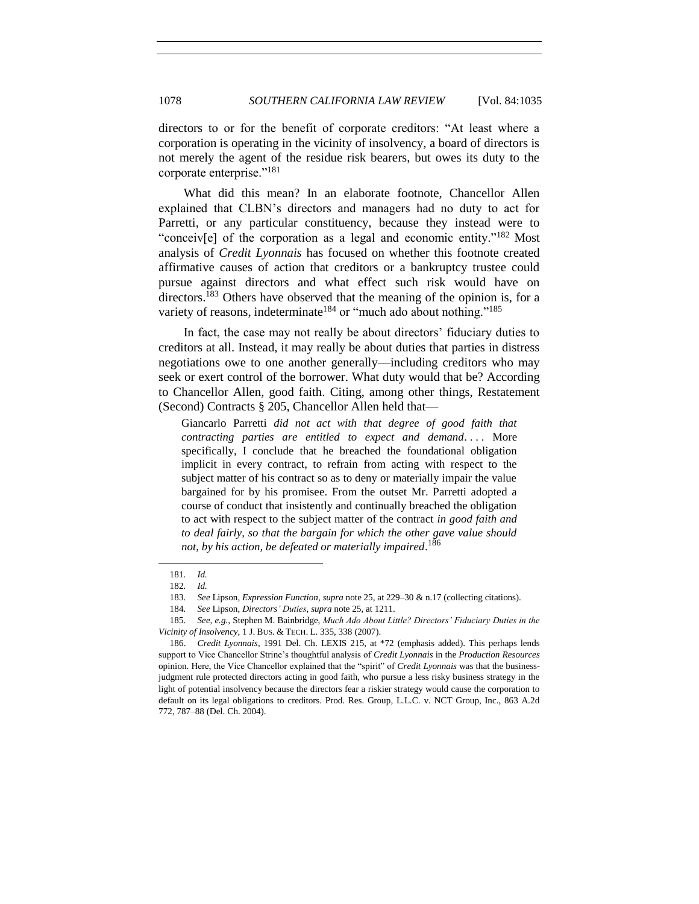directors to or for the benefit of corporate creditors: "At least where a corporation is operating in the vicinity of insolvency, a board of directors is not merely the agent of the residue risk bearers, but owes its duty to the corporate enterprise."[181]

What did this mean? In an elaborate footnote, Chancellor Allen explained that CLBN's directors and managers had no duty to act for Parretti, or any particular constituency, because they instead were to "conceiv[e] of the corporation as a legal and economic entity."[182] Most analysis of *Credit Lyonnais* has focused on whether this footnote created affirmative causes of action that creditors or a bankruptcy trustee could pursue against directors and what effect such risk would have on directors.[183] Others have observed that the meaning of the opinion is, for a variety of reasons, indeterminate[184] or "much ado about nothing."[185]

In fact, the case may not really be about directors' fiduciary duties to creditors at all. Instead, it may really be about duties that parties in distress negotiations owe to one another generally—including creditors who may seek or exert control of the borrower. What duty would that be? According to Chancellor Allen, good faith. Citing, among other things, Restatement (Second) Contracts § 205, Chancellor Allen held that—

> Giancarlo Parretti *did not act with that degree of good faith that contracting parties are entitled to expect and demand*. . . . More specifically, I conclude that he breached the foundational obligation implicit in every contract, to refrain from acting with respect to the subject matter of his contract so as to deny or materially impair the value bargained for by his promisee. From the outset Mr. Parretti adopted a course of conduct that insistently and continually breached the obligation to act with respect to the subject matter of the contract *in good faith and to deal fairly, so that the bargain for which the other gave value should not, by his action, be defeated or materially impaired*.[186]

---

181. *Id.*

182. *Id.*

183. *See* Lipson, *Expression Function*, *supra* note 25, at 229–30 & n.17 (collecting citations).

184. *See* Lipson, *Directors' Duties*, *supra* note 25, at 1211.

185. *See, e.g.*, Stephen M. Bainbridge, *Much Ado About Little? Directors' Fiduciary Duties in the Vicinity of Insolvency*, 1 J. BUS. & TECH. L. 335, 338 (2007).

186. *Credit Lyonnais*, 1991 Del. Ch. LEXIS 215, at *72 (emphasis added). This perhaps lends support to Vice Chancellor Strine's thoughtful analysis of *Credit Lyonnais* in the *Production Resources* opinion. Here, the Vice Chancellor explained that the "spirit" of *Credit Lyonnais* was that the business-judgment rule protected directors acting in good faith, who pursue a less risky business strategy in the light of potential insolvency because the directors fear a riskier strategy would cause the corporation to default on its legal obligations to creditors. Prod. Res. Group, L.L.C. v. NCT Group, Inc., 863 A.2d 772, 787–88 (Del. Ch. 2004).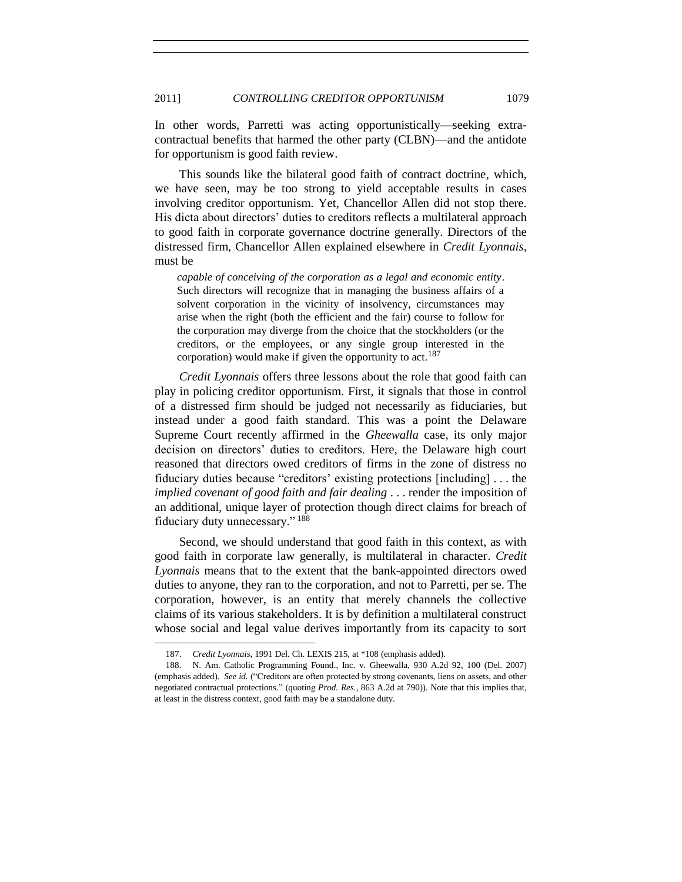In other words, Parretti was acting opportunistically—seeking extra-contractual benefits that harmed the other party (CLBN)—and the antidote for opportunism is good faith review.

This sounds like the bilateral good faith of contract doctrine, which, we have seen, may be too strong to yield acceptable results in cases involving creditor opportunism. Yet, Chancellor Allen did not stop there. His dicta about directors' duties to creditors reflects a multilateral approach to good faith in corporate governance doctrine generally. Directors of the distressed firm, Chancellor Allen explained elsewhere in *Credit Lyonnais*, must be

> *capable of conceiving of the corporation as a legal and economic entity*. Such directors will recognize that in managing the business affairs of a solvent corporation in the vicinity of insolvency, circumstances may arise when the right (both the efficient and the fair) course to follow for the corporation may diverge from the choice that the stockholders (or the creditors, or the employees, or any single group interested in the corporation) would make if given the opportunity to act.[187]

*Credit Lyonnais* offers three lessons about the role that good faith can play in policing creditor opportunism. First, it signals that those in control of a distressed firm should be judged not necessarily as fiduciaries, but instead under a good faith standard. This was a point the Delaware Supreme Court recently affirmed in the *Gheewalla* case, its only major decision on directors' duties to creditors. Here, the Delaware high court reasoned that directors owed creditors of firms in the zone of distress no fiduciary duties because "creditors' existing protections [including] . . . the *implied covenant of good faith and fair dealing* . . . render the imposition of an additional, unique layer of protection though direct claims for breach of fiduciary duty unnecessary."[188]

Second, we should understand that good faith in this context, as with good faith in corporate law generally, is multilateral in character. *Credit Lyonnais* means that to the extent that the bank-appointed directors owed duties to anyone, they ran to the corporation, and not to Parretti, per se. The corporation, however, is an entity that merely channels the collective claims of its various stakeholders. It is by definition a multilateral construct whose social and legal value derives importantly from its capacity to sort

---

187. *Credit Lyonnais*, 1991 Del. Ch. LEXIS 215, at *108 (emphasis added).

188. N. Am. Catholic Programming Found., Inc. v. Gheewalla, 930 A.2d 92, 100 (Del. 2007) (emphasis added). *See id.* ("Creditors are often protected by strong covenants, liens on assets, and other negotiated contractual protections." (quoting *Prod. Res.*, 863 A.2d at 790)). Note that this implies that, at least in the distress context, good faith may be a standalone duty.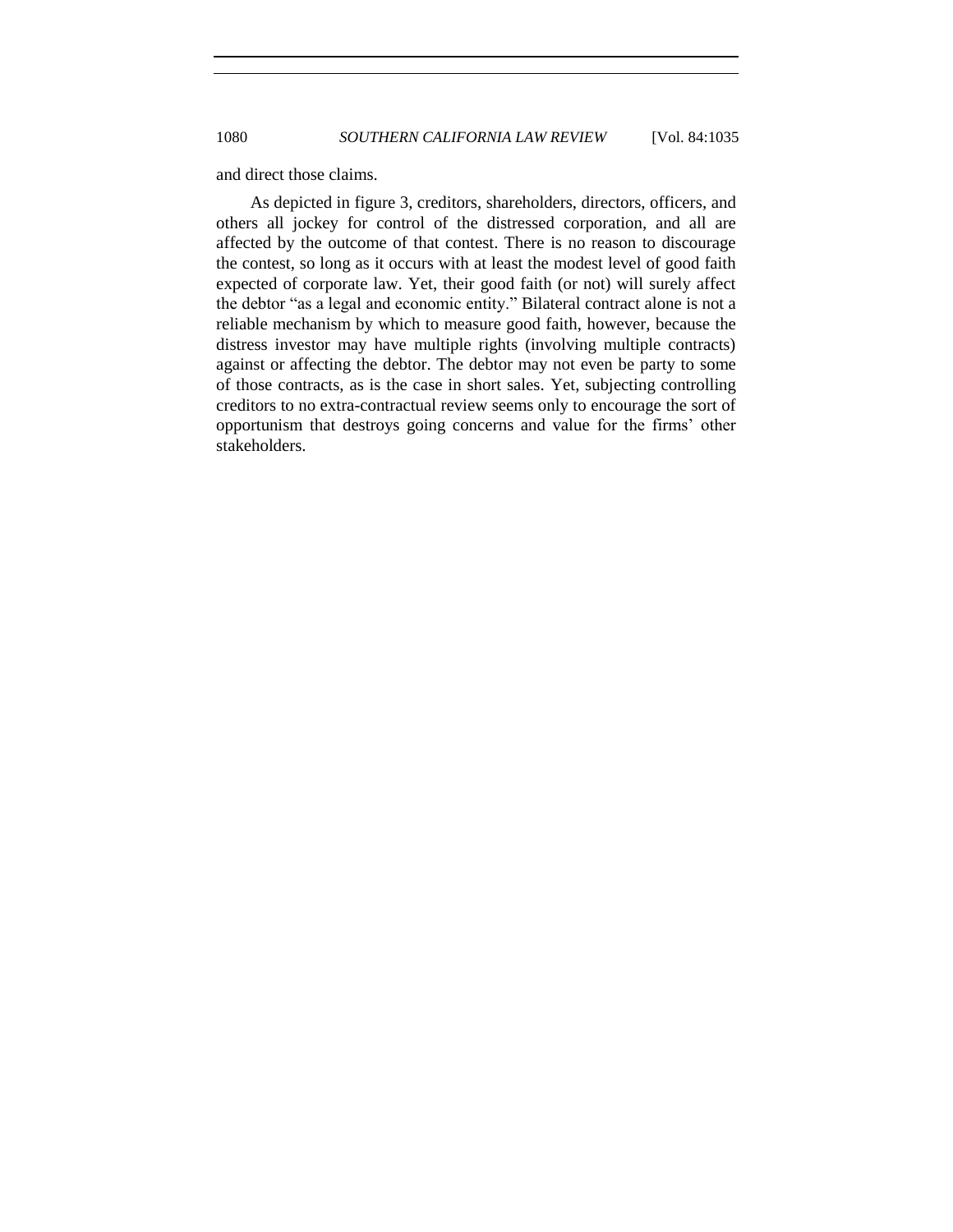and direct those claims.

As depicted in figure 3, creditors, shareholders, directors, officers, and others all jockey for control of the distressed corporation, and all are affected by the outcome of that contest. There is no reason to discourage the contest, so long as it occurs with at least the modest level of good faith expected of corporate law. Yet, their good faith (or not) will surely affect the debtor "as a legal and economic entity." Bilateral contract alone is not a reliable mechanism by which to measure good faith, however, because the distress investor may have multiple rights (involving multiple contracts) against or affecting the debtor. The debtor may not even be party to some of those contracts, as is the case in short sales. Yet, subjecting controlling creditors to no extra-contractual review seems only to encourage the sort of opportunism that destroys going concerns and value for the firms' other stakeholders.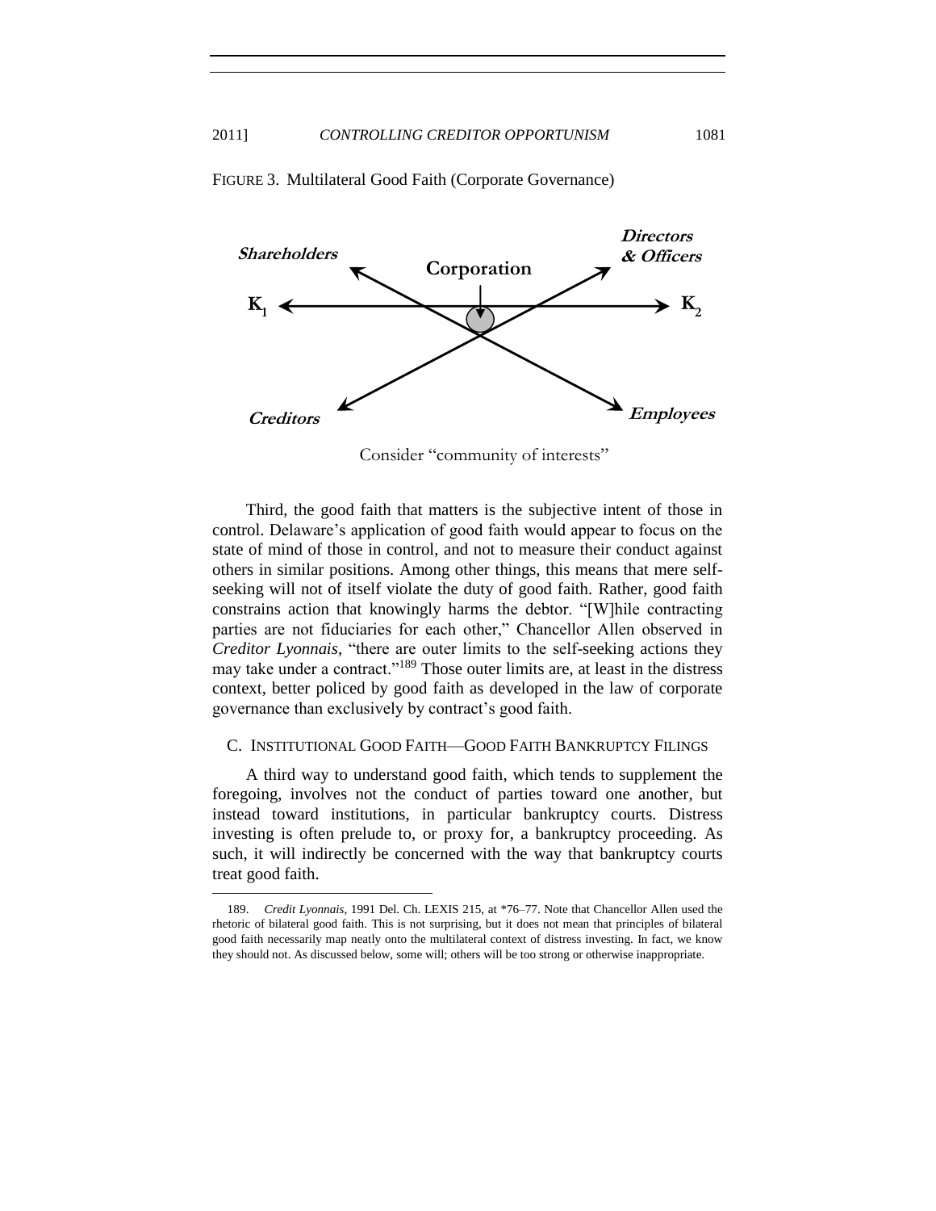FIGURE 3. Multilateral Good Faith (Corporate Governance)

**Shareholders** **Corporation** **Directors & Officers**

$K_1$ $K_2$

**Creditors** **Employees**

Consider "community of interests"

Third, the good faith that matters is the subjective intent of those in control. Delaware's application of good faith would appear to focus on the state of mind of those in control, and not to measure their conduct against others in similar positions. Among other things, this means that mere self-seeking will not of itself violate the duty of good faith. Rather, good faith constrains action that knowingly harms the debtor. "[W]hile contracting parties are not fiduciaries for each other," Chancellor Allen observed in *Creditor Lyonnais*, "there are outer limits to the self-seeking actions they may take under a contract."[189] Those outer limits are, at least in the distress context, better policed by good faith as developed in the law of corporate governance than exclusively by contract's good faith.

## C. INSTITUTIONAL GOOD FAITH—GOOD FAITH BANKRUPTCY FILINGS

A third way to understand good faith, which tends to supplement the foregoing, involves not the conduct of parties toward one another, but instead toward institutions, in particular bankruptcy courts. Distress investing is often prelude to, or proxy for, a bankruptcy proceeding. As such, it will indirectly be concerned with the way that bankruptcy courts treat good faith.

---

189. *Credit Lyonnais*, 1991 Del. Ch. LEXIS 215, at *76–77. Note that Chancellor Allen used the rhetoric of bilateral good faith. This is not surprising, but it does not mean that principles of bilateral good faith necessarily map neatly onto the multilateral context of distress investing. In fact, we know they should not. As discussed below, some will; others will be too strong or otherwise inappropriate.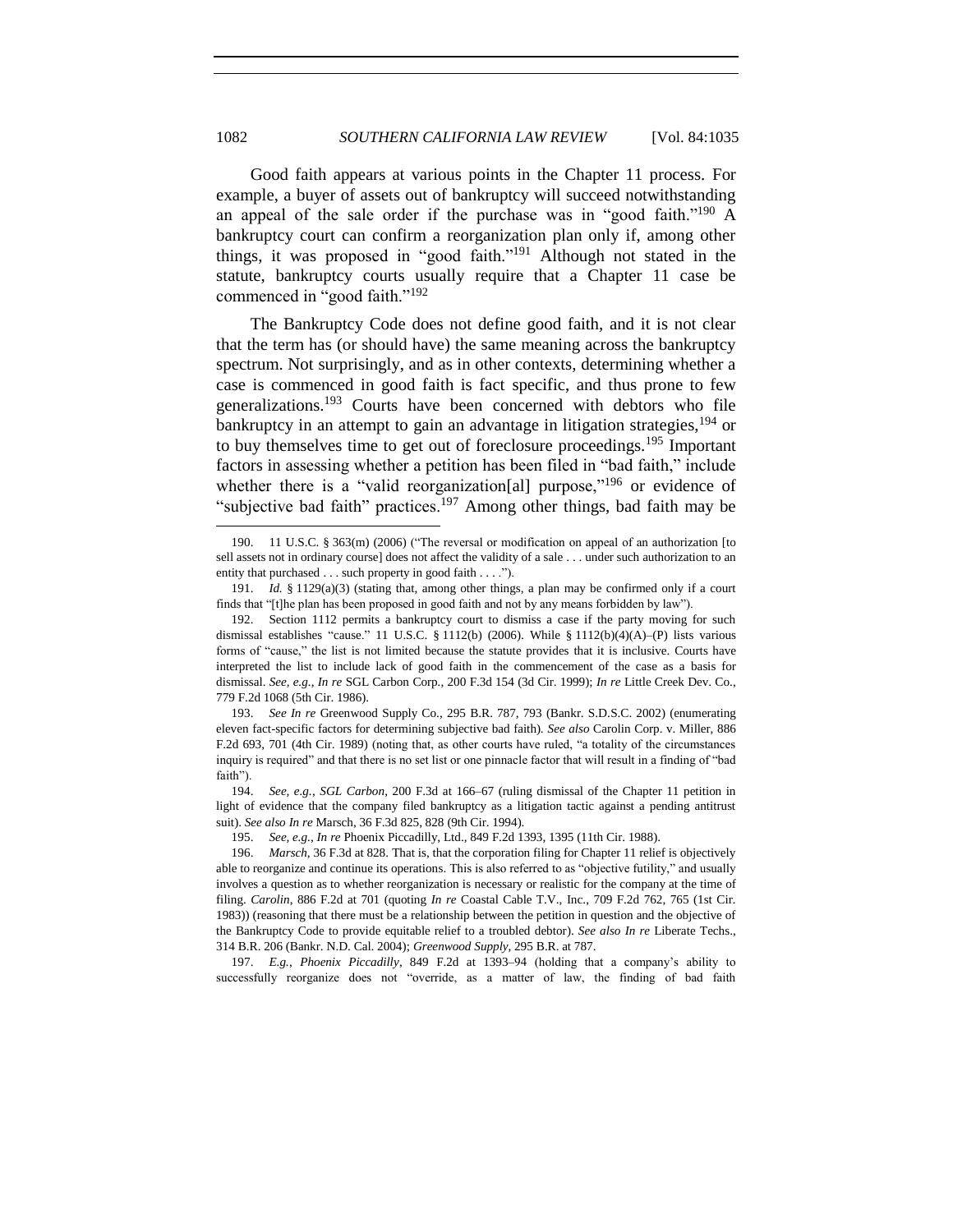Good faith appears at various points in the Chapter 11 process. For example, a buyer of assets out of bankruptcy will succeed notwithstanding an appeal of the sale order if the purchase was in "good faith."[190] A bankruptcy court can confirm a reorganization plan only if, among other things, it was proposed in "good faith."[191] Although not stated in the statute, bankruptcy courts usually require that a Chapter 11 case be commenced in "good faith."[192]

The Bankruptcy Code does not define good faith, and it is not clear that the term has (or should have) the same meaning across the bankruptcy spectrum. Not surprisingly, and as in other contexts, determining whether a case is commenced in good faith is fact specific, and thus prone to few generalizations.[193] Courts have been concerned with debtors who file bankruptcy in an attempt to gain an advantage in litigation strategies,[194] or to buy themselves time to get out of foreclosure proceedings.[195] Important factors in assessing whether a petition has been filed in "bad faith," include whether there is a "valid reorganization[al] purpose,"[196] or evidence of "subjective bad faith" practices.[197] Among other things, bad faith may be

---

190. 11 U.S.C. § 363(m) (2006) ("The reversal or modification on appeal of an authorization [to sell assets not in ordinary course] does not affect the validity of a sale . . . under such authorization to an entity that purchased . . . such property in good faith . . . .").

191. *Id.* § 1129(a)(3) (stating that, among other things, a plan may be confirmed only if a court finds that "[t]he plan has been proposed in good faith and not by any means forbidden by law").

192. Section 1112 permits a bankruptcy court to dismiss a case if the party moving for such dismissal establishes "cause." 11 U.S.C. § 1112(b) (2006). While § 1112(b)(4)(A)–(P) lists various forms of "cause," the list is not limited because the statute provides that it is inclusive. Courts have interpreted the list to include lack of good faith in the commencement of the case as a basis for dismissal. *See, e.g.*, *In re* SGL Carbon Corp., 200 F.3d 154 (3d Cir. 1999); *In re* Little Creek Dev. Co., 779 F.2d 1068 (5th Cir. 1986).

193. *See In re* Greenwood Supply Co., 295 B.R. 787, 793 (Bankr. S.D.S.C. 2002) (enumerating eleven fact-specific factors for determining subjective bad faith). *See also* Carolin Corp. v. Miller, 886 F.2d 693, 701 (4th Cir. 1989) (noting that, as other courts have ruled, "a totality of the circumstances inquiry is required" and that there is no set list or one pinnacle factor that will result in a finding of "bad faith").

194. *See, e.g.*, *SGL Carbon*, 200 F.3d at 166–67 (ruling dismissal of the Chapter 11 petition in light of evidence that the company filed bankruptcy as a litigation tactic against a pending antitrust suit). *See also In re* Marsch, 36 F.3d 825, 828 (9th Cir. 1994).

195. *See, e.g.*, *In re* Phoenix Piccadilly, Ltd., 849 F.2d 1393, 1395 (11th Cir. 1988).

196. *Marsch*, 36 F.3d at 828. That is, that the corporation filing for Chapter 11 relief is objectively able to reorganize and continue its operations. This is also referred to as "objective futility," and usually involves a question as to whether reorganization is necessary or realistic for the company at the time of filing. *Carolin*, 886 F.2d at 701 (quoting *In re* Coastal Cable T.V., Inc., 709 F.2d 762, 765 (1st Cir. 1983)) (reasoning that there must be a relationship between the petition in question and the objective of the Bankruptcy Code to provide equitable relief to a troubled debtor). *See also In re* Liberate Techs., 314 B.R. 206 (Bankr. N.D. Cal. 2004); *Greenwood Supply*, 295 B.R. at 787.

197. *E.g.*, *Phoenix Piccadilly*, 849 F.2d at 1393–94 (holding that a company's ability to successfully reorganize does not "override, as a matter of law, the finding of bad faith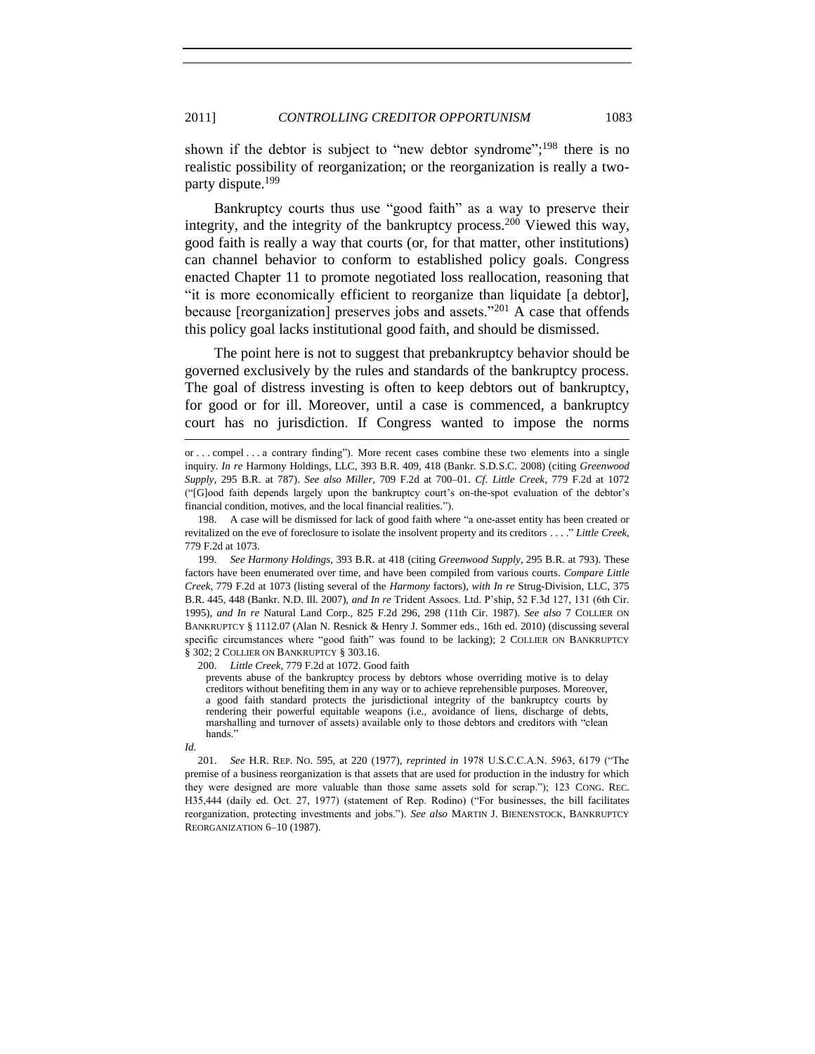shown if the debtor is subject to "new debtor syndrome";[198] there is no realistic possibility of reorganization; or the reorganization is really a two-party dispute.[199]

Bankruptcy courts thus use "good faith" as a way to preserve their integrity, and the integrity of the bankruptcy process.[200] Viewed this way, good faith is really a way that courts (or, for that matter, other institutions) can channel behavior to conform to established policy goals. Congress enacted Chapter 11 to promote negotiated loss reallocation, reasoning that "it is more economically efficient to reorganize than liquidate [a debtor], because [reorganization] preserves jobs and assets."[201] A case that offends this policy goal lacks institutional good faith, and should be dismissed.

The point here is not to suggest that prebankruptcy behavior should be governed exclusively by the rules and standards of the bankruptcy process. The goal of distress investing is often to keep debtors out of bankruptcy, for good or for ill. Moreover, until a case is commenced, a bankruptcy court has no jurisdiction. If Congress wanted to impose the norms

---

or . . . compel . . . a contrary finding"). More recent cases combine these two elements into a single inquiry. *In re* Harmony Holdings, LLC, 393 B.R. 409, 418 (Bankr. S.D.S.C. 2008) (citing *Greenwood Supply*, 295 B.R. at 787). *See also Miller*, 709 F.2d at 700–01. *Cf. Little Creek*, 779 F.2d at 1072 ("[G]ood faith depends largely upon the bankruptcy court's on-the-spot evaluation of the debtor's financial condition, motives, and the local financial realities.").

198. A case will be dismissed for lack of good faith where "a one-asset entity has been created or revitalized on the eve of foreclosure to isolate the insolvent property and its creditors . . . ." *Little Creek*, 779 F.2d at 1073.

199. *See Harmony Holdings*, 393 B.R. at 418 (citing *Greenwood Supply*, 295 B.R. at 793). These factors have been enumerated over time, and have been compiled from various courts. *Compare Little Creek*, 779 F.2d at 1073 (listing several of the *Harmony* factors), *with In re* Strug-Division, LLC, 375 B.R. 445, 448 (Bankr. N.D. Ill. 2007), *and In re* Trident Assocs. Ltd. P'ship, 52 F.3d 127, 131 (6th Cir. 1995), *and In re* Natural Land Corp., 825 F.2d 296, 298 (11th Cir. 1987). *See also* 7 COLLIER ON BANKRUPTCY § 1112.07 (Alan N. Resnick & Henry J. Sommer eds., 16th ed. 2010) (discussing several specific circumstances where "good faith" was found to be lacking); 2 COLLIER ON BANKRUPTCY § 302; 2 COLLIER ON BANKRUPTCY § 303.16.

200. *Little Creek*, 779 F.2d at 1072. Good faith

> prevents abuse of the bankruptcy process by debtors whose overriding motive is to delay creditors without benefiting them in any way or to achieve reprehensible purposes. Moreover, a good faith standard protects the jurisdictional integrity of the bankruptcy courts by rendering their powerful equitable weapons (i.e., avoidance of liens, discharge of debts, marshalling and turnover of assets) available only to those debtors and creditors with "clean hands."

*Id.*

201. *See* H.R. REP. NO. 595, at 220 (1977), *reprinted in* 1978 U.S.C.C.A.N. 5963, 6179 ("The premise of a business reorganization is that assets that are used for production in the industry for which they were designed are more valuable than those same assets sold for scrap."); 123 CONG. REC. H35,444 (daily ed. Oct. 27, 1977) (statement of Rep. Rodino) ("For businesses, the bill facilitates reorganization, protecting investments and jobs."). *See also* MARTIN J. BIENENSTOCK, BANKRUPTCY REORGANIZATION 6–10 (1987).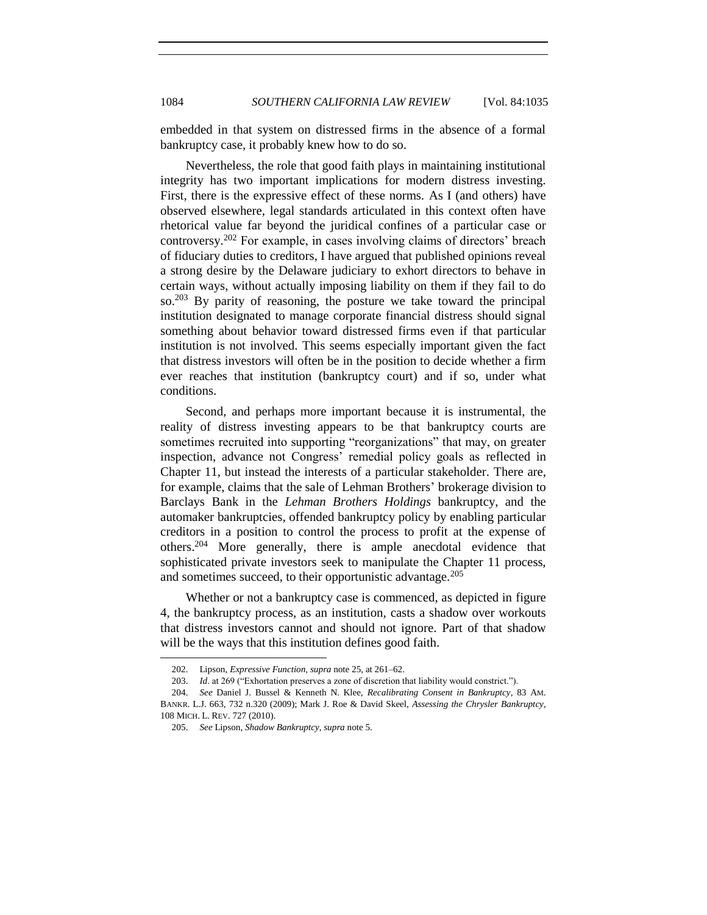embedded in that system on distressed firms in the absence of a formal bankruptcy case, it probably knew how to do so.

Nevertheless, the role that good faith plays in maintaining institutional integrity has two important implications for modern distress investing. First, there is the expressive effect of these norms. As I (and others) have observed elsewhere, legal standards articulated in this context often have rhetorical value far beyond the juridical confines of a particular case or controversy.[202] For example, in cases involving claims of directors' breach of fiduciary duties to creditors, I have argued that published opinions reveal a strong desire by the Delaware judiciary to exhort directors to behave in certain ways, without actually imposing liability on them if they fail to do so.[203] By parity of reasoning, the posture we take toward the principal institution designated to manage corporate financial distress should signal something about behavior toward distressed firms even if that particular institution is not involved. This seems especially important given the fact that distress investors will often be in the position to decide whether a firm ever reaches that institution (bankruptcy court) and if so, under what conditions.

Second, and perhaps more important because it is instrumental, the reality of distress investing appears to be that bankruptcy courts are sometimes recruited into supporting "reorganizations" that may, on greater inspection, advance not Congress' remedial policy goals as reflected in Chapter 11, but instead the interests of a particular stakeholder. There are, for example, claims that the sale of Lehman Brothers' brokerage division to Barclays Bank in the *Lehman Brothers Holdings* bankruptcy, and the automaker bankruptcies, offended bankruptcy policy by enabling particular creditors in a position to control the process to profit at the expense of others.[204] More generally, there is ample anecdotal evidence that sophisticated private investors seek to manipulate the Chapter 11 process, and sometimes succeed, to their opportunistic advantage.[205]

Whether or not a bankruptcy case is commenced, as depicted in figure 4, the bankruptcy process, as an institution, casts a shadow over workouts that distress investors cannot and should not ignore. Part of that shadow will be the ways that this institution defines good faith.

---

202. Lipson, *Expressive Function*, *supra* note 25, at 261–62.

203. *Id*. at 269 ("Exhortation preserves a zone of discretion that liability would constrict.").

204. *See* Daniel J. Bussel & Kenneth N. Klee, *Recalibrating Consent in Bankruptcy*, 83 AM. BANKR. L.J. 663, 732 n.320 (2009); Mark J. Roe & David Skeel, *Assessing the Chrysler Bankruptcy*, 108 MICH. L. REV. 727 (2010).

205. *See* Lipson, *Shadow Bankruptcy*, *supra* note 5.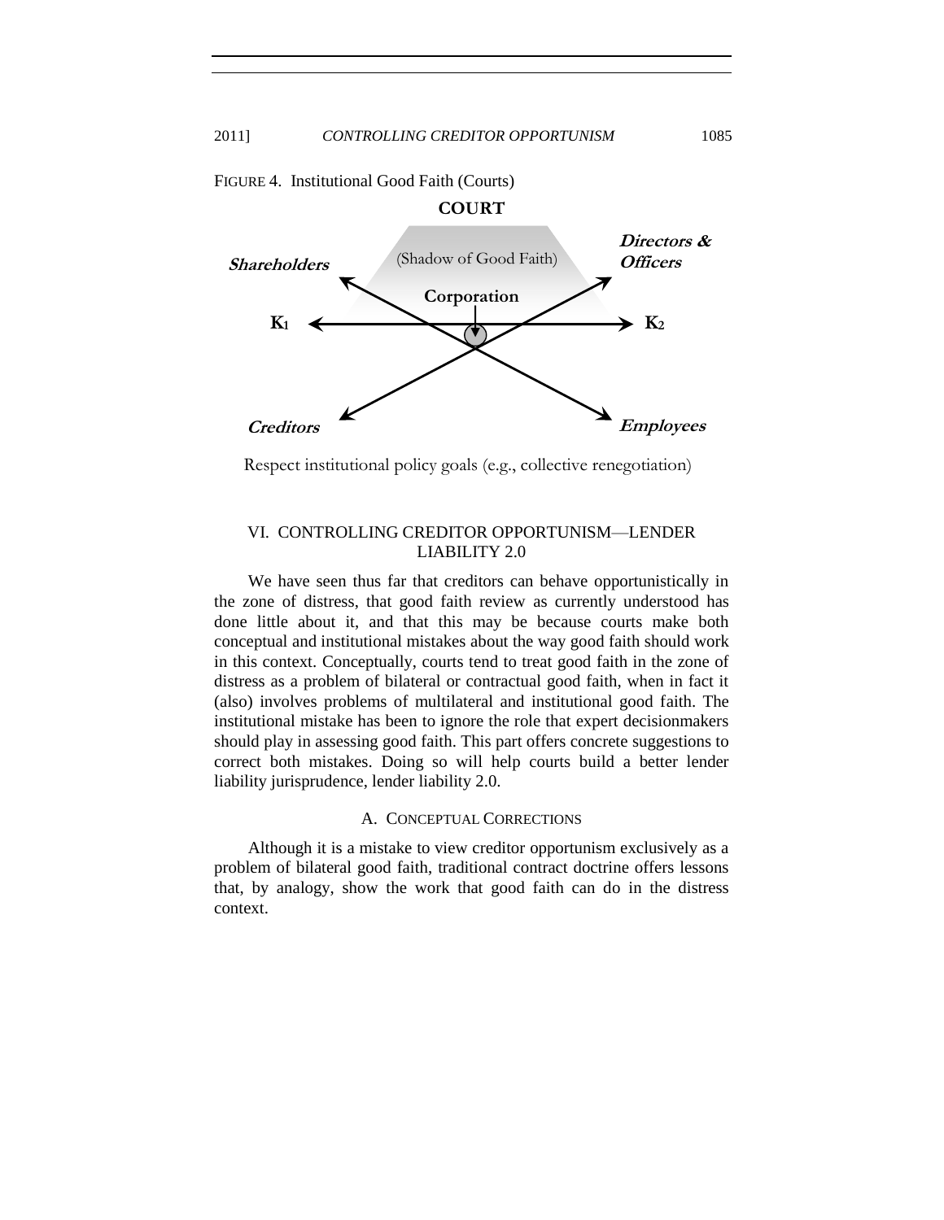FIGURE 4. Institutional Good Faith (Courts)

**COURT**

(Shadow of Good Faith)

***Shareholders*** ***Directors & Officers***

**Corporation**

**$K_1$** **$K_2$**

***Creditors*** ***Employees***

Respect institutional policy goals (e.g., collective renegotiation)

## VI. CONTROLLING CREDITOR OPPORTUNISM—LENDER LIABILITY 2.0

We have seen thus far that creditors can behave opportunistically in the zone of distress, that good faith review as currently understood has done little about it, and that this may be because courts make both conceptual and institutional mistakes about the way good faith should work in this context. Conceptually, courts tend to treat good faith in the zone of distress as a problem of bilateral or contractual good faith, when in fact it (also) involves problems of multilateral and institutional good faith. The institutional mistake has been to ignore the role that expert decisionmakers should play in assessing good faith. This part offers concrete suggestions to correct both mistakes. Doing so will help courts build a better lender liability jurisprudence, lender liability 2.0.

### A. CONCEPTUAL CORRECTIONS

Although it is a mistake to view creditor opportunism exclusively as a problem of bilateral good faith, traditional contract doctrine offers lessons that, by analogy, show the work that good faith can do in the distress context.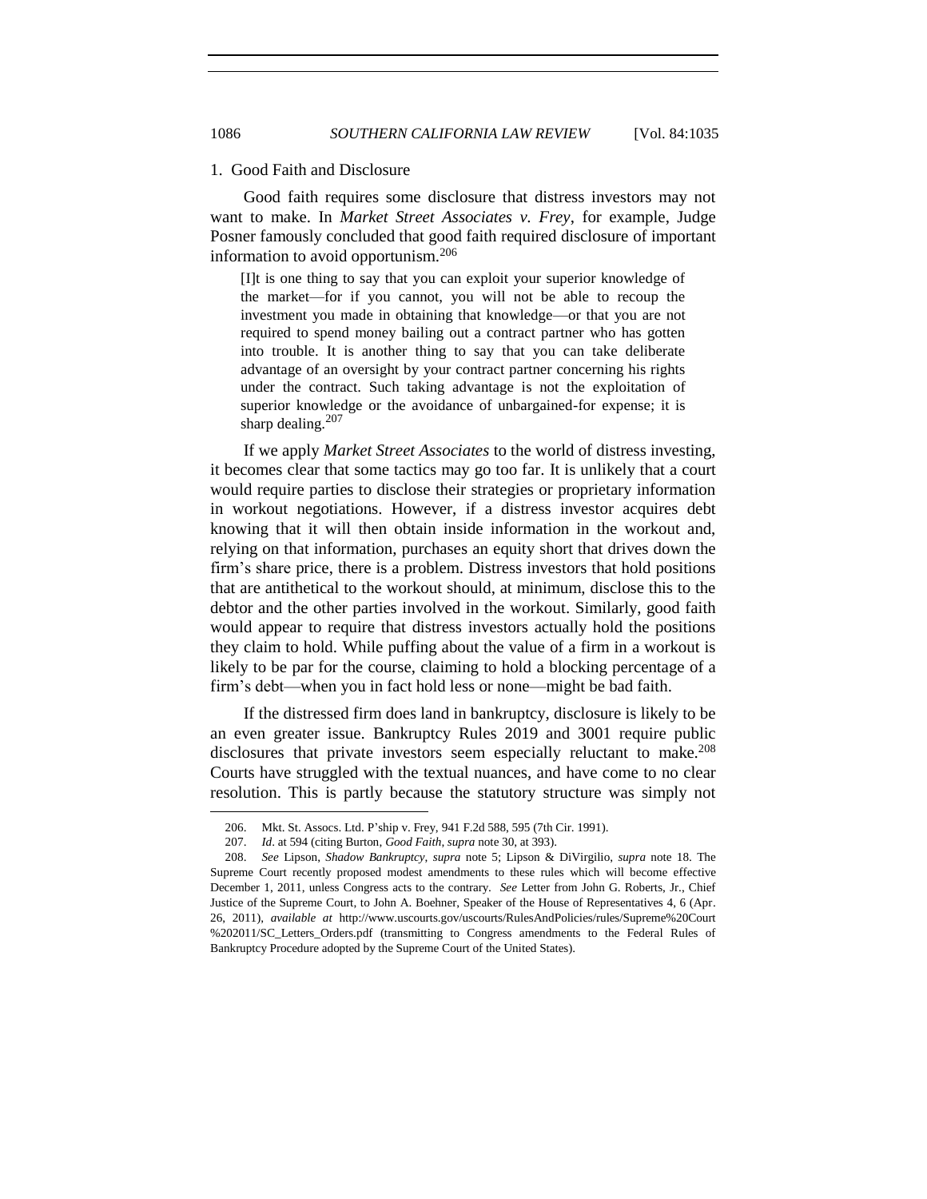### 1. Good Faith and Disclosure

Good faith requires some disclosure that distress investors may not want to make. In *Market Street Associates v. Frey*, for example, Judge Posner famously concluded that good faith required disclosure of important information to avoid opportunism.[206]

> [I]t is one thing to say that you can exploit your superior knowledge of the market—for if you cannot, you will not be able to recoup the investment you made in obtaining that knowledge—or that you are not required to spend money bailing out a contract partner who has gotten into trouble. It is another thing to say that you can take deliberate advantage of an oversight by your contract partner concerning his rights under the contract. Such taking advantage is not the exploitation of superior knowledge or the avoidance of unbargained-for expense; it is sharp dealing.[207]

If we apply *Market Street Associates* to the world of distress investing, it becomes clear that some tactics may go too far. It is unlikely that a court would require parties to disclose their strategies or proprietary information in workout negotiations. However, if a distress investor acquires debt knowing that it will then obtain inside information in the workout and, relying on that information, purchases an equity short that drives down the firm's share price, there is a problem. Distress investors that hold positions that are antithetical to the workout should, at minimum, disclose this to the debtor and the other parties involved in the workout. Similarly, good faith would appear to require that distress investors actually hold the positions they claim to hold. While puffing about the value of a firm in a workout is likely to be par for the course, claiming to hold a blocking percentage of a firm's debt—when you in fact hold less or none—might be bad faith.

If the distressed firm does land in bankruptcy, disclosure is likely to be an even greater issue. Bankruptcy Rules 2019 and 3001 require public disclosures that private investors seem especially reluctant to make.[208] Courts have struggled with the textual nuances, and have come to no clear resolution. This is partly because the statutory structure was simply not

---

206. Mkt. St. Assocs. Ltd. P'ship v. Frey, 941 F.2d 588, 595 (7th Cir. 1991).

207. *Id*. at 594 (citing Burton, *Good Faith*, *supra* note 30, at 393).

208. *See* Lipson, *Shadow Bankruptcy*, *supra* note 5; Lipson & DiVirgilio, *supra* note 18. The Supreme Court recently proposed modest amendments to these rules which will become effective December 1, 2011, unless Congress acts to the contrary. *See* Letter from John G. Roberts, Jr., Chief Justice of the Supreme Court, to John A. Boehner, Speaker of the House of Representatives 4, 6 (Apr. 26, 2011), *available at* http://www.uscourts.gov/uscourts/RulesAndPolicies/rules/Supreme%20Court%202011/SC_Letters_Orders.pdf (transmitting to Congress amendments to the Federal Rules of Bankruptcy Procedure adopted by the Supreme Court of the United States).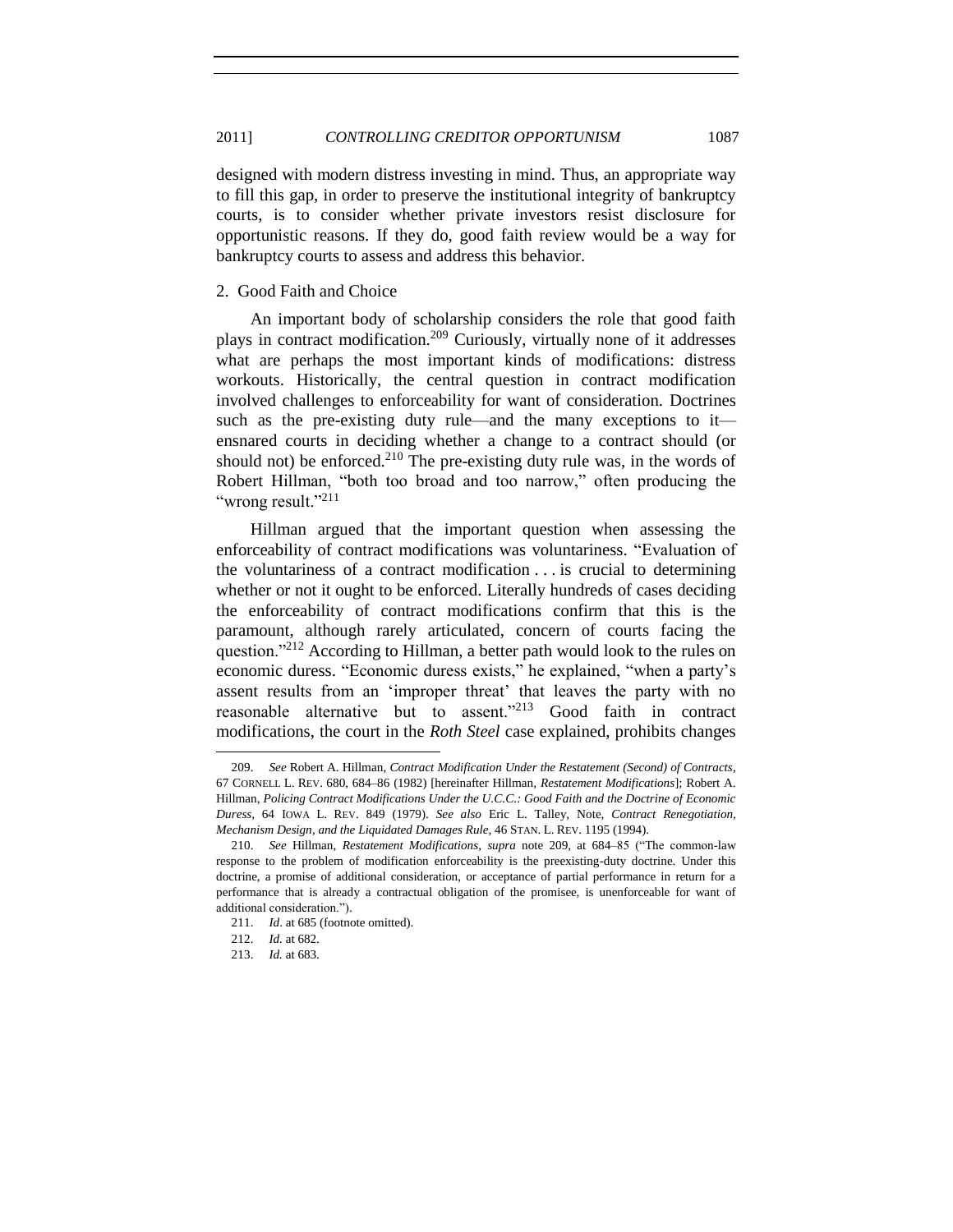designed with modern distress investing in mind. Thus, an appropriate way to fill this gap, in order to preserve the institutional integrity of bankruptcy courts, is to consider whether private investors resist disclosure for opportunistic reasons. If they do, good faith review would be a way for bankruptcy courts to assess and address this behavior.

### 2. Good Faith and Choice

An important body of scholarship considers the role that good faith plays in contract modification.[209] Curiously, virtually none of it addresses what are perhaps the most important kinds of modifications: distress workouts. Historically, the central question in contract modification involved challenges to enforceability for want of consideration. Doctrines such as the pre-existing duty rule—and the many exceptions to it—ensnared courts in deciding whether a change to a contract should (or should not) be enforced.[210] The pre-existing duty rule was, in the words of Robert Hillman, "both too broad and too narrow," often producing the "wrong result."[211]

Hillman argued that the important question when assessing the enforceability of contract modifications was voluntariness. "Evaluation of the voluntariness of a contract modification . . . is crucial to determining whether or not it ought to be enforced. Literally hundreds of cases deciding the enforceability of contract modifications confirm that this is the paramount, although rarely articulated, concern of courts facing the question."[212] According to Hillman, a better path would look to the rules on economic duress. "Economic duress exists," he explained, "when a party's assent results from an 'improper threat' that leaves the party with no reasonable alternative but to assent."[213] Good faith in contract modifications, the court in the *Roth Steel* case explained, prohibits changes

---

209. *See* Robert A. Hillman, *Contract Modification Under the Restatement (Second) of Contracts*, 67 CORNELL L. REV. 680, 684–86 (1982) [hereinafter Hillman, *Restatement Modifications*]; Robert A. Hillman, *Policing Contract Modifications Under the U.C.C.: Good Faith and the Doctrine of Economic Duress*, 64 IOWA L. REV. 849 (1979). *See also* Eric L. Talley, Note, *Contract Renegotiation, Mechanism Design, and the Liquidated Damages Rule*, 46 STAN. L. REV. 1195 (1994).

210. *See* Hillman, *Restatement Modifications*, *supra* note 209, at 684–85 ("The common-law response to the problem of modification enforceability is the preexisting-duty doctrine. Under this doctrine, a promise of additional consideration, or acceptance of partial performance in return for a performance that is already a contractual obligation of the promisee, is unenforceable for want of additional consideration.").

211. *Id*. at 685 (footnote omitted).

212. *Id.* at 682.

213. *Id.* at 683.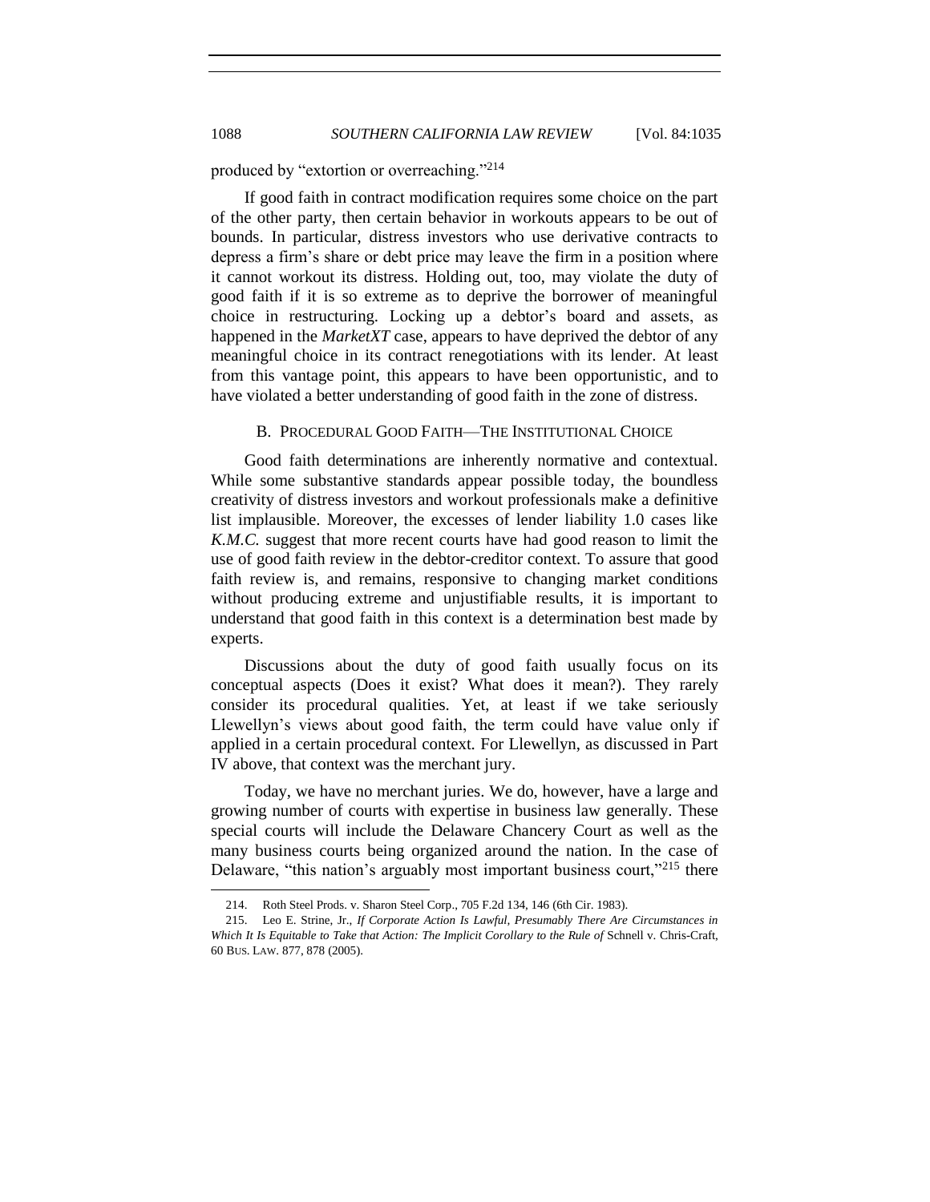produced by "extortion or overreaching."[214]

If good faith in contract modification requires some choice on the part of the other party, then certain behavior in workouts appears to be out of bounds. In particular, distress investors who use derivative contracts to depress a firm's share or debt price may leave the firm in a position where it cannot workout its distress. Holding out, too, may violate the duty of good faith if it is so extreme as to deprive the borrower of meaningful choice in restructuring. Locking up a debtor's board and assets, as happened in the *MarketXT* case, appears to have deprived the debtor of any meaningful choice in its contract renegotiations with its lender. At least from this vantage point, this appears to have been opportunistic, and to have violated a better understanding of good faith in the zone of distress.

### B. Procedural Good Faith—The Institutional Choice

Good faith determinations are inherently normative and contextual. While some substantive standards appear possible today, the boundless creativity of distress investors and workout professionals make a definitive list implausible. Moreover, the excesses of lender liability 1.0 cases like *K.M.C.* suggest that more recent courts have had good reason to limit the use of good faith review in the debtor-creditor context. To assure that good faith review is, and remains, responsive to changing market conditions without producing extreme and unjustifiable results, it is important to understand that good faith in this context is a determination best made by experts.

Discussions about the duty of good faith usually focus on its conceptual aspects (Does it exist? What does it mean?). They rarely consider its procedural qualities. Yet, at least if we take seriously Llewellyn's views about good faith, the term could have value only if applied in a certain procedural context. For Llewellyn, as discussed in Part IV above, that context was the merchant jury.

Today, we have no merchant juries. We do, however, have a large and growing number of courts with expertise in business law generally. These special courts will include the Delaware Chancery Court as well as the many business courts being organized around the nation. In the case of Delaware, "this nation's arguably most important business court,"[215] there

---

214. Roth Steel Prods. v. Sharon Steel Corp., 705 F.2d 134, 146 (6th Cir. 1983).

215. Leo E. Strine, Jr., *If Corporate Action Is Lawful, Presumably There Are Circumstances in Which It Is Equitable to Take that Action: The Implicit Corollary to the Rule of* Schnell v. Chris-Craft, 60 Bus. Law. 877, 878 (2005).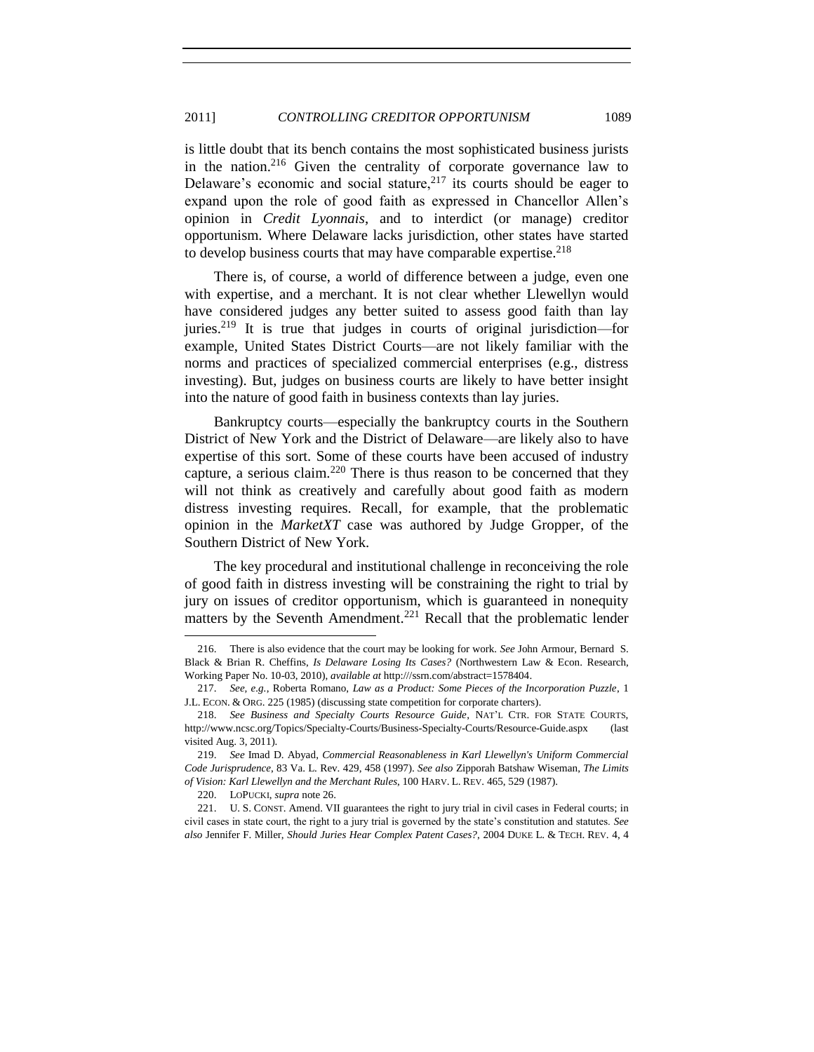is little doubt that its bench contains the most sophisticated business jurists in the nation.[216] Given the centrality of corporate governance law to Delaware's economic and social stature,[217] its courts should be eager to expand upon the role of good faith as expressed in Chancellor Allen's opinion in *Credit Lyonnais*, and to interdict (or manage) creditor opportunism. Where Delaware lacks jurisdiction, other states have started to develop business courts that may have comparable expertise.[218]

There is, of course, a world of difference between a judge, even one with expertise, and a merchant. It is not clear whether Llewellyn would have considered judges any better suited to assess good faith than lay juries.[219] It is true that judges in courts of original jurisdiction—for example, United States District Courts—are not likely familiar with the norms and practices of specialized commercial enterprises (e.g., distress investing). But, judges on business courts are likely to have better insight into the nature of good faith in business contexts than lay juries.

Bankruptcy courts—especially the bankruptcy courts in the Southern District of New York and the District of Delaware—are likely also to have expertise of this sort. Some of these courts have been accused of industry capture, a serious claim.[220] There is thus reason to be concerned that they will not think as creatively and carefully about good faith as modern distress investing requires. Recall, for example, that the problematic opinion in the *MarketXT* case was authored by Judge Gropper, of the Southern District of New York.

The key procedural and institutional challenge in reconceiving the role of good faith in distress investing will be constraining the right to trial by jury on issues of creditor opportunism, which is guaranteed in nonequity matters by the Seventh Amendment.[221] Recall that the problematic lender

---

216. There is also evidence that the court may be looking for work. *See* John Armour, Bernard S. Black & Brian R. Cheffins, *Is Delaware Losing Its Cases?* (Northwestern Law & Econ. Research, Working Paper No. 10-03, 2010), *available at* http:///ssrn.com/abstract=1578404.

217. *See, e.g.*, Roberta Romano, *Law as a Product: Some Pieces of the Incorporation Puzzle*, 1 J.L. ECON. & ORG. 225 (1985) (discussing state competition for corporate charters).

218. *See Business and Specialty Courts Resource Guide*, NAT'L CTR. FOR STATE COURTS, http://www.ncsc.org/Topics/Specialty-Courts/Business-Specialty-Courts/Resource-Guide.aspx (last visited Aug. 3, 2011).

219. *See* Imad D. Abyad, *Commercial Reasonableness in Karl Llewellyn's Uniform Commercial Code Jurisprudence*, 83 Va. L. Rev. 429, 458 (1997). *See also* Zipporah Batshaw Wiseman, *The Limits of Vision: Karl Llewellyn and the Merchant Rules*, 100 HARV. L. REV. 465, 529 (1987).

220. LOPUCKI, *supra* note 26.

221. U. S. CONST. Amend. VII guarantees the right to jury trial in civil cases in Federal courts; in civil cases in state court, the right to a jury trial is governed by the state's constitution and statutes. *See also* Jennifer F. Miller, *Should Juries Hear Complex Patent Cases?*, 2004 DUKE L. & TECH. REV. 4, 4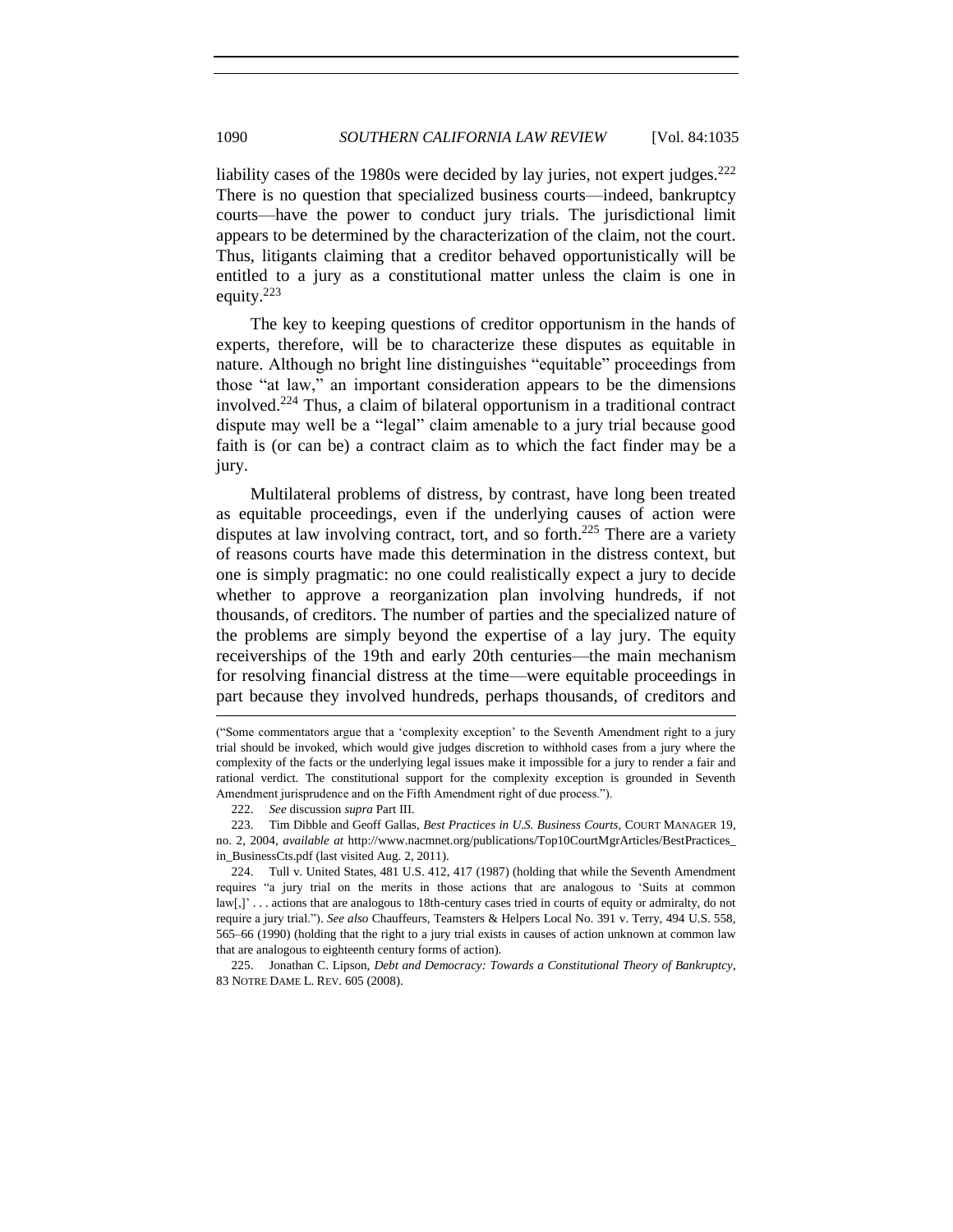liability cases of the 1980s were decided by lay juries, not expert judges.[222] There is no question that specialized business courts—indeed, bankruptcy courts—have the power to conduct jury trials. The jurisdictional limit appears to be determined by the characterization of the claim, not the court. Thus, litigants claiming that a creditor behaved opportunistically will be entitled to a jury as a constitutional matter unless the claim is one in equity.[223]

The key to keeping questions of creditor opportunism in the hands of experts, therefore, will be to characterize these disputes as equitable in nature. Although no bright line distinguishes "equitable" proceedings from those "at law," an important consideration appears to be the dimensions involved.[224] Thus, a claim of bilateral opportunism in a traditional contract dispute may well be a "legal" claim amenable to a jury trial because good faith is (or can be) a contract claim as to which the fact finder may be a jury.

Multilateral problems of distress, by contrast, have long been treated as equitable proceedings, even if the underlying causes of action were disputes at law involving contract, tort, and so forth.[225] There are a variety of reasons courts have made this determination in the distress context, but one is simply pragmatic: no one could realistically expect a jury to decide whether to approve a reorganization plan involving hundreds, if not thousands, of creditors. The number of parties and the specialized nature of the problems are simply beyond the expertise of a lay jury. The equity receiverships of the 19th and early 20th centuries—the main mechanism for resolving financial distress at the time—were equitable proceedings in part because they involved hundreds, perhaps thousands, of creditors and

---

("Some commentators argue that a 'complexity exception' to the Seventh Amendment right to a jury trial should be invoked, which would give judges discretion to withhold cases from a jury where the complexity of the facts or the underlying legal issues make it impossible for a jury to render a fair and rational verdict. The constitutional support for the complexity exception is grounded in Seventh Amendment jurisprudence and on the Fifth Amendment right of due process.").

222. *See* discussion *supra* Part III.

223. Tim Dibble and Geoff Gallas, *Best Practices in U.S. Business Courts*, COURT MANAGER 19, no. 2, 2004, *available at* http://www.nacmnet.org/publications/Top10CourtMgrArticles/BestPractices_in_BusinessCts.pdf (last visited Aug. 2, 2011).

224. Tull v. United States, 481 U.S. 412, 417 (1987) (holding that while the Seventh Amendment requires "a jury trial on the merits in those actions that are analogous to 'Suits at common law[,]' . . . actions that are analogous to 18th-century cases tried in courts of equity or admiralty, do not require a jury trial."). *See also* Chauffeurs, Teamsters & Helpers Local No. 391 v. Terry, 494 U.S. 558, 565–66 (1990) (holding that the right to a jury trial exists in causes of action unknown at common law that are analogous to eighteenth century forms of action).

225. Jonathan C. Lipson, *Debt and Democracy: Towards a Constitutional Theory of Bankruptcy*, 83 NOTRE DAME L. REV. 605 (2008).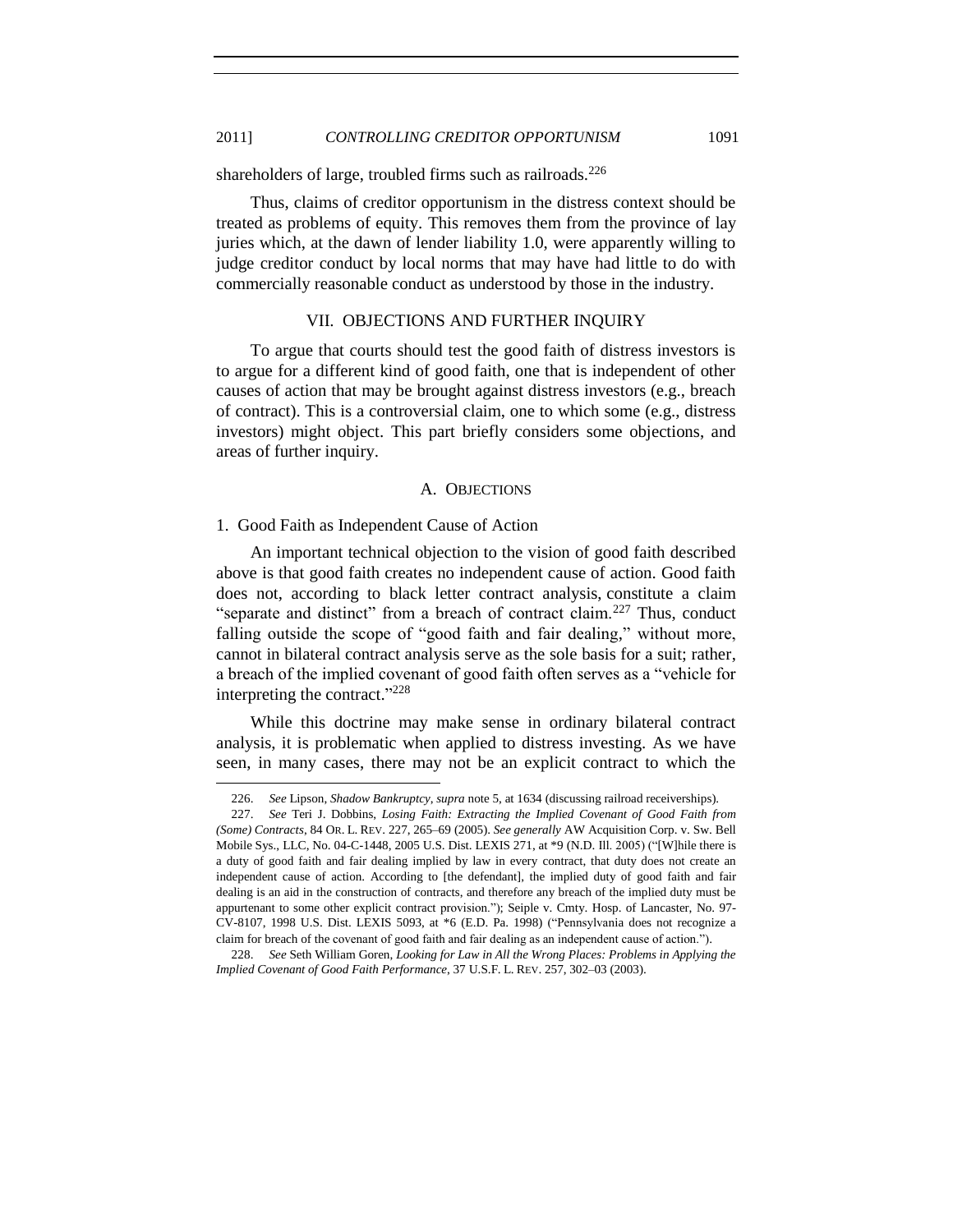shareholders of large, troubled firms such as railroads.[226]

Thus, claims of creditor opportunism in the distress context should be treated as problems of equity. This removes them from the province of lay juries which, at the dawn of lender liability 1.0, were apparently willing to judge creditor conduct by local norms that may have had little to do with commercially reasonable conduct as understood by those in the industry.

## VII. OBJECTIONS AND FURTHER INQUIRY

To argue that courts should test the good faith of distress investors is to argue for a different kind of good faith, one that is independent of other causes of action that may be brought against distress investors (e.g., breach of contract). This is a controversial claim, one to which some (e.g., distress investors) might object. This part briefly considers some objections, and areas of further inquiry.

### A. OBJECTIONS

#### 1. Good Faith as Independent Cause of Action

An important technical objection to the vision of good faith described above is that good faith creates no independent cause of action. Good faith does not, according to black letter contract analysis, constitute a claim "separate and distinct" from a breach of contract claim.[227] Thus, conduct falling outside the scope of "good faith and fair dealing," without more, cannot in bilateral contract analysis serve as the sole basis for a suit; rather, a breach of the implied covenant of good faith often serves as a "vehicle for interpreting the contract."[228]

While this doctrine may make sense in ordinary bilateral contract analysis, it is problematic when applied to distress investing. As we have seen, in many cases, there may not be an explicit contract to which the

---

226. *See* Lipson, *Shadow Bankruptcy*, *supra* note 5, at 1634 (discussing railroad receiverships).

227. *See* Teri J. Dobbins, *Losing Faith: Extracting the Implied Covenant of Good Faith from (Some) Contracts*, 84 OR. L. REV. 227, 265–69 (2005). *See generally* AW Acquisition Corp. v. Sw. Bell Mobile Sys., LLC, No. 04-C-1448, 2005 U.S. Dist. LEXIS 271, at *9 (N.D. Ill. 2005) ("[W]hile there is a duty of good faith and fair dealing implied by law in every contract, that duty does not create an independent cause of action. According to [the defendant], the implied duty of good faith and fair dealing is an aid in the construction of contracts, and therefore any breach of the implied duty must be appurtenant to some other explicit contract provision."); Seiple v. Cmty. Hosp. of Lancaster, No. 97-CV-8107, 1998 U.S. Dist. LEXIS 5093, at *6 (E.D. Pa. 1998) ("Pennsylvania does not recognize a claim for breach of the covenant of good faith and fair dealing as an independent cause of action.").

228. *See* Seth William Goren, *Looking for Law in All the Wrong Places: Problems in Applying the Implied Covenant of Good Faith Performance*, 37 U.S.F. L. REV. 257, 302–03 (2003).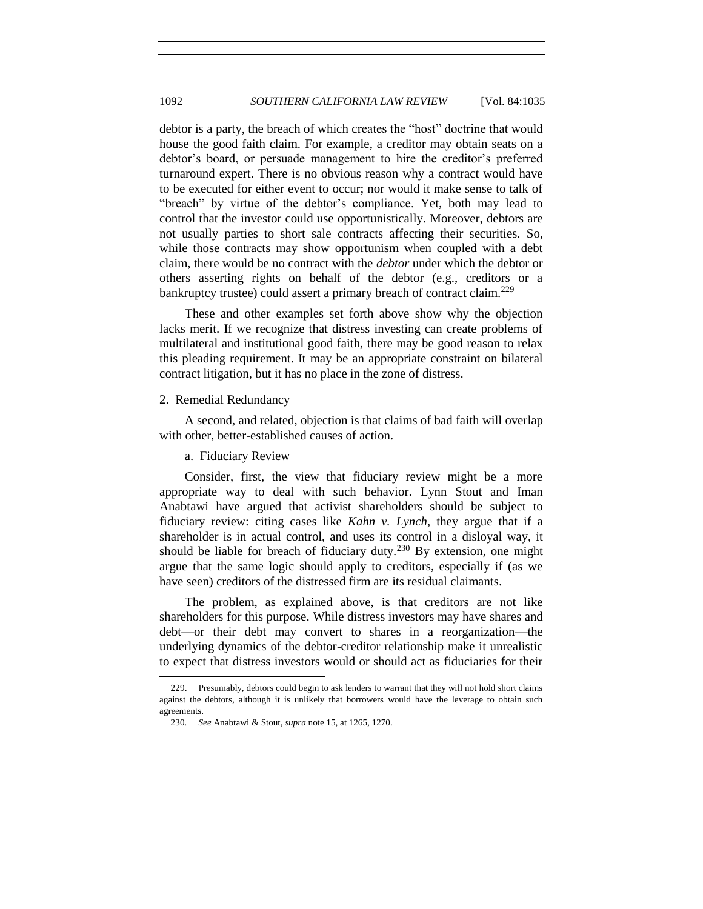debtor is a party, the breach of which creates the "host" doctrine that would house the good faith claim. For example, a creditor may obtain seats on a debtor's board, or persuade management to hire the creditor's preferred turnaround expert. There is no obvious reason why a contract would have to be executed for either event to occur; nor would it make sense to talk of "breach" by virtue of the debtor's compliance. Yet, both may lead to control that the investor could use opportunistically. Moreover, debtors are not usually parties to short sale contracts affecting their securities. So, while those contracts may show opportunism when coupled with a debt claim, there would be no contract with the *debtor* under which the debtor or others asserting rights on behalf of the debtor (e.g., creditors or a bankruptcy trustee) could assert a primary breach of contract claim.[229]

These and other examples set forth above show why the objection lacks merit. If we recognize that distress investing can create problems of multilateral and institutional good faith, there may be good reason to relax this pleading requirement. It may be an appropriate constraint on bilateral contract litigation, but it has no place in the zone of distress.

### 2. Remedial Redundancy

A second, and related, objection is that claims of bad faith will overlap with other, better-established causes of action.

#### a. Fiduciary Review

Consider, first, the view that fiduciary review might be a more appropriate way to deal with such behavior. Lynn Stout and Iman Anabtawi have argued that activist shareholders should be subject to fiduciary review: citing cases like *Kahn v. Lynch*, they argue that if a shareholder is in actual control, and uses its control in a disloyal way, it should be liable for breach of fiduciary duty.[230] By extension, one might argue that the same logic should apply to creditors, especially if (as we have seen) creditors of the distressed firm are its residual claimants.

The problem, as explained above, is that creditors are not like shareholders for this purpose. While distress investors may have shares and debt—or their debt may convert to shares in a reorganization—the underlying dynamics of the debtor-creditor relationship make it unrealistic to expect that distress investors would or should act as fiduciaries for their

---

229. Presumably, debtors could begin to ask lenders to warrant that they will not hold short claims against the debtors, although it is unlikely that borrowers would have the leverage to obtain such agreements.

230. *See* Anabtawi & Stout, *supra* note 15, at 1265, 1270.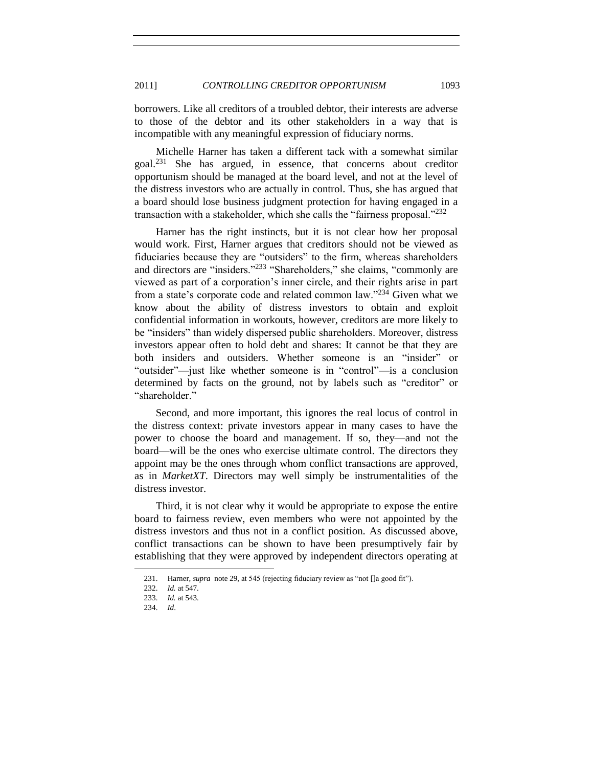borrowers. Like all creditors of a troubled debtor, their interests are adverse to those of the debtor and its other stakeholders in a way that is incompatible with any meaningful expression of fiduciary norms.

Michelle Harner has taken a different tack with a somewhat similar goal.[231] She has argued, in essence, that concerns about creditor opportunism should be managed at the board level, and not at the level of the distress investors who are actually in control. Thus, she has argued that a board should lose business judgment protection for having engaged in a transaction with a stakeholder, which she calls the "fairness proposal."[232]

Harner has the right instincts, but it is not clear how her proposal would work. First, Harner argues that creditors should not be viewed as fiduciaries because they are "outsiders" to the firm, whereas shareholders and directors are "insiders."[233] "Shareholders," she claims, "commonly are viewed as part of a corporation's inner circle, and their rights arise in part from a state's corporate code and related common law."[234] Given what we know about the ability of distress investors to obtain and exploit confidential information in workouts, however, creditors are more likely to be "insiders" than widely dispersed public shareholders. Moreover, distress investors appear often to hold debt and shares: It cannot be that they are both insiders and outsiders. Whether someone is an "insider" or "outsider"—just like whether someone is in "control"—is a conclusion determined by facts on the ground, not by labels such as "creditor" or "shareholder."

Second, and more important, this ignores the real locus of control in the distress context: private investors appear in many cases to have the power to choose the board and management. If so, they—and not the board—will be the ones who exercise ultimate control. The directors they appoint may be the ones through whom conflict transactions are approved, as in *MarketXT*. Directors may well simply be instrumentalities of the distress investor.

Third, it is not clear why it would be appropriate to expose the entire board to fairness review, even members who were not appointed by the distress investors and thus not in a conflict position. As discussed above, conflict transactions can be shown to have been presumptively fair by establishing that they were approved by independent directors operating at

---

231. Harner, *supra* note 29, at 545 (rejecting fiduciary review as "not []a good fit").

232. *Id.* at 547.

233. *Id.* at 543.

234. *Id*.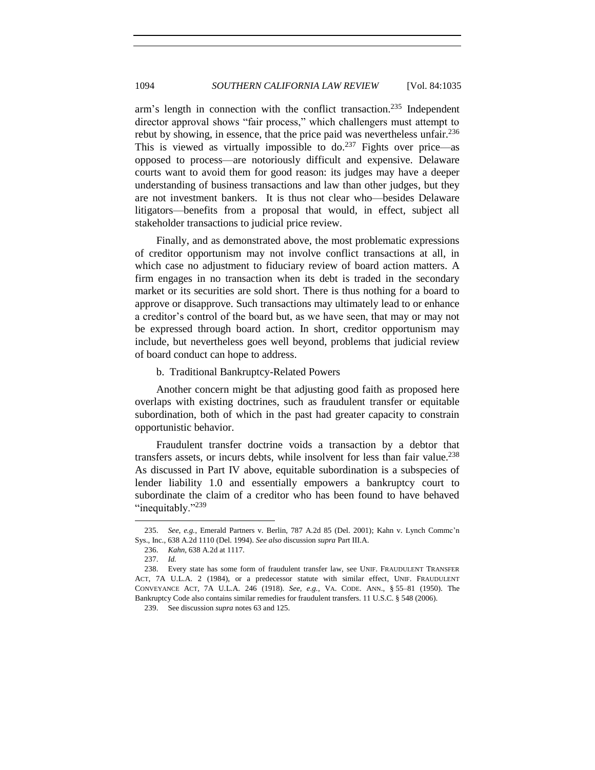arm's length in connection with the conflict transaction.[235] Independent director approval shows "fair process," which challengers must attempt to rebut by showing, in essence, that the price paid was nevertheless unfair.[236] This is viewed as virtually impossible to do.[237] Fights over price—as opposed to process—are notoriously difficult and expensive. Delaware courts want to avoid them for good reason: its judges may have a deeper understanding of business transactions and law than other judges, but they are not investment bankers. It is thus not clear who—besides Delaware litigators—benefits from a proposal that would, in effect, subject all stakeholder transactions to judicial price review.

Finally, and as demonstrated above, the most problematic expressions of creditor opportunism may not involve conflict transactions at all, in which case no adjustment to fiduciary review of board action matters. A firm engages in no transaction when its debt is traded in the secondary market or its securities are sold short. There is thus nothing for a board to approve or disapprove. Such transactions may ultimately lead to or enhance a creditor's control of the board but, as we have seen, that may or may not be expressed through board action. In short, creditor opportunism may include, but nevertheless goes well beyond, problems that judicial review of board conduct can hope to address.

#### b. Traditional Bankruptcy-Related Powers

Another concern might be that adjusting good faith as proposed here overlaps with existing doctrines, such as fraudulent transfer or equitable subordination, both of which in the past had greater capacity to constrain opportunistic behavior.

Fraudulent transfer doctrine voids a transaction by a debtor that transfers assets, or incurs debts, while insolvent for less than fair value.[238] As discussed in Part IV above, equitable subordination is a subspecies of lender liability 1.0 and essentially empowers a bankruptcy court to subordinate the claim of a creditor who has been found to have behaved "inequitably."[239]

---

235. *See, e.g.*, Emerald Partners v. Berlin, 787 A.2d 85 (Del. 2001); Kahn v. Lynch Commc'n Sys., Inc., 638 A.2d 1110 (Del. 1994). *See also* discussion *supra* Part III.A.

236. *Kahn*, 638 A.2d at 1117.

237. *Id.*

238. Every state has some form of fraudulent transfer law, see UNIF. FRAUDULENT TRANSFER ACT, 7A U.L.A. 2 (1984), or a predecessor statute with similar effect, UNIF. FRAUDULENT CONVEYANCE ACT, 7A U.L.A. 246 (1918). *See, e.g.*, VA. CODE. ANN., § 55–81 (1950). The Bankruptcy Code also contains similar remedies for fraudulent transfers. 11 U.S.C. § 548 (2006).

239. See discussion *supra* notes 63 and 125.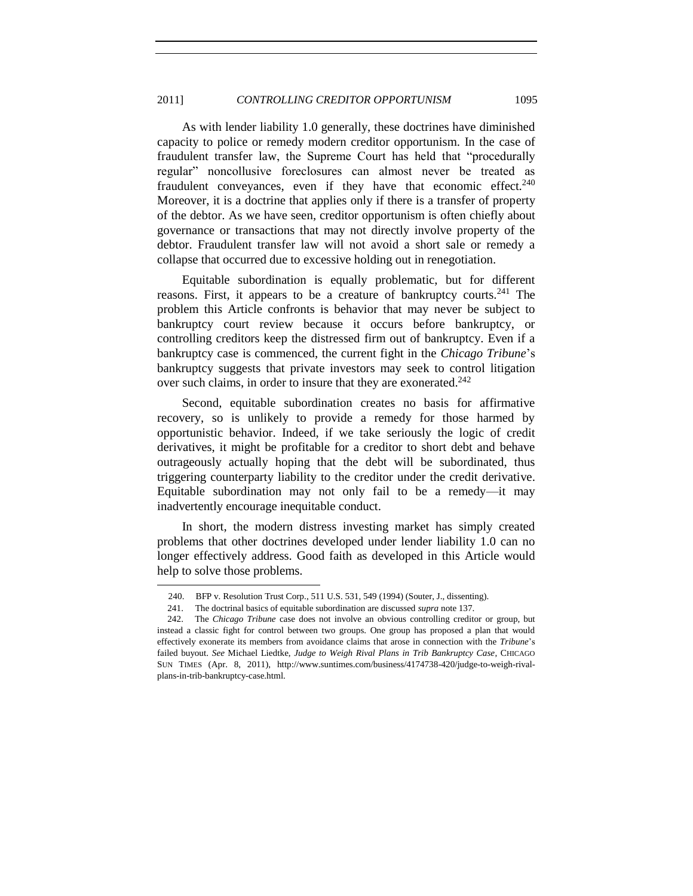As with lender liability 1.0 generally, these doctrines have diminished capacity to police or remedy modern creditor opportunism. In the case of fraudulent transfer law, the Supreme Court has held that "procedurally regular" noncollusive foreclosures can almost never be treated as fraudulent conveyances, even if they have that economic effect.[240] Moreover, it is a doctrine that applies only if there is a transfer of property of the debtor. As we have seen, creditor opportunism is often chiefly about governance or transactions that may not directly involve property of the debtor. Fraudulent transfer law will not avoid a short sale or remedy a collapse that occurred due to excessive holding out in renegotiation.

Equitable subordination is equally problematic, but for different reasons. First, it appears to be a creature of bankruptcy courts.[241] The problem this Article confronts is behavior that may never be subject to bankruptcy court review because it occurs before bankruptcy, or controlling creditors keep the distressed firm out of bankruptcy. Even if a bankruptcy case is commenced, the current fight in the *Chicago Tribune*'s bankruptcy suggests that private investors may seek to control litigation over such claims, in order to insure that they are exonerated.[242]

Second, equitable subordination creates no basis for affirmative recovery, so is unlikely to provide a remedy for those harmed by opportunistic behavior. Indeed, if we take seriously the logic of credit derivatives, it might be profitable for a creditor to short debt and behave outrageously actually hoping that the debt will be subordinated, thus triggering counterparty liability to the creditor under the credit derivative. Equitable subordination may not only fail to be a remedy—it may inadvertently encourage inequitable conduct.

In short, the modern distress investing market has simply created problems that other doctrines developed under lender liability 1.0 can no longer effectively address. Good faith as developed in this Article would help to solve those problems.

---

240. BFP v. Resolution Trust Corp., 511 U.S. 531, 549 (1994) (Souter, J., dissenting).

241. The doctrinal basics of equitable subordination are discussed *supra* note 137.

242. The *Chicago Tribune* case does not involve an obvious controlling creditor or group, but instead a classic fight for control between two groups. One group has proposed a plan that would effectively exonerate its members from avoidance claims that arose in connection with the *Tribune*'s failed buyout. *See* Michael Liedtke, *Judge to Weigh Rival Plans in Trib Bankruptcy Case*, CHICAGO SUN TIMES (Apr. 8, 2011), http://www.suntimes.com/business/4174738-420/judge-to-weigh-rival-plans-in-trib-bankruptcy-case.html.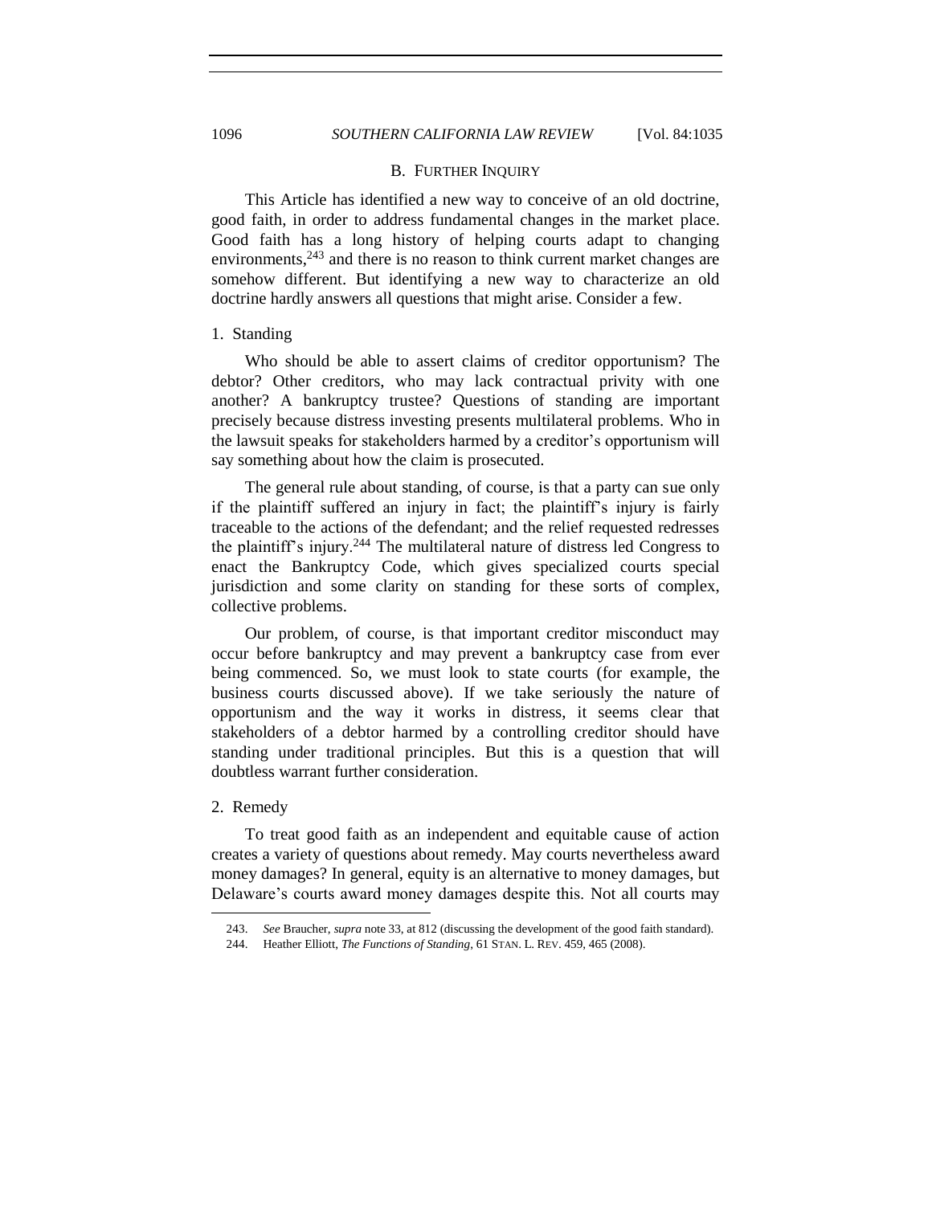### B. FURTHER INQUIRY

This Article has identified a new way to conceive of an old doctrine, good faith, in order to address fundamental changes in the market place. Good faith has a long history of helping courts adapt to changing environments,[243] and there is no reason to think current market changes are somehow different. But identifying a new way to characterize an old doctrine hardly answers all questions that might arise. Consider a few.

#### 1. Standing

Who should be able to assert claims of creditor opportunism? The debtor? Other creditors, who may lack contractual privity with one another? A bankruptcy trustee? Questions of standing are important precisely because distress investing presents multilateral problems. Who in the lawsuit speaks for stakeholders harmed by a creditor's opportunism will say something about how the claim is prosecuted.

The general rule about standing, of course, is that a party can sue only if the plaintiff suffered an injury in fact; the plaintiff's injury is fairly traceable to the actions of the defendant; and the relief requested redresses the plaintiff's injury.[244] The multilateral nature of distress led Congress to enact the Bankruptcy Code, which gives specialized courts special jurisdiction and some clarity on standing for these sorts of complex, collective problems.

Our problem, of course, is that important creditor misconduct may occur before bankruptcy and may prevent a bankruptcy case from ever being commenced. So, we must look to state courts (for example, the business courts discussed above). If we take seriously the nature of opportunism and the way it works in distress, it seems clear that stakeholders of a debtor harmed by a controlling creditor should have standing under traditional principles. But this is a question that will doubtless warrant further consideration.

#### 2. Remedy

To treat good faith as an independent and equitable cause of action creates a variety of questions about remedy. May courts nevertheless award money damages? In general, equity is an alternative to money damages, but Delaware's courts award money damages despite this. Not all courts may

---

243. *See* Braucher, *supra* note 33, at 812 (discussing the development of the good faith standard).

244. Heather Elliott, *The Functions of Standing*, 61 STAN. L. REV. 459, 465 (2008).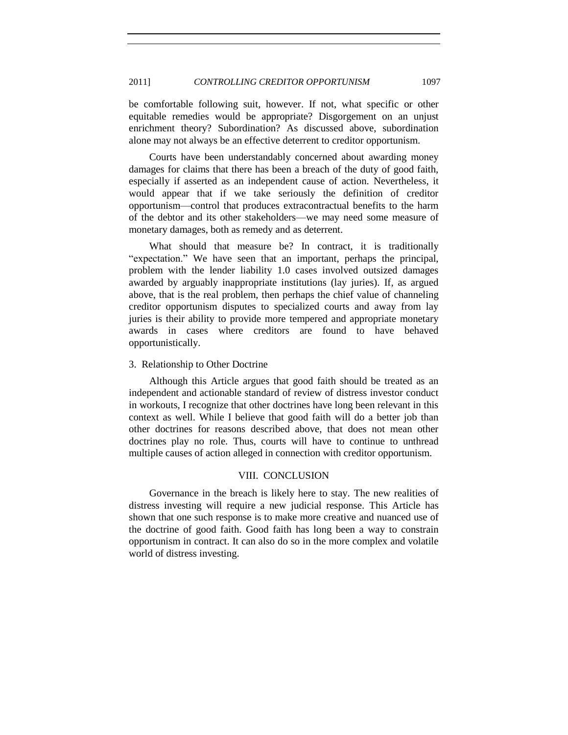be comfortable following suit, however. If not, what specific or other equitable remedies would be appropriate? Disgorgement on an unjust enrichment theory? Subordination? As discussed above, subordination alone may not always be an effective deterrent to creditor opportunism.

Courts have been understandably concerned about awarding money damages for claims that there has been a breach of the duty of good faith, especially if asserted as an independent cause of action. Nevertheless, it would appear that if we take seriously the definition of creditor opportunism—control that produces extracontractual benefits to the harm of the debtor and its other stakeholders—we may need some measure of monetary damages, both as remedy and as deterrent.

What should that measure be? In contract, it is traditionally "expectation." We have seen that an important, perhaps the principal, problem with the lender liability 1.0 cases involved outsized damages awarded by arguably inappropriate institutions (lay juries). If, as argued above, that is the real problem, then perhaps the chief value of channeling creditor opportunism disputes to specialized courts and away from lay juries is their ability to provide more tempered and appropriate monetary awards in cases where creditors are found to have behaved opportunistically.

### 3. Relationship to Other Doctrine

Although this Article argues that good faith should be treated as an independent and actionable standard of review of distress investor conduct in workouts, I recognize that other doctrines have long been relevant in this context as well. While I believe that good faith will do a better job than other doctrines for reasons described above, that does not mean other doctrines play no role. Thus, courts will have to continue to unthread multiple causes of action alleged in connection with creditor opportunism.

## VIII. CONCLUSION

Governance in the breach is likely here to stay. The new realities of distress investing will require a new judicial response. This Article has shown that one such response is to make more creative and nuanced use of the doctrine of good faith. Good faith has long been a way to constrain opportunism in contract. It can also do so in the more complex and volatile world of distress investing.